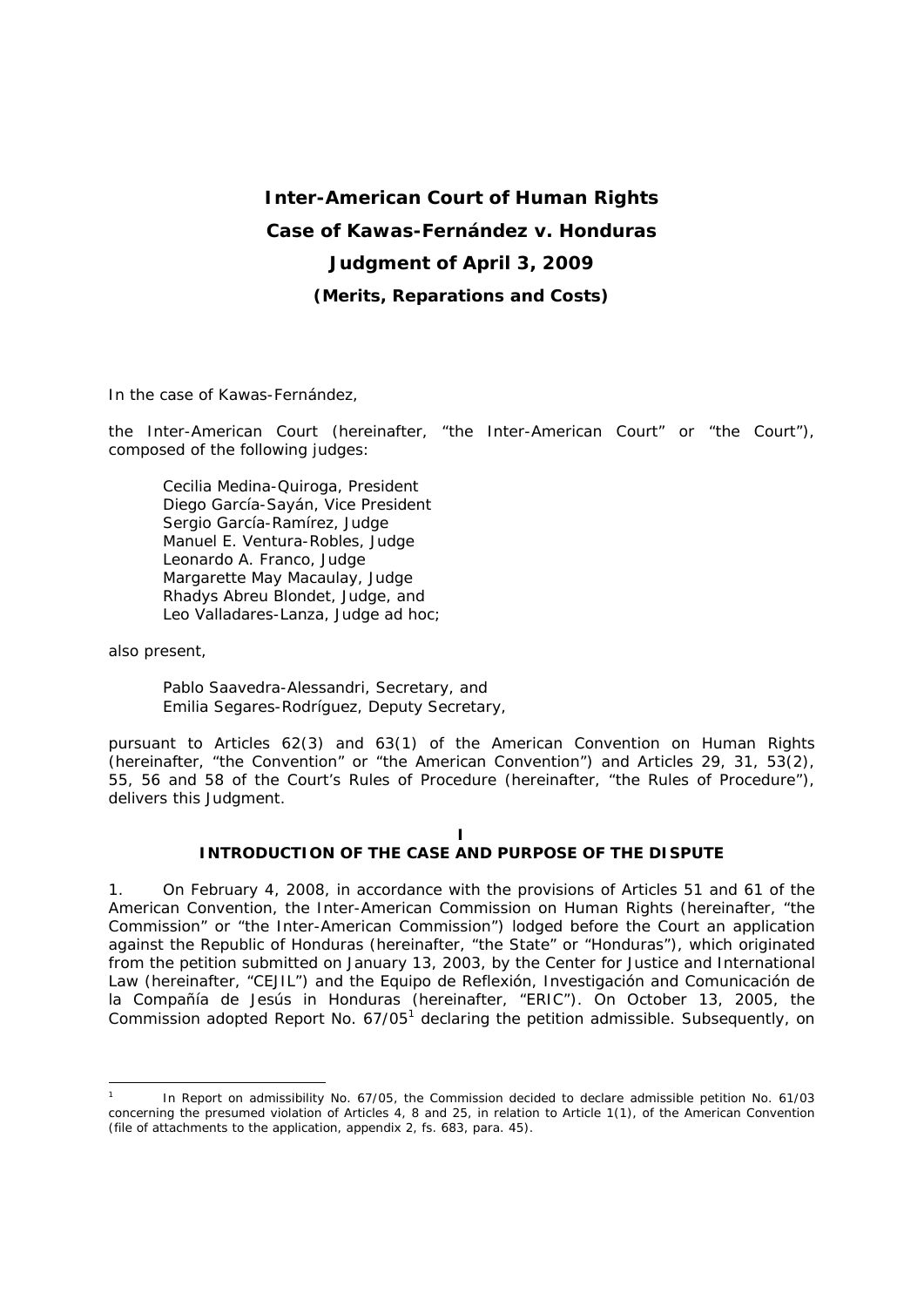# Inter-American Court of Human Rights

## Case of Kawas-Fernández v. Honduras

## Judgment of April 3, 2009

### (Merits, Reparations and Costs)

In the case of Kawas-Fernández,

the Inter-American Court (hereinafter, "the Inter-American Court" or "the Court"), composed of the following judges:

> Cecilia Medina-Quiroga, President
> Diego García-Sayán, Vice President
> Sergio García-Ramírez, Judge
> Manuel E. Ventura-Robles, Judge
> Leonardo A. Franco, Judge
> Margarette May Macaulay, Judge
> Rhadys Abreu Blondet, Judge, and
> Leo Valladares-Lanza, Judge ad hoc;

also present,

> Pablo Saavedra-Alessandri, Secretary, and
> Emilia Segares-Rodríguez, Deputy Secretary,

pursuant to Articles 62(3) and 63(1) of the American Convention on Human Rights (hereinafter, "the Convention" or "the American Convention") and Articles 29, 31, 53(2), 55, 56 and 58 of the Court's Rules of Procedure (hereinafter, "the Rules of Procedure"), delivers this Judgment.

## I
## INTRODUCTION OF THE CASE AND PURPOSE OF THE DISPUTE

1. On February 4, 2008, in accordance with the provisions of Articles 51 and 61 of the American Convention, the Inter-American Commission on Human Rights (hereinafter, "the Commission" or "the Inter-American Commission") lodged before the Court an application against the Republic of Honduras (hereinafter, "the State" or "Honduras"), which originated from the petition submitted on January 13, 2003, by the Center for Justice and International Law (hereinafter, "CEJIL") and the Equipo de Reflexión, Investigación and Comunicación de la Compañía de Jesús in Honduras (hereinafter, "ERIC"). On October 13, 2005, the Commission adopted Report No. 67/05[1] declaring the petition admissible. Subsequently, on

---

[1] In Report on admissibility No. 67/05, the Commission decided to declare admissible petition No. 61/03 concerning the presumed violation of Articles 4, 8 and 25, in relation to Article 1(1), of the American Convention (file of attachments to the application, appendix 2, fs. 683, para. 45).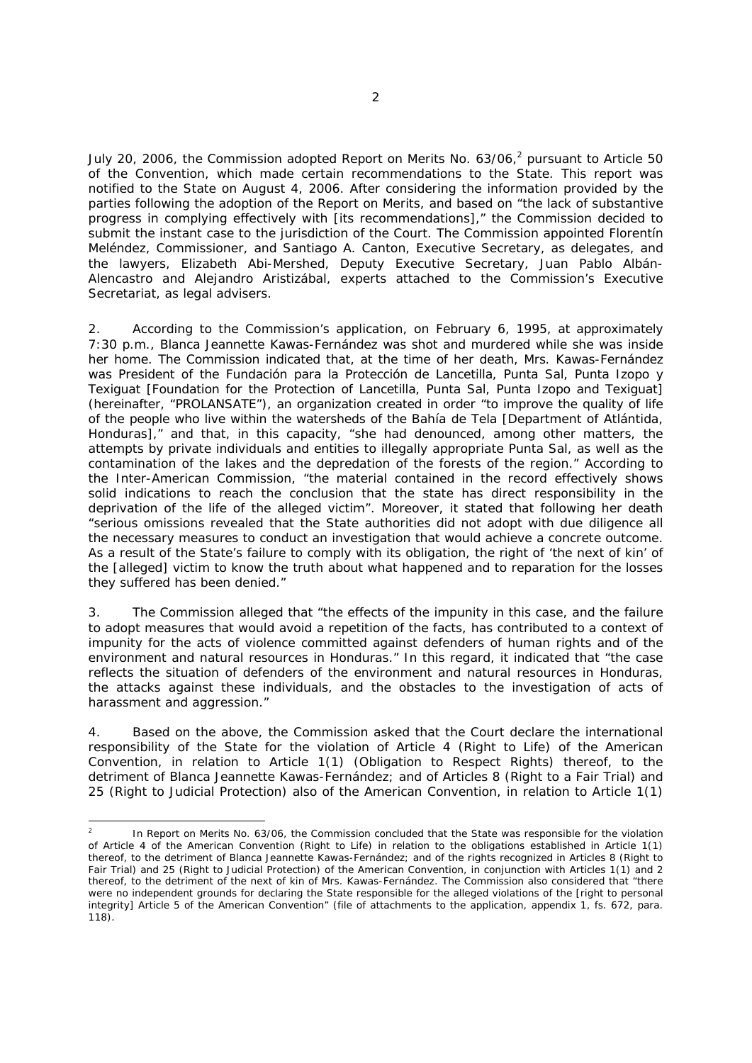July 20, 2006, the Commission adopted Report on Merits No. 63/06,[2] pursuant to Article 50 of the Convention, which made certain recommendations to the State. This report was notified to the State on August 4, 2006. After considering the information provided by the parties following the adoption of the Report on Merits, and based on "the lack of substantive progress in complying effectively with [its recommendations]," the Commission decided to submit the instant case to the jurisdiction of the Court. The Commission appointed Florentín Meléndez, Commissioner, and Santiago A. Canton, Executive Secretary, as delegates, and the lawyers, Elizabeth Abi-Mershed, Deputy Executive Secretary, Juan Pablo Albán-Alencastro and Alejandro Aristizábal, experts attached to the Commission's Executive Secretariat, as legal advisers.

2. According to the Commission's application, on February 6, 1995, at approximately 7:30 p.m., Blanca Jeannette Kawas-Fernández was shot and murdered while she was inside her home. The Commission indicated that, at the time of her death, Mrs. Kawas-Fernández was President of the Fundación para la Protección de Lancetilla, Punta Sal, Punta Izopo y Texiguat [Foundation for the Protection of Lancetilla, Punta Sal, Punta Izopo and Texiguat] (hereinafter, "PROLANSATE"), an organization created in order "to improve the quality of life of the people who live within the watersheds of the Bahía de Tela [Department of Atlántida, Honduras]," and that, in this capacity, "she had denounced, among other matters, the attempts by private individuals and entities to illegally appropriate Punta Sal, as well as the contamination of the lakes and the depredation of the forests of the region." According to the Inter-American Commission, "the material contained in the record effectively shows solid indications to reach the conclusion that the state has direct responsibility in the deprivation of the life of the alleged victim". Moreover, it stated that following her death "serious omissions revealed that the State authorities did not adopt with due diligence all the necessary measures to conduct an investigation that would achieve a concrete outcome. As a result of the State's failure to comply with its obligation, the right of 'the next of kin' of the [alleged] victim to know the truth about what happened and to reparation for the losses they suffered has been denied."

3. The Commission alleged that "the effects of the impunity in this case, and the failure to adopt measures that would avoid a repetition of the facts, has contributed to a context of impunity for the acts of violence committed against defenders of human rights and of the environment and natural resources in Honduras." In this regard, it indicated that "the case reflects the situation of defenders of the environment and natural resources in Honduras, the attacks against these individuals, and the obstacles to the investigation of acts of harassment and aggression."

4. Based on the above, the Commission asked that the Court declare the international responsibility of the State for the violation of Article 4 (Right to Life) of the American Convention, in relation to Article 1(1) (Obligation to Respect Rights) thereof, to the detriment of Blanca Jeannette Kawas-Fernández; and of Articles 8 (Right to a Fair Trial) and 25 (Right to Judicial Protection) also of the American Convention, in relation to Article 1(1)

---

[2] In Report on Merits No. 63/06, the Commission concluded that the State was responsible for the violation of Article 4 of the American Convention (Right to Life) in relation to the obligations established in Article 1(1) thereof, to the detriment of Blanca Jeannette Kawas-Fernández; and of the rights recognized in Articles 8 (Right to Fair Trial) and 25 (Right to Judicial Protection) of the American Convention, in conjunction with Articles 1(1) and 2 thereof, to the detriment of the next of kin of Mrs. Kawas-Fernández. The Commission also considered that "there were no independent grounds for declaring the State responsible for the alleged violations of the [right to personal integrity] Article 5 of the American Convention" (file of attachments to the application, appendix 1, fs. 672, para. 118).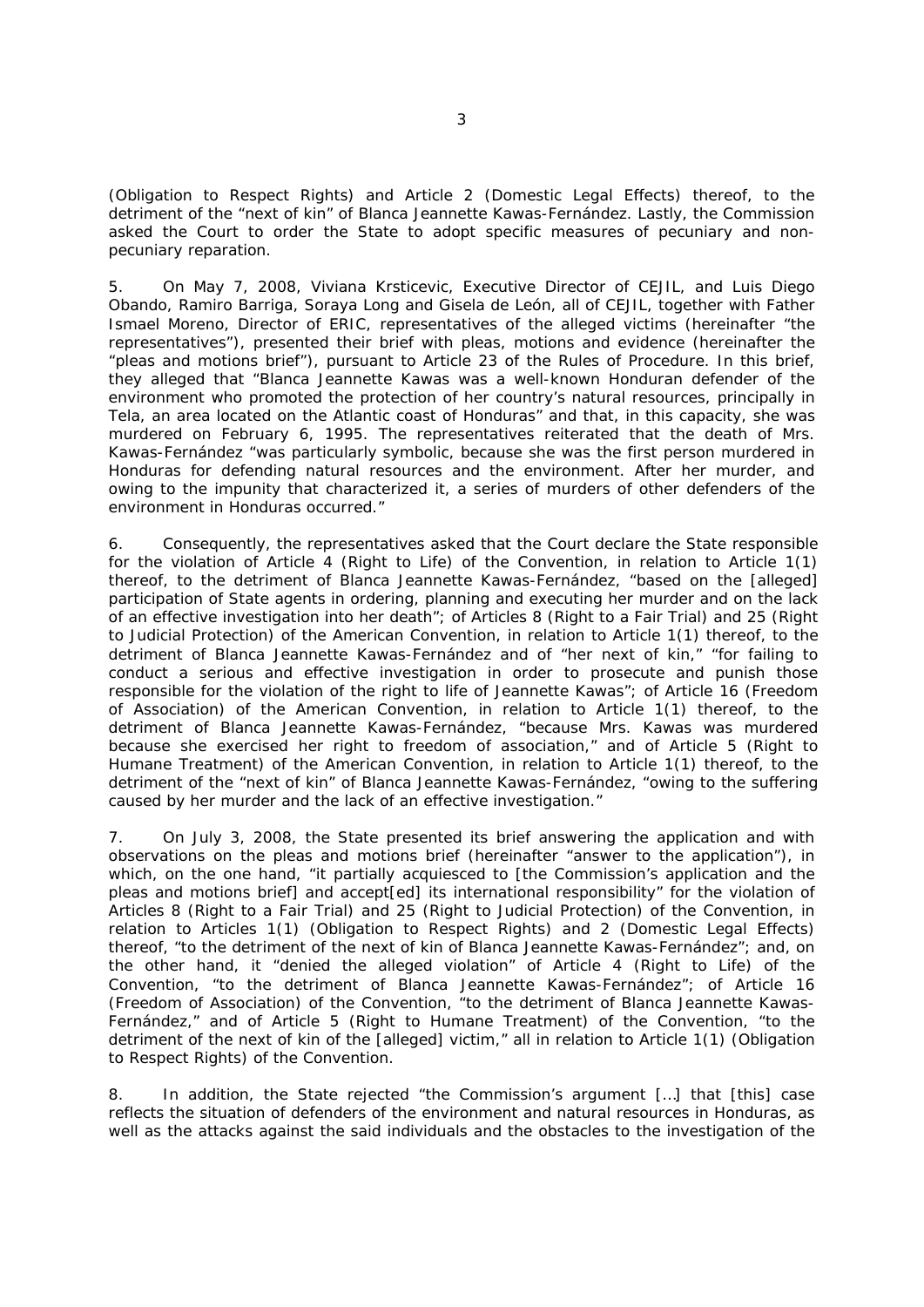(Obligation to Respect Rights) and Article 2 (Domestic Legal Effects) thereof, to the detriment of the "next of kin" of Blanca Jeannette Kawas-Fernández. Lastly, the Commission asked the Court to order the State to adopt specific measures of pecuniary and non-pecuniary reparation.

5. On May 7, 2008, Viviana Krsticevic, Executive Director of CEJIL, and Luis Diego Obando, Ramiro Barriga, Soraya Long and Gisela de León, all of CEJIL, together with Father Ismael Moreno, Director of ERIC, representatives of the alleged victims (hereinafter "the representatives"), presented their brief with pleas, motions and evidence (hereinafter the "pleas and motions brief"), pursuant to Article 23 of the Rules of Procedure. In this brief, they alleged that "Blanca Jeannette Kawas was a well-known Honduran defender of the environment who promoted the protection of her country's natural resources, principally in Tela, an area located on the Atlantic coast of Honduras" and that, in this capacity, she was murdered on February 6, 1995. The representatives reiterated that the death of Mrs. Kawas-Fernández "was particularly symbolic, because she was the first person murdered in Honduras for defending natural resources and the environment. After her murder, and owing to the impunity that characterized it, a series of murders of other defenders of the environment in Honduras occurred."

6. Consequently, the representatives asked that the Court declare the State responsible for the violation of Article 4 (Right to Life) of the Convention, in relation to Article 1(1) thereof, to the detriment of Blanca Jeannette Kawas-Fernández, "based on the [alleged] participation of State agents in ordering, planning and executing her murder and on the lack of an effective investigation into her death"; of Articles 8 (Right to a Fair Trial) and 25 (Right to Judicial Protection) of the American Convention, in relation to Article 1(1) thereof, to the detriment of Blanca Jeannette Kawas-Fernández and of "her next of kin," "for failing to conduct a serious and effective investigation in order to prosecute and punish those responsible for the violation of the right to life of Jeannette Kawas"; of Article 16 (Freedom of Association) of the American Convention, in relation to Article 1(1) thereof, to the detriment of Blanca Jeannette Kawas-Fernández, "because Mrs. Kawas was murdered because she exercised her right to freedom of association," and of Article 5 (Right to Humane Treatment) of the American Convention, in relation to Article 1(1) thereof, to the detriment of the "next of kin" of Blanca Jeannette Kawas-Fernández, "owing to the suffering caused by her murder and the lack of an effective investigation."

7. On July 3, 2008, the State presented its brief answering the application and with observations on the pleas and motions brief (hereinafter "answer to the application"), in which, on the one hand, "it partially acquiesced to [the Commission's application and the pleas and motions brief] and accept[ed] its international responsibility" for the violation of Articles 8 (Right to a Fair Trial) and 25 (Right to Judicial Protection) of the Convention, in relation to Articles 1(1) (Obligation to Respect Rights) and 2 (Domestic Legal Effects) thereof, "to the detriment of the next of kin of Blanca Jeannette Kawas-Fernández"; and, on the other hand, it "denied the alleged violation" of Article 4 (Right to Life) of the Convention, "to the detriment of Blanca Jeannette Kawas-Fernández"; of Article 16 (Freedom of Association) of the Convention, "to the detriment of Blanca Jeannette Kawas-Fernández," and of Article 5 (Right to Humane Treatment) of the Convention, "to the detriment of the next of kin of the [alleged] victim," all in relation to Article 1(1) (Obligation to Respect Rights) of the Convention.

8. In addition, the State rejected "the Commission's argument […] that [this] case reflects the situation of defenders of the environment and natural resources in Honduras, as well as the attacks against the said individuals and the obstacles to the investigation of the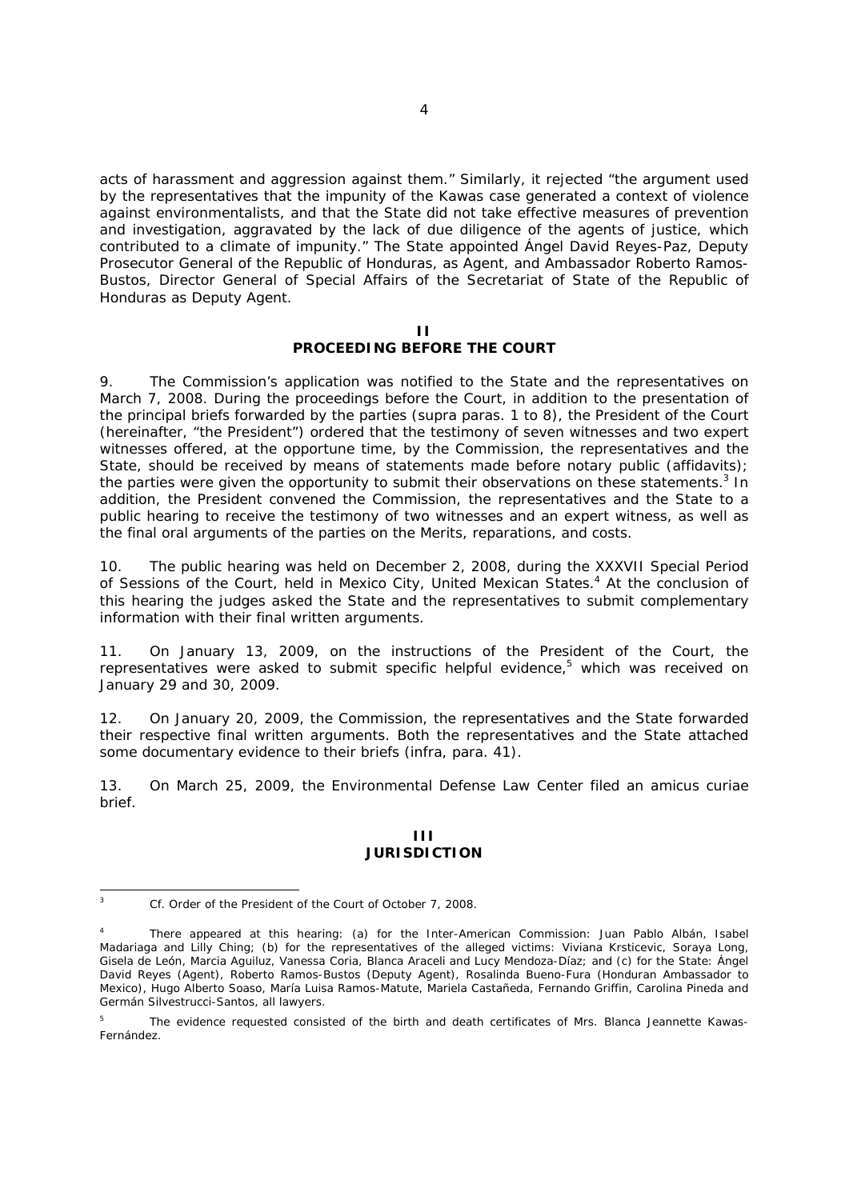acts of harassment and aggression against them." Similarly, it rejected "the argument used by the representatives that the impunity of the Kawas case generated a context of violence against environmentalists, and that the State did not take effective measures of prevention and investigation, aggravated by the lack of due diligence of the agents of justice, which contributed to a climate of impunity." The State appointed Ángel David Reyes-Paz, Deputy Prosecutor General of the Republic of Honduras, as Agent, and Ambassador Roberto Ramos-Bustos, Director General of Special Affairs of the Secretariat of State of the Republic of Honduras as Deputy Agent.

## II
## PROCEEDING BEFORE THE COURT

9. The Commission's application was notified to the State and the representatives on March 7, 2008. During the proceedings before the Court, in addition to the presentation of the principal briefs forwarded by the parties (supra paras. 1 to 8), the President of the Court (hereinafter, "the President") ordered that the testimony of seven witnesses and two expert witnesses offered, at the opportune time, by the Commission, the representatives and the State, should be received by means of statements made before notary public (affidavits); the parties were given the opportunity to submit their observations on these statements.[3] In addition, the President convened the Commission, the representatives and the State to a public hearing to receive the testimony of two witnesses and an expert witness, as well as the final oral arguments of the parties on the Merits, reparations, and costs.

10. The public hearing was held on December 2, 2008, during the XXXVII Special Period of Sessions of the Court, held in Mexico City, United Mexican States.[4] At the conclusion of this hearing the judges asked the State and the representatives to submit complementary information with their final written arguments.

11. On January 13, 2009, on the instructions of the President of the Court, the representatives were asked to submit specific helpful evidence,[5] which was received on January 29 and 30, 2009.

12. On January 20, 2009, the Commission, the representatives and the State forwarded their respective final written arguments. Both the representatives and the State attached some documentary evidence to their briefs (infra, para. 41).

13. On March 25, 2009, the Environmental Defense Law Center filed an amicus curiae brief.

## III
## JURISDICTION

---

[3] Cf. Order of the President of the Court of October 7, 2008.

[4] There appeared at this hearing: (a) for the Inter-American Commission: Juan Pablo Albán, Isabel Madariaga and Lilly Ching; (b) for the representatives of the alleged victims: Viviana Krsticevic, Soraya Long, Gisela de León, Marcia Aguiluz, Vanessa Coria, Blanca Araceli and Lucy Mendoza-Díaz; and (c) for the State: Ángel David Reyes (Agent), Roberto Ramos-Bustos (Deputy Agent), Rosalinda Bueno-Fura (Honduran Ambassador to Mexico), Hugo Alberto Soaso, María Luisa Ramos-Matute, Mariela Castañeda, Fernando Griffin, Carolina Pineda and Germán Silvestrucci-Santos, all lawyers.

[5] The evidence requested consisted of the birth and death certificates of Mrs. Blanca Jeannette Kawas-Fernández.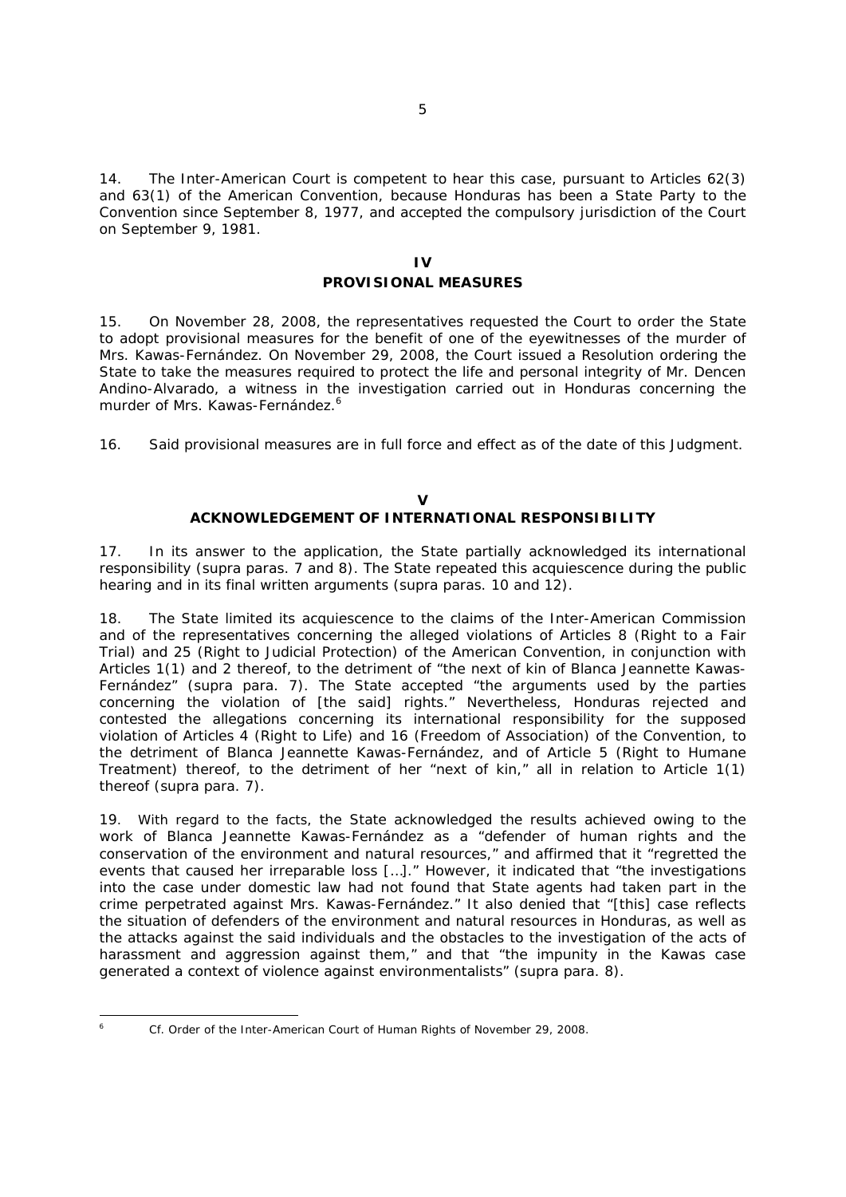14. The Inter-American Court is competent to hear this case, pursuant to Articles 62(3) and 63(1) of the American Convention, because Honduras has been a State Party to the Convention since September 8, 1977, and accepted the compulsory jurisdiction of the Court on September 9, 1981.

## IV
## PROVISIONAL MEASURES

15. On November 28, 2008, the representatives requested the Court to order the State to adopt provisional measures for the benefit of one of the eyewitnesses of the murder of Mrs. Kawas-Fernández. On November 29, 2008, the Court issued a Resolution ordering the State to take the measures required to protect the life and personal integrity of Mr. Dencen Andino-Alvarado, a witness in the investigation carried out in Honduras concerning the murder of Mrs. Kawas-Fernández.[6]

16. Said provisional measures are in full force and effect as of the date of this Judgment.

## V
## ACKNOWLEDGEMENT OF INTERNATIONAL RESPONSIBILITY

17. In its answer to the application, the State partially acknowledged its international responsibility (*supra* paras. 7 and 8). The State repeated this acquiescence during the public hearing and in its final written arguments (*supra* paras. 10 and 12).

18. The State limited its acquiescence to the claims of the Inter-American Commission and of the representatives concerning the alleged violations of Articles 8 (Right to a Fair Trial) and 25 (Right to Judicial Protection) of the American Convention, in conjunction with Articles 1(1) and 2 thereof, to the detriment of "the next of kin of Blanca Jeannette Kawas-Fernández" (*supra* para. 7). The State accepted "the arguments used by the parties concerning the violation of [the said] rights." Nevertheless, Honduras rejected and contested the allegations concerning its international responsibility for the supposed violation of Articles 4 (Right to Life) and 16 (Freedom of Association) of the Convention, to the detriment of Blanca Jeannette Kawas-Fernández, and of Article 5 (Right to Humane Treatment) thereof, to the detriment of her "next of kin," all in relation to Article 1(1) thereof (*supra* para. 7).

19. With regard to the facts, the State acknowledged the results achieved owing to the work of Blanca Jeannette Kawas-Fernández as a "defender of human rights and the conservation of the environment and natural resources," and affirmed that it "regretted the events that caused her irreparable loss […]." However, it indicated that "the investigations into the case under domestic law had not found that State agents had taken part in the crime perpetrated against Mrs. Kawas-Fernández." It also denied that "[this] case reflects the situation of defenders of the environment and natural resources in Honduras, as well as the attacks against the said individuals and the obstacles to the investigation of the acts of harassment and aggression against them," and that "the impunity in the Kawas case generated a context of violence against environmentalists" (*supra* para. 8).

---

[6] *Cf.* Order of the Inter-American Court of Human Rights of November 29, 2008.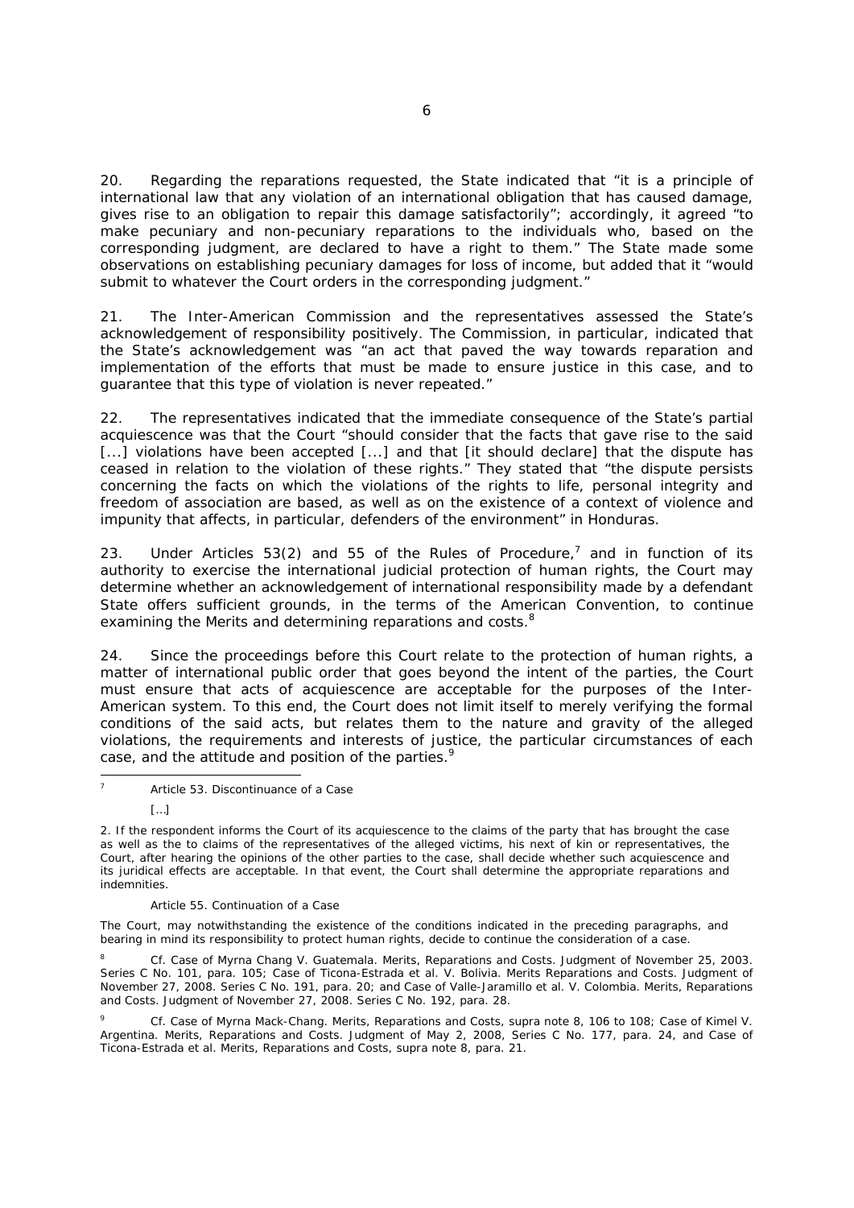20. Regarding the reparations requested, the State indicated that "it is a principle of international law that any violation of an international obligation that has caused damage, gives rise to an obligation to repair this damage satisfactorily"; accordingly, it agreed "to make pecuniary and non-pecuniary reparations to the individuals who, based on the corresponding judgment, are declared to have a right to them." The State made some observations on establishing pecuniary damages for loss of income, but added that it "would submit to whatever the Court orders in the corresponding judgment."

21. The Inter-American Commission and the representatives assessed the State's acknowledgement of responsibility positively. The Commission, in particular, indicated that the State's acknowledgement was "an act that paved the way towards reparation and implementation of the efforts that must be made to ensure justice in this case, and to guarantee that this type of violation is never repeated."

22. The representatives indicated that the immediate consequence of the State's partial acquiescence was that the Court "should consider that the facts that gave rise to the said [...] violations have been accepted [...] and that [it should declare] that the dispute has ceased in relation to the violation of these rights." They stated that "the dispute persists concerning the facts on which the violations of the rights to life, personal integrity and freedom of association are based, as well as on the existence of a context of violence and impunity that affects, in particular, defenders of the environment" in Honduras.

23. Under Articles 53(2) and 55 of the Rules of Procedure,[7] and in function of its authority to exercise the international judicial protection of human rights, the Court may determine whether an acknowledgement of international responsibility made by a defendant State offers sufficient grounds, in the terms of the American Convention, to continue examining the Merits and determining reparations and costs.[8]

24. Since the proceedings before this Court relate to the protection of human rights, a matter of international public order that goes beyond the intent of the parties, the Court must ensure that acts of acquiescence are acceptable for the purposes of the Inter-American system. To this end, the Court does not limit itself to merely verifying the formal conditions of the said acts, but relates them to the nature and gravity of the alleged violations, the requirements and interests of justice, the particular circumstances of each case, and the attitude and position of the parties.[9]

---

[7] *Article 53. Discontinuance of a Case*

[…]

2. If the respondent informs the Court of its acquiescence to the claims of the party that has brought the case as well as the to claims of the representatives of the alleged victims, his next of kin or representatives, the Court, after hearing the opinions of the other parties to the case, shall decide whether such acquiescence and its juridical effects are acceptable. In that event, the Court shall determine the appropriate reparations and indemnities.

*Article 55. Continuation of a Case*

The Court, may notwithstanding the existence of the conditions indicated in the preceding paragraphs, and bearing in mind its responsibility to protect human rights, decide to continue the consideration of a case.

[8] *Cf. Case of Myrna Chang V. Guatemala. Merits, Reparations and Costs.* Judgment of November 25, 2003. Series C No. 101, para. 105; *Case of Ticona-Estrada et al. V. Bolivia. Merits Reparations and Costs.* Judgment of November 27, 2008. Series C No. 191, para. 20; and *Case of Valle-Jaramillo et al. V. Colombia. Merits, Reparations and Costs.* Judgment of November 27, 2008. Series C No. 192, para. 28.

[9] *Cf. Case of Myrna Mack-Chang. Merits, Reparations and Costs, supra* note 8, 106 to 108; *Case of Kimel V. Argentina. Merits, Reparations and Costs.* Judgment of May 2, 2008, Series C No. 177, para. 24, and *Case of Ticona-Estrada et al. Merits, Reparations and Costs, supra* note 8, para. 21.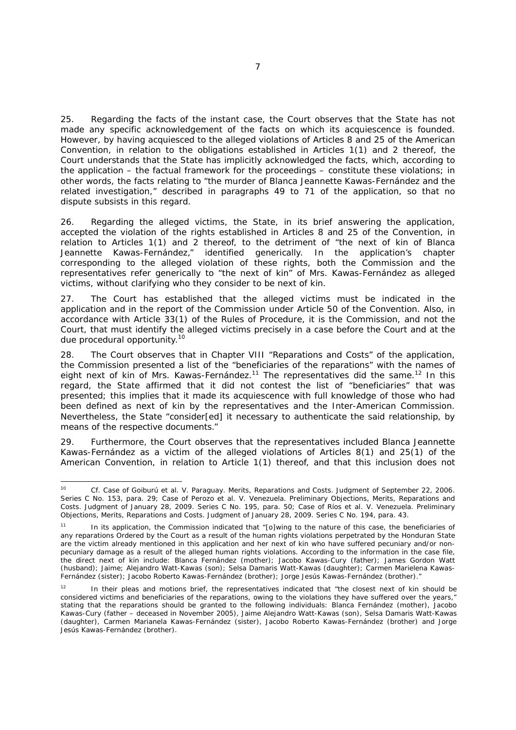25. Regarding the facts of the instant case, the Court observes that the State has not made any specific acknowledgement of the facts on which its acquiescence is founded. However, by having acquiesced to the alleged violations of Articles 8 and 25 of the American Convention, in relation to the obligations established in Articles 1(1) and 2 thereof, the Court understands that the State has implicitly acknowledged the facts, which, according to the application – the factual framework for the proceedings – constitute these violations; in other words, the facts relating to "the murder of Blanca Jeannette Kawas-Fernández and the related investigation," described in paragraphs 49 to 71 of the application, so that no dispute subsists in this regard.

26. Regarding the alleged victims, the State, in its brief answering the application, accepted the violation of the rights established in Articles 8 and 25 of the Convention, in relation to Articles 1(1) and 2 thereof, to the detriment of "the next of kin of Blanca Jeannette Kawas-Fernández," identified generically. In the application's chapter corresponding to the alleged violation of these rights, both the Commission and the representatives refer generically to "the next of kin" of Mrs. Kawas-Fernández as alleged victims, without clarifying who they consider to be next of kin.

27. The Court has established that the alleged victims must be indicated in the application and in the report of the Commission under Article 50 of the Convention. Also, in accordance with Article 33(1) of the Rules of Procedure, it is the Commission, and not the Court, that must identify the alleged victims precisely in a case before the Court and at the due procedural opportunity.[10]

28. The Court observes that in Chapter VIII "Reparations and Costs" of the application, the Commission presented a list of the "beneficiaries of the reparations" with the names of eight next of kin of Mrs. Kawas-Fernández.[11] The representatives did the same.[12] In this regard, the State affirmed that it did not contest the list of "beneficiaries" that was presented; this implies that it made its acquiescence with full knowledge of those who had been defined as next of kin by the representatives and the Inter-American Commission. Nevertheless, the State "consider[ed] it necessary to authenticate the said relationship, by means of the respective documents."

29. Furthermore, the Court observes that the representatives included Blanca Jeannette Kawas-Fernández as a victim of the alleged violations of Articles 8(1) and 25(1) of the American Convention, in relation to Article 1(1) thereof, and that this inclusion does not

---

[10] *Cf. Case of Goiburú et al. V. Paraguay. Merits, Reparations and Costs.* Judgment of September 22, 2006. Series C No. 153, para. 29; *Case of Perozo et al. V. Venezuela. Preliminary Objections, Merits, Reparations and Costs.* Judgment of January 28, 2009. Series C No. 195, para. 50; *Case of Ríos et al. V. Venezuela. Preliminary Objections, Merits, Reparations and Costs.* Judgment of January 28, 2009. Series C No. 194, para. 43.

[11] In its application, the Commission indicated that "[o]wing to the nature of this case, the beneficiaries of any reparations Ordered by the Court as a result of the human rights violations perpetrated by the Honduran State are the victim already mentioned in this application and her next of kin who have suffered pecuniary and/or non-pecuniary damage as a result of the alleged human rights violations. According to the information in the case file, the direct next of kin include: Blanca Fernández (mother); Jacobo Kawas-Cury (father); James Gordon Watt (husband); Jaime; Alejandro Watt-Kawas (son); Selsa Damaris Watt-Kawas (daughter); Carmen Marielena Kawas-Fernández (sister); Jacobo Roberto Kawas-Fernández (brother); Jorge Jesús Kawas-Fernández (brother)."

[12] In their pleas and motions brief, the representatives indicated that "the closest next of kin should be considered victims and beneficiaries of the reparations, owing to the violations they have suffered over the years," stating that the reparations should be granted to the following individuals: Blanca Fernández (mother), Jacobo Kawas-Cury (father – deceased in November 2005), Jaime Alejandro Watt-Kawas (son), Selsa Damaris Watt-Kawas (daughter), Carmen Marianela Kawas-Fernández (sister), Jacobo Roberto Kawas-Fernández (brother) and Jorge Jesús Kawas-Fernández (brother).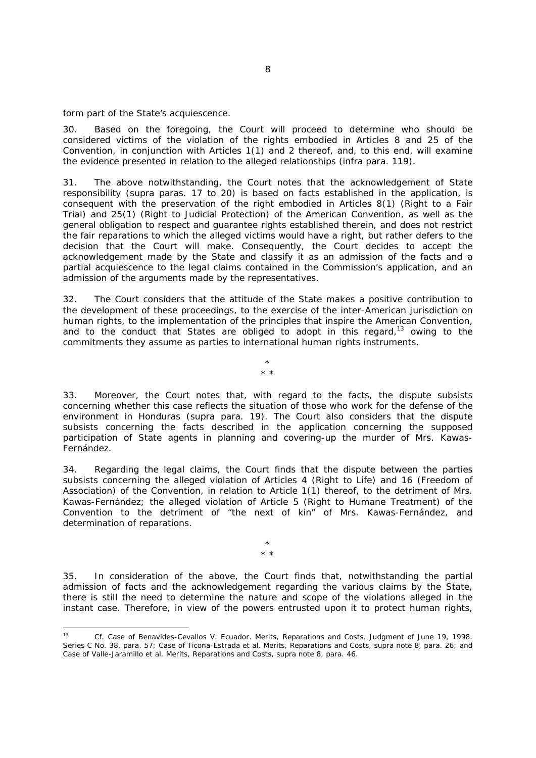form part of the State's acquiescence.

30. Based on the foregoing, the Court will proceed to determine who should be considered victims of the violation of the rights embodied in Articles 8 and 25 of the Convention, in conjunction with Articles 1(1) and 2 thereof, and, to this end, will examine the evidence presented in relation to the alleged relationships (*infra* para. 119).

31. The above notwithstanding, the Court notes that the acknowledgement of State responsibility (*supra* paras. 17 to 20) is based on facts established in the application, is consequent with the preservation of the right embodied in Articles 8(1) (Right to a Fair Trial) and 25(1) (Right to Judicial Protection) of the American Convention, as well as the general obligation to respect and guarantee rights established therein, and does not restrict the fair reparations to which the alleged victims would have a right, but rather defers to the decision that the Court will make. Consequently, the Court decides to accept the acknowledgement made by the State and classify it as an admission of the facts and a partial acquiescence to the legal claims contained in the Commission's application, and an admission of the arguments made by the representatives.

32. The Court considers that the attitude of the State makes a positive contribution to the development of these proceedings, to the exercise of the inter-American jurisdiction on human rights, to the implementation of the principles that inspire the American Convention, and to the conduct that States are obliged to adopt in this regard,[13] owing to the commitments they assume as parties to international human rights instruments.

\*
\* \*

33. Moreover, the Court notes that, with regard to the facts, the dispute subsists concerning whether this case reflects the situation of those who work for the defense of the environment in Honduras (*supra* para. 19). The Court also considers that the dispute subsists concerning the facts described in the application concerning the supposed participation of State agents in planning and covering-up the murder of Mrs. Kawas-Fernández.

34. Regarding the legal claims, the Court finds that the dispute between the parties subsists concerning the alleged violation of Articles 4 (Right to Life) and 16 (Freedom of Association) of the Convention, in relation to Article 1(1) thereof, to the detriment of Mrs. Kawas-Fernández; the alleged violation of Article 5 (Right to Humane Treatment) of the Convention to the detriment of "the next of kin" of Mrs. Kawas-Fernández, and determination of reparations.

\*
\* \*

35. In consideration of the above, the Court finds that, notwithstanding the partial admission of facts and the acknowledgement regarding the various claims by the State, there is still the need to determine the nature and scope of the violations alleged in the instant case. Therefore, in view of the powers entrusted upon it to protect human rights,

---

[13] *Cf. Case of Benavides-Cevallos V. Ecuador. Merits, Reparations and Costs*. Judgment of June 19, 1998. Series C No. 38, para. 57; *Case of Ticona-Estrada et al. Merits, Reparations and Costs*, *supra* note 8, para. 26; and *Case of Valle-Jaramillo et al. Merits, Reparations and Costs*, *supra* note 8, para. 46.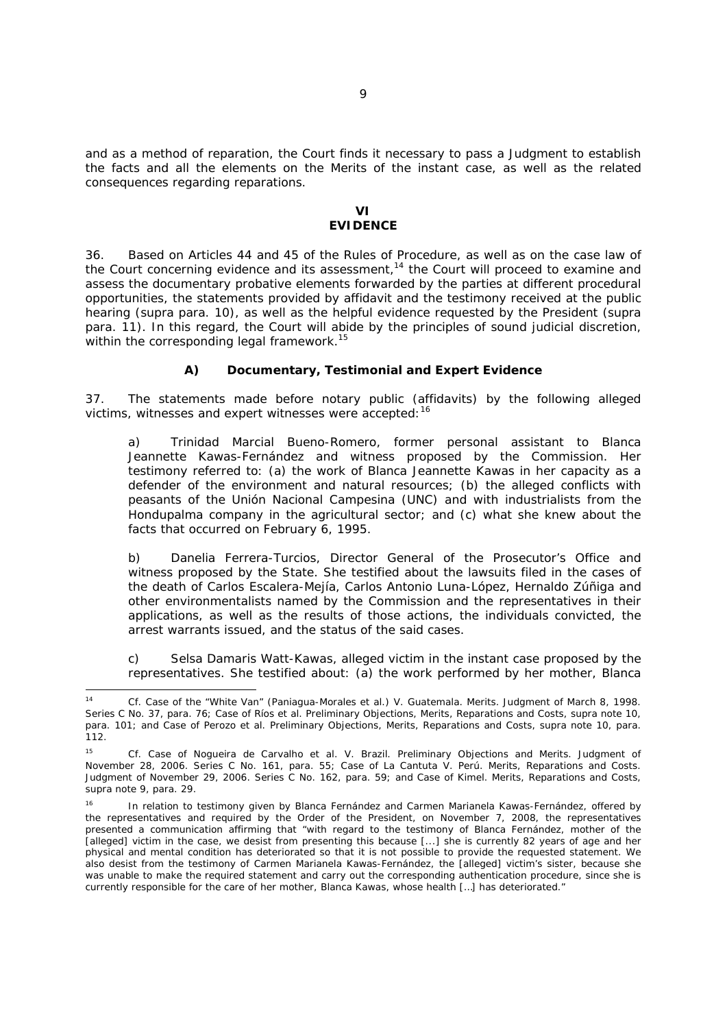and as a method of reparation, the Court finds it necessary to pass a Judgment to establish the facts and all the elements on the Merits of the instant case, as well as the related consequences regarding reparations.

# VI
# EVIDENCE

36. Based on Articles 44 and 45 of the Rules of Procedure, as well as on the case law of the Court concerning evidence and its assessment,[14] the Court will proceed to examine and assess the documentary probative elements forwarded by the parties at different procedural opportunities, the statements provided by affidavit and the testimony received at the public hearing (*supra* para. 10), as well as the helpful evidence requested by the President (*supra* para. 11). In this regard, the Court will abide by the principles of sound judicial discretion, within the corresponding legal framework.[15]

## A) Documentary, Testimonial and Expert Evidence

37. The statements made before notary public (affidavits) by the following alleged victims, witnesses and expert witnesses were accepted:[16]

a) Trinidad Marcial Bueno-Romero, former personal assistant to Blanca Jeannette Kawas-Fernández and witness proposed by the Commission. Her testimony referred to: (a) the work of Blanca Jeannette Kawas in her capacity as a defender of the environment and natural resources; (b) the alleged conflicts with peasants of the Unión Nacional Campesina (UNC) and with industrialists from the Hondupalma company in the agricultural sector; and (c) what she knew about the facts that occurred on February 6, 1995.

b) Danelia Ferrera-Turcios, Director General of the Prosecutor's Office and witness proposed by the State. She testified about the lawsuits filed in the cases of the death of Carlos Escalera-Mejía, Carlos Antonio Luna-López, Hernaldo Zúñiga and other environmentalists named by the Commission and the representatives in their applications, as well as the results of those actions, the individuals convicted, the arrest warrants issued, and the status of the said cases.

c) Selsa Damaris Watt-Kawas, alleged victim in the instant case proposed by the representatives. She testified about: (a) the work performed by her mother, Blanca

---

[14] *Cf. Case of the "White Van" (Paniagua-Morales et al.) V. Guatemala*. Merits. Judgment of March 8, 1998. Series C No. 37, para. 76; *Case of Ríos et al.* Preliminary Objections, Merits, Reparations and Costs, *supra* note 10, para. 101; and *Case of Perozo et al.* Preliminary Objections, Merits, Reparations and Costs, *supra* note 10, para. 112.

[15] *Cf. Case of Nogueira de Carvalho et al. V. Brazil*. Preliminary Objections and Merits. Judgment of November 28, 2006. Series C No. 161, para. 55; *Case of La Cantuta V. Perú*. Merits, Reparations and Costs. Judgment of November 29, 2006. Series C No. 162, para. 59; and *Case of Kimel*. Merits, Reparations and Costs, *supra* note 9, para. 29.

[16] In relation to testimony given by Blanca Fernández and Carmen Marianela Kawas-Fernández, offered by the representatives and required by the Order of the President, on November 7, 2008, the representatives presented a communication affirming that "with regard to the testimony of Blanca Fernández, mother of the [alleged] victim in the case, we desist from presenting this because [...] she is currently 82 years of age and her physical and mental condition has deteriorated so that it is not possible to provide the requested statement. We also desist from the testimony of Carmen Marianela Kawas-Fernández, the [alleged] victim's sister, because she was unable to make the required statement and carry out the corresponding authentication procedure, since she is currently responsible for the care of her mother, Blanca Kawas, whose health […] has deteriorated."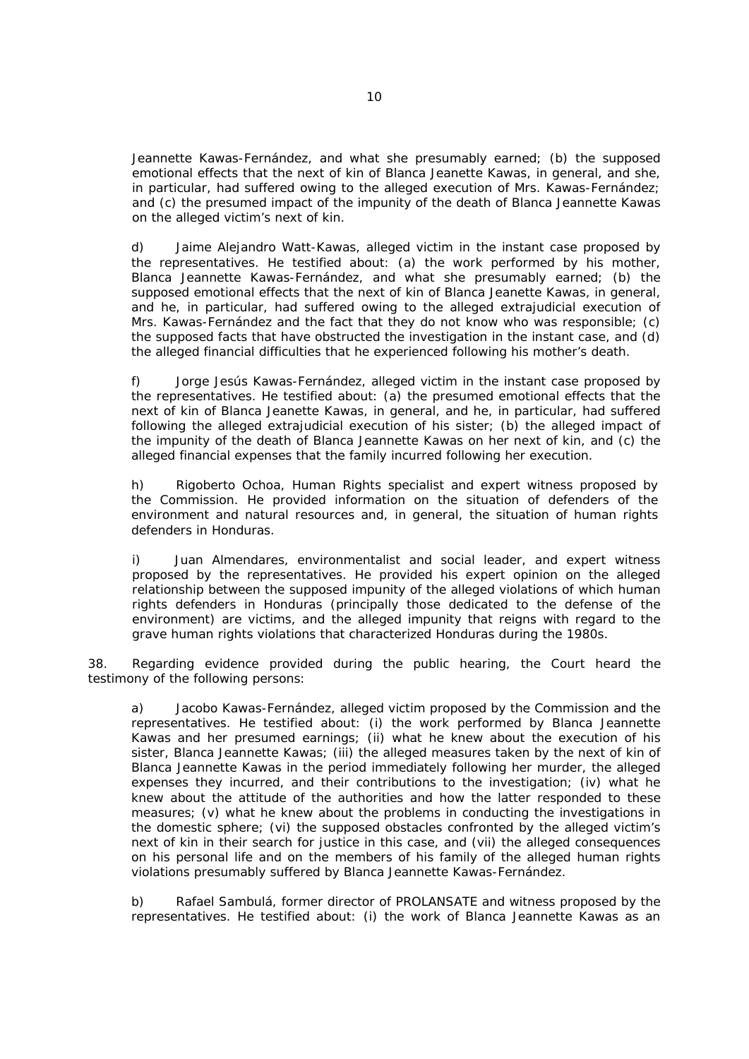Jeannette Kawas-Fernández, and what she presumably earned; (b) the supposed emotional effects that the next of kin of Blanca Jeanette Kawas, in general, and she, in particular, had suffered owing to the alleged execution of Mrs. Kawas-Fernández; and (c) the presumed impact of the impunity of the death of Blanca Jeannette Kawas on the alleged victim's next of kin.

d) Jaime Alejandro Watt-Kawas, alleged victim in the instant case proposed by the representatives. He testified about: (a) the work performed by his mother, Blanca Jeannette Kawas-Fernández, and what she presumably earned; (b) the supposed emotional effects that the next of kin of Blanca Jeanette Kawas, in general, and he, in particular, had suffered owing to the alleged extrajudicial execution of Mrs. Kawas-Fernández and the fact that they do not know who was responsible; (c) the supposed facts that have obstructed the investigation in the instant case, and (d) the alleged financial difficulties that he experienced following his mother's death.

f) Jorge Jesús Kawas-Fernández, alleged victim in the instant case proposed by the representatives. He testified about: (a) the presumed emotional effects that the next of kin of Blanca Jeanette Kawas, in general, and he, in particular, had suffered following the alleged extrajudicial execution of his sister; (b) the alleged impact of the impunity of the death of Blanca Jeannette Kawas on her next of kin, and (c) the alleged financial expenses that the family incurred following her execution.

h) Rigoberto Ochoa, Human Rights specialist and expert witness proposed by the Commission. He provided information on the situation of defenders of the environment and natural resources and, in general, the situation of human rights defenders in Honduras.

i) Juan Almendares, environmentalist and social leader, and expert witness proposed by the representatives. He provided his expert opinion on the alleged relationship between the supposed impunity of the alleged violations of which human rights defenders in Honduras (principally those dedicated to the defense of the environment) are victims, and the alleged impunity that reigns with regard to the grave human rights violations that characterized Honduras during the 1980s.

38. Regarding evidence provided during the public hearing, the Court heard the testimony of the following persons:

a) Jacobo Kawas-Fernández, alleged victim proposed by the Commission and the representatives. He testified about: (i) the work performed by Blanca Jeannette Kawas and her presumed earnings; (ii) what he knew about the execution of his sister, Blanca Jeannette Kawas; (iii) the alleged measures taken by the next of kin of Blanca Jeannette Kawas in the period immediately following her murder, the alleged expenses they incurred, and their contributions to the investigation; (iv) what he knew about the attitude of the authorities and how the latter responded to these measures; (v) what he knew about the problems in conducting the investigations in the domestic sphere; (vi) the supposed obstacles confronted by the alleged victim's next of kin in their search for justice in this case, and (vii) the alleged consequences on his personal life and on the members of his family of the alleged human rights violations presumably suffered by Blanca Jeannette Kawas-Fernández.

b) Rafael Sambulá, former director of PROLANSATE and witness proposed by the representatives. He testified about: (i) the work of Blanca Jeannette Kawas as an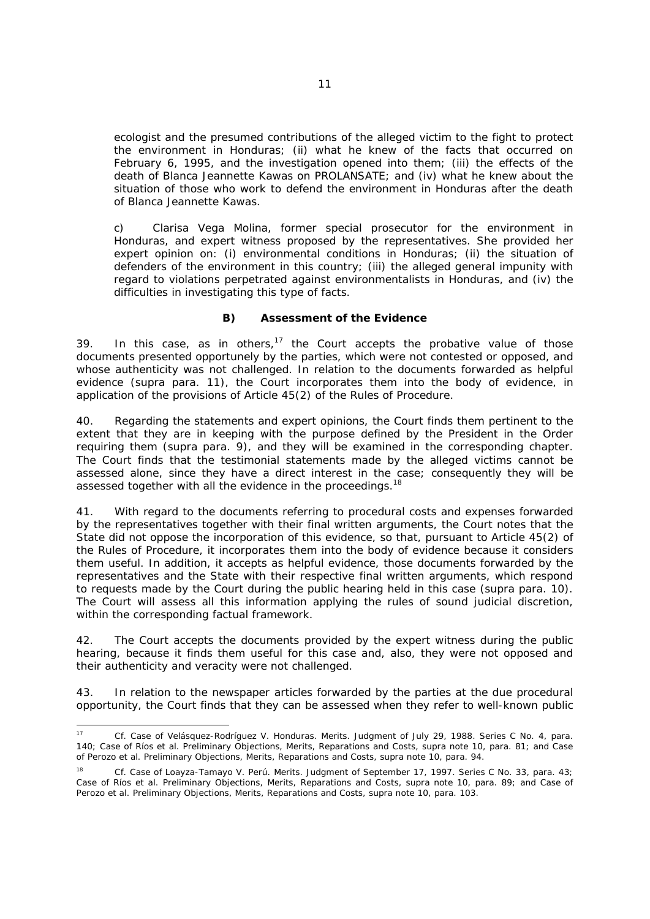ecologist and the presumed contributions of the alleged victim to the fight to protect the environment in Honduras; (ii) what he knew of the facts that occurred on February 6, 1995, and the investigation opened into them; (iii) the effects of the death of Blanca Jeannette Kawas on PROLANSATE; and (iv) what he knew about the situation of those who work to defend the environment in Honduras after the death of Blanca Jeannette Kawas.

c) Clarisa Vega Molina, former special prosecutor for the environment in Honduras, and expert witness proposed by the representatives. She provided her expert opinion on: (i) environmental conditions in Honduras; (ii) the situation of defenders of the environment in this country; (iii) the alleged general impunity with regard to violations perpetrated against environmentalists in Honduras, and (iv) the difficulties in investigating this type of facts.

### B) Assessment of the Evidence

39. In this case, as in others,[17] the Court accepts the probative value of those documents presented opportunely by the parties, which were not contested or opposed, and whose authenticity was not challenged. In relation to the documents forwarded as helpful evidence (*supra* para. 11), the Court incorporates them into the body of evidence, in application of the provisions of Article 45(2) of the Rules of Procedure.

40. Regarding the statements and expert opinions, the Court finds them pertinent to the extent that they are in keeping with the purpose defined by the President in the Order requiring them (*supra* para. 9), and they will be examined in the corresponding chapter. The Court finds that the testimonial statements made by the alleged victims cannot be assessed alone, since they have a direct interest in the case; consequently they will be assessed together with all the evidence in the proceedings.[18]

41. With regard to the documents referring to procedural costs and expenses forwarded by the representatives together with their final written arguments, the Court notes that the State did not oppose the incorporation of this evidence, so that, pursuant to Article 45(2) of the Rules of Procedure, it incorporates them into the body of evidence because it considers them useful. In addition, it accepts as helpful evidence, those documents forwarded by the representatives and the State with their respective final written arguments, which respond to requests made by the Court during the public hearing held in this case (*supra* para. 10). The Court will assess all this information applying the rules of sound judicial discretion, within the corresponding factual framework.

42. The Court accepts the documents provided by the expert witness during the public hearing, because it finds them useful for this case and, also, they were not opposed and their authenticity and veracity were not challenged.

43. In relation to the newspaper articles forwarded by the parties at the due procedural opportunity, the Court finds that they can be assessed when they refer to well-known public

---

[17] *Cf. Case of Velásquez-Rodríguez V. Honduras. Merits*. Judgment of July 29, 1988. Series C No. 4, para. 140; *Case of Ríos et al. Preliminary Objections, Merits, Reparations and Costs*, *supra* note 10, para. 81; and *Case of Perozo et al. Preliminary Objections, Merits, Reparations and Costs*, *supra* note 10, para. 94.

[18] *Cf. Case of Loayza-Tamayo V. Perú. Merits*. Judgment of September 17, 1997. Series C No. 33, para. 43; *Case of Ríos et al. Preliminary Objections, Merits, Reparations and Costs*, *supra* note 10, para. 89; and *Case of Perozo et al. Preliminary Objections, Merits, Reparations and Costs*, *supra* note 10, para. 103.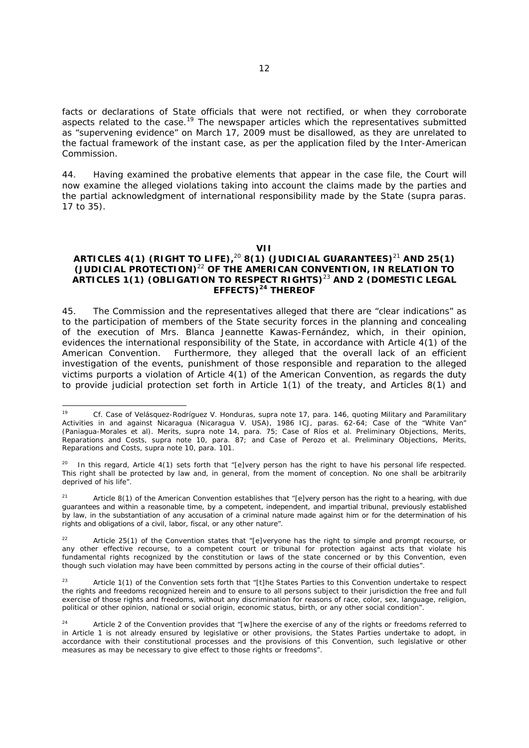facts or declarations of State officials that were not rectified, or when they corroborate aspects related to the case.[19] The newspaper articles which the representatives submitted as "supervening evidence" on March 17, 2009 must be disallowed, as they are unrelated to the factual framework of the instant case, as per the application filed by the Inter-American Commission.

44. Having examined the probative elements that appear in the case file, the Court will now examine the alleged violations taking into account the claims made by the parties and the partial acknowledgment of international responsibility made by the State (*supra* paras. 17 to 35).

## VII
## ARTICLES 4(1) (RIGHT TO LIFE),[20] 8(1) (JUDICIAL GUARANTEES)[21] AND 25(1) (JUDICIAL PROTECTION)[22] OF THE AMERICAN CONVENTION, IN RELATION TO ARTICLES 1(1) (OBLIGATION TO RESPECT RIGHTS)[23] AND 2 (DOMESTIC LEGAL EFFECTS)[24] THEREOF

45. The Commission and the representatives alleged that there are "clear indications" as to the participation of members of the State security forces in the planning and concealing of the execution of Mrs. Blanca Jeannette Kawas-Fernández, which, in their opinion, evidences the international responsibility of the State, in accordance with Article 4(1) of the American Convention. Furthermore, they alleged that the overall lack of an efficient investigation of the events, punishment of those responsible and reparation to the alleged victims purports a violation of Article 4(1) of the American Convention, as regards the duty to provide judicial protection set forth in Article 1(1) of the treaty, and Articles 8(1) and

---

[19] *Cf. Case of Velásquez-Rodríguez V. Honduras*, *supra* note 17, para. 146, quoting *Military and Paramilitary Activities in and against Nicaragua (Nicaragua V. USA)*, 1986 ICJ, paras. 62-64; *Case of the "White Van" (Paniagua-Morales et al). Merits*, *supra* note 14, para. 75; *Case of Ríos et al. Preliminary Objections, Merits, Reparations and Costs*, *supra* note 10, para. 87; and *Case of Perozo et al. Preliminary Objections, Merits, Reparations and Costs*, *supra* note 10, para. 101.

[20] In this regard, Article 4(1) sets forth that "[e]very person has the right to have his personal life respected. This right shall be protected by law and, in general, from the moment of conception. No one shall be arbitrarily deprived of his life".

[21] Article 8(1) of the American Convention establishes that "[e]very person has the right to a hearing, with due guarantees and within a reasonable time, by a competent, independent, and impartial tribunal, previously established by law, in the substantiation of any accusation of a criminal nature made against him or for the determination of his rights and obligations of a civil, labor, fiscal, or any other nature".

[22] Article 25(1) of the Convention states that "[e]veryone has the right to simple and prompt recourse, or any other effective recourse, to a competent court or tribunal for protection against acts that violate his fundamental rights recognized by the constitution or laws of the state concerned or by this Convention, even though such violation may have been committed by persons acting in the course of their official duties".

[23] Article 1(1) of the Convention sets forth that "[t]he States Parties to this Convention undertake to respect the rights and freedoms recognized herein and to ensure to all persons subject to their jurisdiction the free and full exercise of those rights and freedoms, without any discrimination for reasons of race, color, sex, language, religion, political or other opinion, national or social origin, economic status, birth, or any other social condition".

[24] Article 2 of the Convention provides that "[w]here the exercise of any of the rights or freedoms referred to in Article 1 is not already ensured by legislative or other provisions, the States Parties undertake to adopt, in accordance with their constitutional processes and the provisions of this Convention, such legislative or other measures as may be necessary to give effect to those rights or freedoms".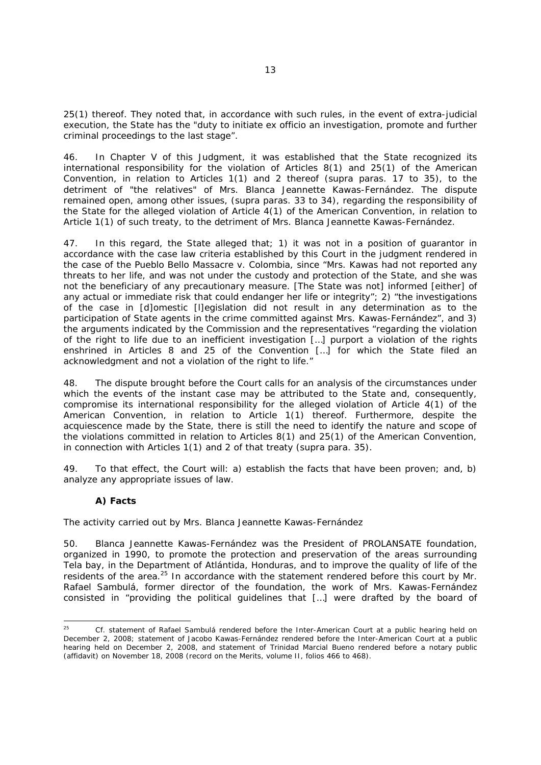25(1) thereof. They noted that, in accordance with such rules, in the event of extra-judicial execution, the State has the "duty to initiate ex officio an investigation, promote and further criminal proceedings to the last stage".

46. In Chapter V of this Judgment, it was established that the State recognized its international responsibility for the violation of Articles 8(1) and 25(1) of the American Convention, in relation to Articles 1(1) and 2 thereof (supra paras. 17 to 35), to the detriment of "the relatives" of Mrs. Blanca Jeannette Kawas-Fernández. The dispute remained open, among other issues, (supra paras. 33 to 34), regarding the responsibility of the State for the alleged violation of Article 4(1) of the American Convention, in relation to Article 1(1) of such treaty, to the detriment of Mrs. Blanca Jeannette Kawas-Fernández.

47. In this regard, the State alleged that; 1) it was not in a position of guarantor in accordance with the case law criteria established by this Court in the judgment rendered in the case of the Pueblo Bello Massacre v. Colombia, since "Mrs. Kawas had not reported any threats to her life, and was not under the custody and protection of the State, and she was not the beneficiary of any precautionary measure. [The State was not] informed [either] of any actual or immediate risk that could endanger her life or integrity"; 2) "the investigations of the case in [d]omestic [l]egislation did not result in any determination as to the participation of State agents in the crime committed against Mrs. Kawas-Fernández", and 3) the arguments indicated by the Commission and the representatives "regarding the violation of the right to life due to an inefficient investigation […] purport a violation of the rights enshrined in Articles 8 and 25 of the Convention […] for which the State filed an acknowledgment and not a violation of the right to life."

48. The dispute brought before the Court calls for an analysis of the circumstances under which the events of the instant case may be attributed to the State and, consequently, compromise its international responsibility for the alleged violation of Article 4(1) of the American Convention, in relation to Article 1(1) thereof. Furthermore, despite the acquiescence made by the State, there is still the need to identify the nature and scope of the violations committed in relation to Articles 8(1) and 25(1) of the American Convention, in connection with Articles 1(1) and 2 of that treaty (supra para. 35).

49. To that effect, the Court will: a) establish the facts that have been proven; and, b) analyze any appropriate issues of law.

### A) Facts

*The activity carried out by Mrs. Blanca Jeannette Kawas-Fernández*

50. Blanca Jeannette Kawas-Fernández was the President of PROLANSATE foundation, organized in 1990, to promote the protection and preservation of the areas surrounding Tela bay, in the Department of Atlántida, Honduras, and to improve the quality of life of the residents of the area.[25] In accordance with the statement rendered before this court by Mr. Rafael Sambulá, former director of the foundation, the work of Mrs. Kawas-Fernández consisted in "providing the political guidelines that […] were drafted by the board of

---

[25] Cf. statement of Rafael Sambulá rendered before the Inter-American Court at a public hearing held on December 2, 2008; statement of Jacobo Kawas-Fernández rendered before the Inter-American Court at a public hearing held on December 2, 2008, and statement of Trinidad Marcial Bueno rendered before a notary public (affidavit) on November 18, 2008 (record on the Merits, volume II, folios 466 to 468).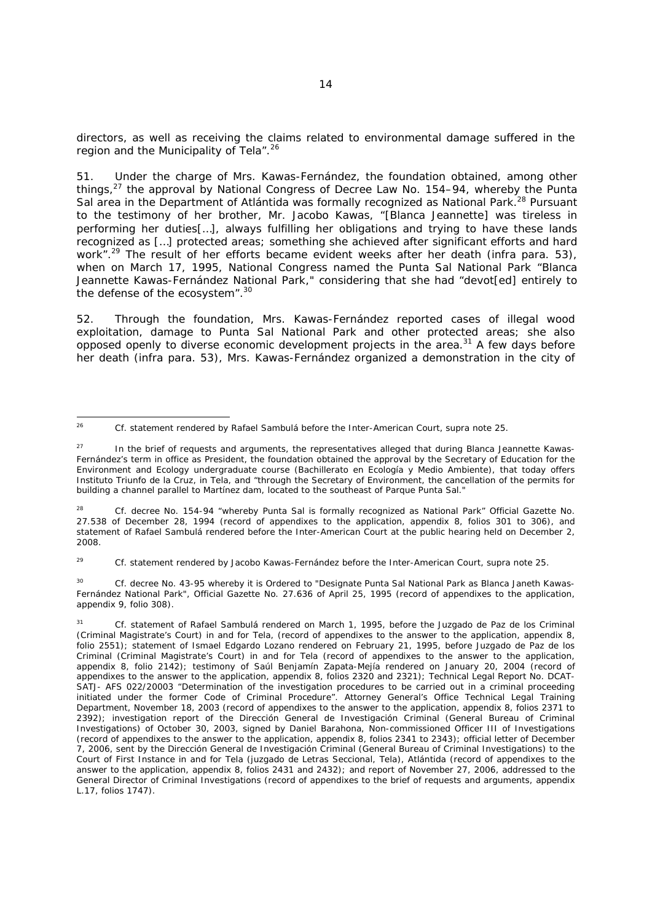directors, as well as receiving the claims related to environmental damage suffered in the region and the Municipality of Tela".[26]

51. Under the charge of Mrs. Kawas-Fernández, the foundation obtained, among other things,[27] the approval by National Congress of Decree Law No. 154–94, whereby the Punta Sal area in the Department of Atlántida was formally recognized as National Park.[28] Pursuant to the testimony of her brother, Mr. Jacobo Kawas, "[Blanca Jeannette] was tireless in performing her duties[…], always fulfilling her obligations and trying to have these lands recognized as […] protected areas; something she achieved after significant efforts and hard work".[29] The result of her efforts became evident weeks after her death (*infra* para. 53), when on March 17, 1995, National Congress named the Punta Sal National Park "Blanca Jeannette Kawas-Fernández National Park," considering that she had "devot[ed] entirely to the defense of the ecosystem".[30]

52. Through the foundation, Mrs. Kawas-Fernández reported cases of illegal wood exploitation, damage to Punta Sal National Park and other protected areas; she also opposed openly to diverse economic development projects in the area.[31] A few days before her death (*infra* para. 53), Mrs. Kawas-Fernández organized a demonstration in the city of

---

[26] *Cf.* statement rendered by Rafael Sambulá before the Inter-American Court, *supra* note 25.

[27] In the brief of requests and arguments, the representatives alleged that during Blanca Jeannette Kawas-Fernández's term in office as President, the foundation obtained the approval by the Secretary of Education for the Environment and Ecology undergraduate course (Bachillerato en Ecología y Medio Ambiente), that today offers Instituto Triunfo de la Cruz, in Tela, and "through the Secretary of Environment, the cancellation of the permits for building a channel parallel to Martínez dam, located to the southeast of Parque Punta Sal."

[28] *Cf.* decree No. 154-94 "whereby Punta Sal is formally recognized as National Park" Official Gazette No. 27.538 of December 28, 1994 (record of appendixes to the application, appendix 8, folios 301 to 306), and statement of Rafael Sambulá rendered before the Inter-American Court at the public hearing held on December 2, 2008.

[29] *Cf.* statement rendered by Jacobo Kawas-Fernández before the Inter-American Court, *supra* note 25.

[30] *Cf.* decree No. 43-95 whereby it is Ordered to "Designate Punta Sal National Park as Blanca Janeth Kawas-Fernández National Park", Official Gazette No. 27.636 of April 25, 1995 (record of appendixes to the application, appendix 9, folio 308).

[31] *Cf.* statement of Rafael Sambulá rendered on March 1, 1995, before the Juzgado de Paz de los Criminal (Criminal Magistrate's Court) in and for Tela, (record of appendixes to the answer to the application, appendix 8, folio 2551); statement of Ismael Edgardo Lozano rendered on February 21, 1995, before Juzgado de Paz de los Criminal (Criminal Magistrate's Court) in and for Tela (record of appendixes to the answer to the application, appendix 8, folio 2142); testimony of Saúl Benjamín Zapata-Mejía rendered on January 20, 2004 (record of appendixes to the answer to the application, appendix 8, folios 2320 and 2321); Technical Legal Report No. DCAT-SATJ- AFS 022/20003 "Determination of the investigation procedures to be carried out in a criminal proceeding initiated under the former Code of Criminal Procedure". Attorney General's Office Technical Legal Training Department, November 18, 2003 (record of appendixes to the answer to the application, appendix 8, folios 2371 to 2392); investigation report of the Dirección General de Investigación Criminal (General Bureau of Criminal Investigations) of October 30, 2003, signed by Daniel Barahona, Non-commissioned Officer III of Investigations (record of appendixes to the answer to the application, appendix 8, folios 2341 to 2343); official letter of December 7, 2006, sent by the Dirección General de Investigación Criminal (General Bureau of Criminal Investigations) to the Court of First Instance in and for Tela (juzgado de Letras Seccional, Tela), Atlántida (record of appendixes to the answer to the application, appendix 8, folios 2431 and 2432); and report of November 27, 2006, addressed to the General Director of Criminal Investigations (record of appendixes to the brief of requests and arguments, appendix L.17, folios 1747).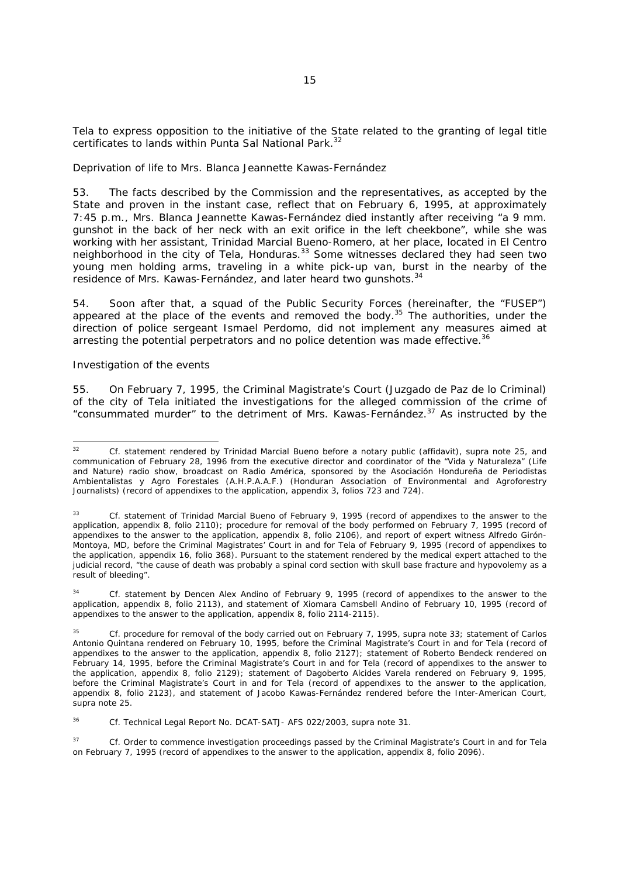Tela to express opposition to the initiative of the State related to the granting of legal title certificates to lands within Punta Sal National Park.[32]

*Deprivation of life to Mrs. Blanca Jeannette Kawas-Fernández*

53. The facts described by the Commission and the representatives, as accepted by the State and proven in the instant case, reflect that on February 6, 1995, at approximately 7:45 p.m., Mrs. Blanca Jeannette Kawas-Fernández died instantly after receiving "a 9 mm. gunshot in the back of her neck with an exit orifice in the left cheekbone", while she was working with her assistant, Trinidad Marcial Bueno-Romero, at her place, located in El Centro neighborhood in the city of Tela, Honduras.[33] Some witnesses declared they had seen two young men holding arms, traveling in a white pick-up van, burst in the nearby of the residence of Mrs. Kawas-Fernández, and later heard two gunshots.[34]

54. Soon after that, a squad of the Public Security Forces (hereinafter, the "FUSEP") appeared at the place of the events and removed the body.[35] The authorities, under the direction of police sergeant Ismael Perdomo, did not implement any measures aimed at arresting the potential perpetrators and no police detention was made effective.[36]

*Investigation of the events*

55. On February 7, 1995, the Criminal Magistrate's Court (*Juzgado de Paz de lo Criminal*) of the city of Tela initiated the investigations for the alleged commission of the crime of "consummated murder" to the detriment of Mrs. Kawas-Fernández.[37] As instructed by the

---

[32] Cf. statement rendered by Trinidad Marcial Bueno before a notary public (affidavit), *supra* note 25, and communication of February 28, 1996 from the executive director and coordinator of the "Vida y Naturaleza" (Life and Nature) radio show, broadcast on Radio América, sponsored by the Asociación Hondureña de Periodistas Ambientalistas y Agro Forestales (A.H.P.A.A.F.) (Honduran Association of Environmental and Agroforestry Journalists) (record of appendixes to the application, appendix 3, folios 723 and 724).

[33] Cf. statement of Trinidad Marcial Bueno of February 9, 1995 (record of appendixes to the answer to the application, appendix 8, folio 2110); procedure for removal of the body performed on February 7, 1995 (record of appendixes to the answer to the application, appendix 8, folio 2106), and report of expert witness Alfredo Girón-Montoya, MD, before the Criminal Magistrates' Court in and for Tela of February 9, 1995 (record of appendixes to the application, appendix 16, folio 368). Pursuant to the statement rendered by the medical expert attached to the judicial record, "the cause of death was probably a spinal cord section with skull base fracture and hypovolemy as a result of bleeding".

[34] Cf. statement by Dencen Alex Andino of February 9, 1995 (record of appendixes to the answer to the application, appendix 8, folio 2113), and statement of Xiomara Camsbell Andino of February 10, 1995 (record of appendixes to the answer to the application, appendix 8, folio 2114-2115).

[35] Cf. procedure for removal of the body carried out on February 7, 1995, *supra* note 33; statement of Carlos Antonio Quintana rendered on February 10, 1995, before the Criminal Magistrate's Court in and for Tela (record of appendixes to the answer to the application, appendix 8, folio 2127); statement of Roberto Bendeck rendered on February 14, 1995, before the Criminal Magistrate's Court in and for Tela (record of appendixes to the answer to the application, appendix 8, folio 2129); statement of Dagoberto Alcides Varela rendered on February 9, 1995, before the Criminal Magistrate's Court in and for Tela (record of appendixes to the answer to the application, appendix 8, folio 2123), and statement of Jacobo Kawas-Fernández rendered before the Inter-American Court, *supra* note 25.

[36] Cf. Technical Legal Report No. DCAT-SATJ- AFS 022/2003, *supra* note 31.

[37] Cf. Order to commence investigation proceedings passed by the Criminal Magistrate's Court in and for Tela on February 7, 1995 (record of appendixes to the answer to the application, appendix 8, folio 2096).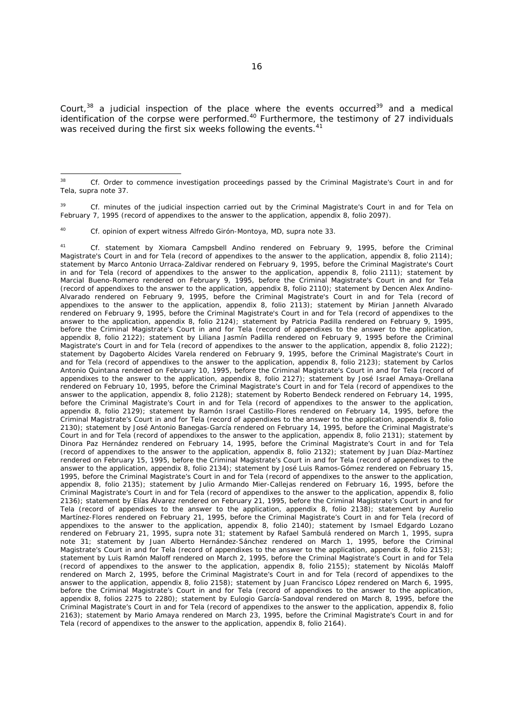Court,[38] a judicial inspection of the place where the events occurred[39] and a medical identification of the corpse were performed.[40] Furthermore, the testimony of 27 individuals was received during the first six weeks following the events.[41]

---

[38] Cf. Order to commence investigation proceedings passed by the Criminal Magistrate's Court in and for Tela, supra note 37.

[39] Cf. minutes of the judicial inspection carried out by the Criminal Magistrate's Court in and for Tela on February 7, 1995 (record of appendixes to the answer to the application, appendix 8, folio 2097).

[40] Cf. opinion of expert witness Alfredo Girón-Montoya, MD, supra note 33.

[41] Cf. statement by Xiomara Campsbell Andino rendered on February 9, 1995, before the Criminal Magistrate's Court in and for Tela (record of appendixes to the answer to the application, appendix 8, folio 2114); statement by Marco Antonio Urraca-Zaldivar rendered on February 9, 1995, before the Criminal Magistrate's Court in and for Tela (record of appendixes to the answer to the application, appendix 8, folio 2111); statement by Marcial Bueno-Romero rendered on February 9, 1995, before the Criminal Magistrate's Court in and for Tela (record of appendixes to the answer to the application, appendix 8, folio 2110); statement by Dencen Alex Andino-Alvarado rendered on February 9, 1995, before the Criminal Magistrate's Court in and for Tela (record of appendixes to the answer to the application, appendix 8, folio 2113); statement by Mirian Janneth Alvarado rendered on February 9, 1995, before the Criminal Magistrate's Court in and for Tela (record of appendixes to the answer to the application, appendix 8, folio 2124); statement by Patricia Padilla rendered on February 9, 1995, before the Criminal Magistrate's Court in and for Tela (record of appendixes to the answer to the application, appendix 8, folio 2122); statement by Liliana Jasmín Padilla rendered on February 9, 1995 before the Criminal Magistrate's Court in and for Tela (record of appendixes to the answer to the application, appendix 8, folio 2122); statement by Dagoberto Alcides Varela rendered on February 9, 1995, before the Criminal Magistrate's Court in and for Tela (record of appendixes to the answer to the application, appendix 8, folio 2123); statement by Carlos Antonio Quintana rendered on February 10, 1995, before the Criminal Magistrate's Court in and for Tela (record of appendixes to the answer to the application, appendix 8, folio 2127); statement by José Israel Amaya-Orellana rendered on February 10, 1995, before the Criminal Magistrate's Court in and for Tela (record of appendixes to the answer to the application, appendix 8, folio 2128); statement by Roberto Bendeck rendered on February 14, 1995, before the Criminal Magistrate's Court in and for Tela (record of appendixes to the answer to the application, appendix 8, folio 2129); statement by Ramón Israel Castillo-Flores rendered on February 14, 1995, before the Criminal Magistrate's Court in and for Tela (record of appendixes to the answer to the application, appendix 8, folio 2130); statement by José Antonio Banegas-García rendered on February 14, 1995, before the Criminal Magistrate's Court in and for Tela (record of appendixes to the answer to the application, appendix 8, folio 2131); statement by Dinora Paz Hernández rendered on February 14, 1995, before the Criminal Magistrate's Court in and for Tela (record of appendixes to the answer to the application, appendix 8, folio 2132); statement by Juan Díaz-Martínez rendered on February 15, 1995, before the Criminal Magistrate's Court in and for Tela (record of appendixes to the answer to the application, appendix 8, folio 2134); statement by José Luis Ramos-Gómez rendered on February 15, 1995, before the Criminal Magistrate's Court in and for Tela (record of appendixes to the answer to the application, appendix 8, folio 2135); statement by Julio Armando Mier-Callejas rendered on February 16, 1995, before the Criminal Magistrate's Court in and for Tela (record of appendixes to the answer to the application, appendix 8, folio 2136); statement by Elías Álvarez rendered on February 21, 1995, before the Criminal Magistrate's Court in and for Tela (record of appendixes to the answer to the application, appendix 8, folio 2138); statement by Aurelio Martínez-Flores rendered on February 21, 1995, before the Criminal Magistrate's Court in and for Tela (record of appendixes to the answer to the application, appendix 8, folio 2140); statement by Ismael Edgardo Lozano rendered on February 21, 1995, supra note 31; statement by Rafael Sambulá rendered on March 1, 1995, supra note 31; statement by Juan Alberto Hernández-Sánchez rendered on March 1, 1995, before the Criminal Magistrate's Court in and for Tela (record of appendixes to the answer to the application, appendix 8, folio 2153); statement by Luis Ramón Maloff rendered on March 2, 1995, before the Criminal Magistrate's Court in and for Tela (record of appendixes to the answer to the application, appendix 8, folio 2155); statement by Nicolás Maloff rendered on March 2, 1995, before the Criminal Magistrate's Court in and for Tela (record of appendixes to the answer to the application, appendix 8, folio 2158); statement by Juan Francisco López rendered on March 6, 1995, before the Criminal Magistrate's Court in and for Tela (record of appendixes to the answer to the application, appendix 8, folios 2275 to 2280); statement by Eulogio García-Sandoval rendered on March 8, 1995, before the Criminal Magistrate's Court in and for Tela (record of appendixes to the answer to the application, appendix 8, folio 2163); statement by Mario Amaya rendered on March 23, 1995, before the Criminal Magistrate's Court in and for Tela (record of appendixes to the answer to the application, appendix 8, folio 2164).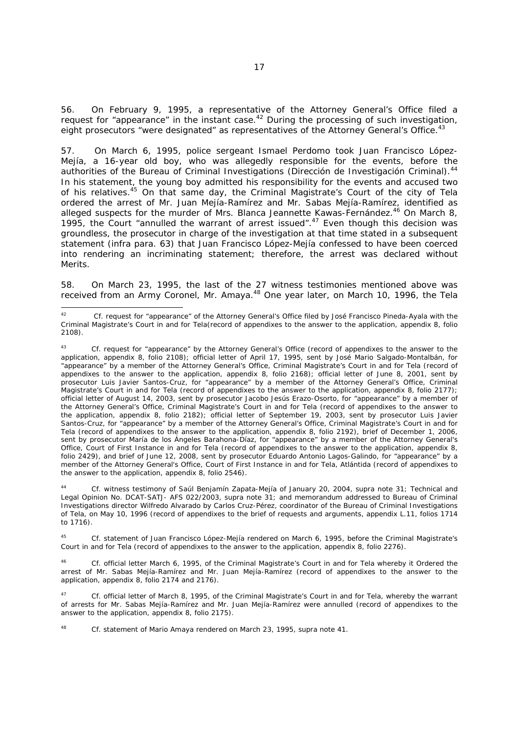56. On February 9, 1995, a representative of the Attorney General's Office filed a request for "appearance" in the instant case.[42] During the processing of such investigation, eight prosecutors "were designated" as representatives of the Attorney General's Office.[43]

57. On March 6, 1995, police sergeant Ismael Perdomo took Juan Francisco López-Mejía, a 16-year old boy, who was allegedly responsible for the events, before the authorities of the Bureau of Criminal Investigations (*Dirección de Investigación Criminal*).[44] In his statement, the young boy admitted his responsibility for the events and accused two of his relatives.[45] On that same day, the Criminal Magistrate's Court of the city of Tela ordered the arrest of Mr. Juan Mejía-Ramírez and Mr. Sabas Mejía-Ramírez, identified as alleged suspects for the murder of Mrs. Blanca Jeannette Kawas-Fernández.[46] On March 8, 1995, the Court "annulled the warrant of arrest issued".[47] Even though this decision was groundless, the prosecutor in charge of the investigation at that time stated in a subsequent statement (*infra* para. 63) that Juan Francisco López-Mejía confessed to have been coerced into rendering an incriminating statement; therefore, the arrest was declared without Merits.

58. On March 23, 1995, the last of the 27 witness testimonies mentioned above was received from an Army Coronel, Mr. Amaya.[48] One year later, on March 10, 1996, the Tela

---

[42] Cf. request for "appearance" of the Attorney General's Office filed by José Francisco Pineda-Ayala with the Criminal Magistrate's Court in and for Tela(record of appendixes to the answer to the application, appendix 8, folio 2108).

[43] Cf. request for "appearance" by the Attorney General's Office (record of appendixes to the answer to the application, appendix 8, folio 2108); official letter of April 17, 1995, sent by José Mario Salgado-Montalbán, for "appearance" by a member of the Attorney General's Office, Criminal Magistrate's Court in and for Tela (record of appendixes to the answer to the application, appendix 8, folio 2168); official letter of June 8, 2001, sent by prosecutor Luis Javier Santos-Cruz, for "appearance" by a member of the Attorney General's Office, Criminal Magistrate's Court in and for Tela (record of appendixes to the answer to the application, appendix 8, folio 2177); official letter of August 14, 2003, sent by prosecutor Jacobo Jesús Erazo-Osorto, for "appearance" by a member of the Attorney General's Office, Criminal Magistrate's Court in and for Tela (record of appendixes to the answer to the application, appendix 8, folio 2182); official letter of September 19, 2003, sent by prosecutor Luis Javier Santos-Cruz, for "appearance" by a member of the Attorney General's Office, Criminal Magistrate's Court in and for Tela (record of appendixes to the answer to the application, appendix 8, folio 2192), brief of December 1, 2006, sent by prosecutor María de los Ángeles Barahona-Díaz, for "appearance" by a member of the Attorney General's Office, Court of First Instance in and for Tela (record of appendixes to the answer to the application, appendix 8, folio 2429), and brief of June 12, 2008, sent by prosecutor Eduardo Antonio Lagos-Galindo, for "appearance" by a member of the Attorney General's Office, Court of First Instance in and for Tela, Atlántida (record of appendixes to the answer to the application, appendix 8, folio 2546).

[44] Cf. witness testimony of Saúl Benjamín Zapata-Mejía of January 20, 2004, *supra* note 31; Technical and Legal Opinion No. DCAT-SATJ- AFS 022/2003, *supra* note 31; and memorandum addressed to Bureau of Criminal Investigations director Wilfredo Alvarado by Carlos Cruz-Pérez, coordinator of the Bureau of Criminal Investigations of Tela, on May 10, 1996 (record of appendixes to the brief of requests and arguments, appendix L.11, folios 1714 to 1716).

[45] Cf. statement of Juan Francisco López-Mejía rendered on March 6, 1995, before the Criminal Magistrate's Court in and for Tela (record of appendixes to the answer to the application, appendix 8, folio 2276).

[46] Cf. official letter March 6, 1995, of the Criminal Magistrate's Court in and for Tela whereby it Ordered the arrest of Mr. Sabas Mejía-Ramírez and Mr. Juan Mejía-Ramírez (record of appendixes to the answer to the application, appendix 8, folio 2174 and 2176).

[47] Cf. official letter of March 8, 1995, of the Criminal Magistrate's Court in and for Tela, whereby the warrant of arrests for Mr. Sabas Mejía-Ramírez and Mr. Juan Mejía-Ramírez were annulled (record of appendixes to the answer to the application, appendix 8, folio 2175).

[48] Cf. statement of Mario Amaya rendered on March 23, 1995, *supra* note 41.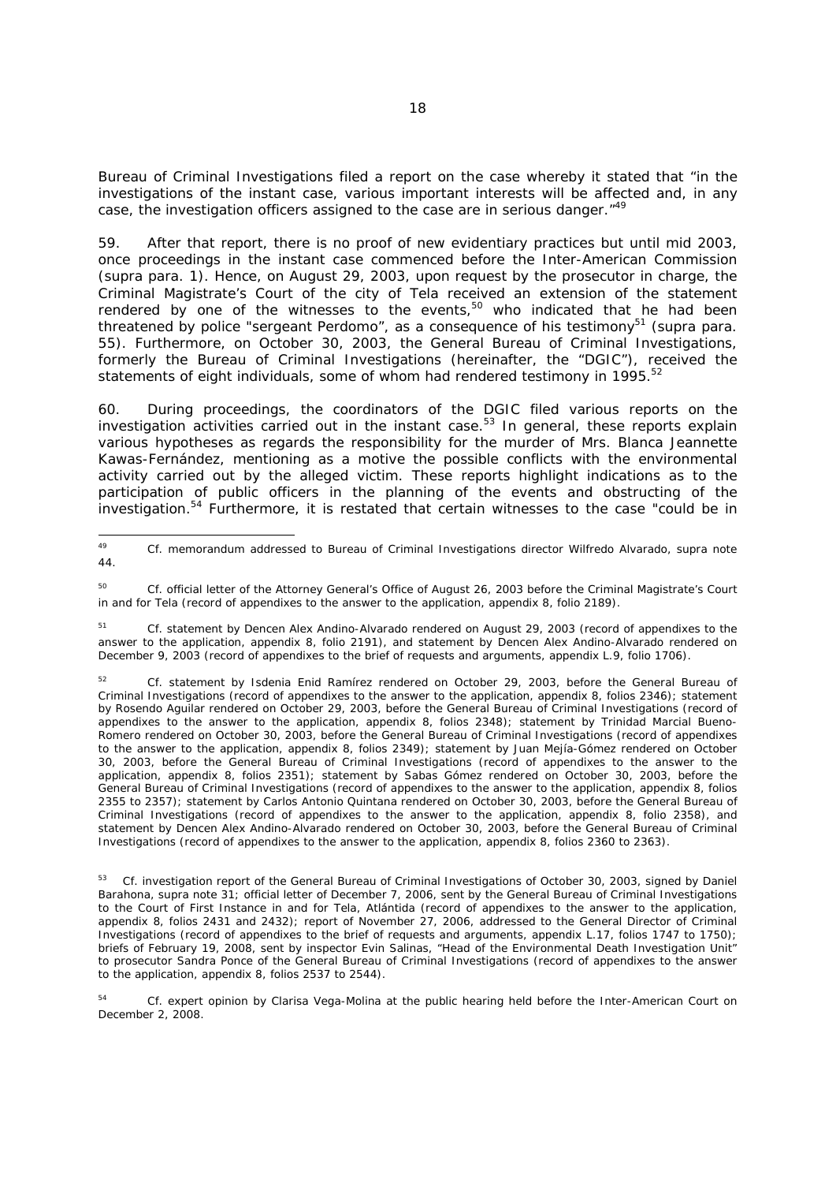Bureau of Criminal Investigations filed a report on the case whereby it stated that "in the investigations of the instant case, various important interests will be affected and, in any case, the investigation officers assigned to the case are in serious danger."[49]

59. After that report, there is no proof of new evidentiary practices but until mid 2003, once proceedings in the instant case commenced before the Inter-American Commission (*supra* para. 1). Hence, on August 29, 2003, upon request by the prosecutor in charge, the Criminal Magistrate's Court of the city of Tela received an extension of the statement rendered by one of the witnesses to the events,[50] who indicated that he had been threatened by police "sergeant Perdomo", as a consequence of his testimony[51] (*supra* para. 55). Furthermore, on October 30, 2003, the General Bureau of Criminal Investigations, formerly the Bureau of Criminal Investigations (hereinafter, the "DGIC"), received the statements of eight individuals, some of whom had rendered testimony in 1995.[52]

60. During proceedings, the coordinators of the DGIC filed various reports on the investigation activities carried out in the instant case.[53] In general, these reports explain various hypotheses as regards the responsibility for the murder of Mrs. Blanca Jeannette Kawas-Fernández, mentioning as a motive the possible conflicts with the environmental activity carried out by the alleged victim. These reports highlight indications as to the participation of public officers in the planning of the events and obstructing of the investigation.[54] Furthermore, it is restated that certain witnesses to the case "could be in

---

[49] *Cf.* memorandum addressed to Bureau of Criminal Investigations director Wilfredo Alvarado, *supra* note 44.

[50] *Cf.* official letter of the Attorney General's Office of August 26, 2003 before the Criminal Magistrate's Court in and for Tela (record of appendixes to the answer to the application, appendix 8, folio 2189).

[51] *Cf.* statement by Dencen Alex Andino-Alvarado rendered on August 29, 2003 (record of appendixes to the answer to the application, appendix 8, folio 2191), and statement by Dencen Alex Andino-Alvarado rendered on December 9, 2003 (record of appendixes to the brief of requests and arguments, appendix L.9, folio 1706).

[52] *Cf.* statement by Isdenia Enid Ramírez rendered on October 29, 2003, before the General Bureau of Criminal Investigations (record of appendixes to the answer to the application, appendix 8, folios 2346); statement by Rosendo Aguilar rendered on October 29, 2003, before the General Bureau of Criminal Investigations (record of appendixes to the answer to the application, appendix 8, folios 2348); statement by Trinidad Marcial Bueno-Romero rendered on October 30, 2003, before the General Bureau of Criminal Investigations (record of appendixes to the answer to the application, appendix 8, folios 2349); statement by Juan Mejía-Gómez rendered on October 30, 2003, before the General Bureau of Criminal Investigations (record of appendixes to the answer to the application, appendix 8, folios 2351); statement by Sabas Gómez rendered on October 30, 2003, before the General Bureau of Criminal Investigations (record of appendixes to the answer to the application, appendix 8, folios 2355 to 2357); statement by Carlos Antonio Quintana rendered on October 30, 2003, before the General Bureau of Criminal Investigations (record of appendixes to the answer to the application, appendix 8, folio 2358), and statement by Dencen Alex Andino-Alvarado rendered on October 30, 2003, before the General Bureau of Criminal Investigations (record of appendixes to the answer to the application, appendix 8, folios 2360 to 2363).

[53] *Cf.* investigation report of the General Bureau of Criminal Investigations of October 30, 2003, signed by Daniel Barahona, *supra* note 31; official letter of December 7, 2006, sent by the General Bureau of Criminal Investigations to the Court of First Instance in and for Tela, Atlántida (record of appendixes to the answer to the application, appendix 8, folios 2431 and 2432); report of November 27, 2006, addressed to the General Director of Criminal Investigations (record of appendixes to the brief of requests and arguments, appendix L.17, folios 1747 to 1750); briefs of February 19, 2008, sent by inspector Evin Salinas, "Head of the Environmental Death Investigation Unit" to prosecutor Sandra Ponce of the General Bureau of Criminal Investigations (record of appendixes to the answer to the application, appendix 8, folios 2537 to 2544).

[54] *Cf.* expert opinion by Clarisa Vega-Molina at the public hearing held before the Inter-American Court on December 2, 2008.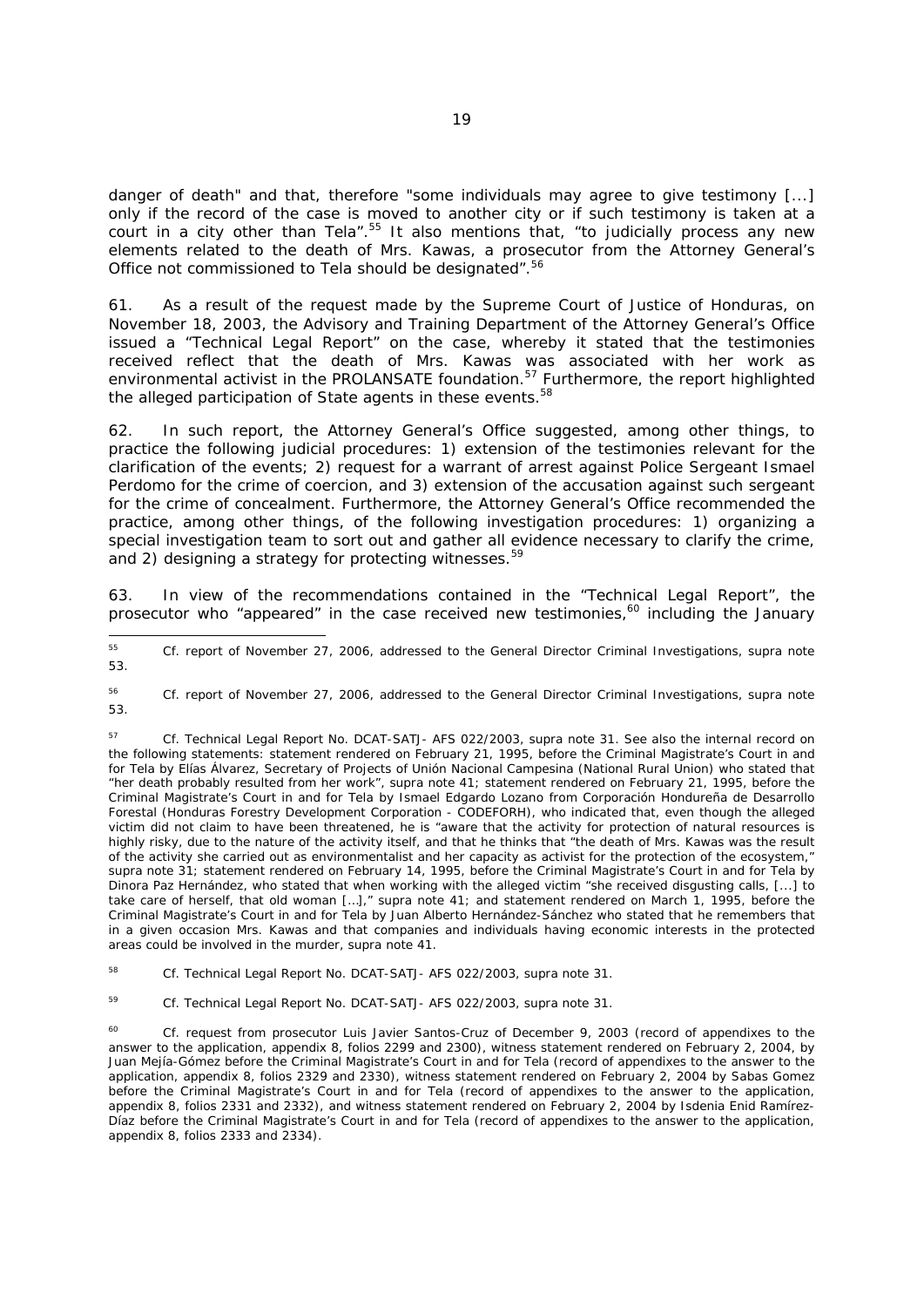danger of death" and that, therefore "some individuals may agree to give testimony [...] only if the record of the case is moved to another city or if such testimony is taken at a court in a city other than Tela".[55] It also mentions that, "to judicially process any new elements related to the death of Mrs. Kawas, a prosecutor from the Attorney General's Office not commissioned to Tela should be designated".[56]

61. As a result of the request made by the Supreme Court of Justice of Honduras, on November 18, 2003, the Advisory and Training Department of the Attorney General's Office issued a "Technical Legal Report" on the case, whereby it stated that the testimonies received reflect that the death of Mrs. Kawas was associated with her work as environmental activist in the PROLANSATE foundation.[57] Furthermore, the report highlighted the alleged participation of State agents in these events.[58]

62. In such report, the Attorney General's Office suggested, among other things, to practice the following judicial procedures: 1) extension of the testimonies relevant for the clarification of the events; 2) request for a warrant of arrest against Police Sergeant Ismael Perdomo for the crime of coercion, and 3) extension of the accusation against such sergeant for the crime of concealment. Furthermore, the Attorney General's Office recommended the practice, among other things, of the following investigation procedures: 1) organizing a special investigation team to sort out and gather all evidence necessary to clarify the crime, and 2) designing a strategy for protecting witnesses.[59]

63. In view of the recommendations contained in the "Technical Legal Report", the prosecutor who "appeared" in the case received new testimonies,[60] including the January

---

[55] *Cf.* report of November 27, 2006, addressed to the General Director Criminal Investigations, *supra* note 53.

[56] *Cf.* report of November 27, 2006, addressed to the General Director Criminal Investigations, *supra* note 53.

[57] *Cf.* Technical Legal Report No. DCAT-SATJ- AFS 022/2003, *supra* note 31. See also the internal record on the following statements: statement rendered on February 21, 1995, before the Criminal Magistrate's Court in and for Tela by Elías Álvarez, Secretary of Projects of Unión Nacional Campesina (National Rural Union) who stated that "her death probably resulted from her work", *supra* note 41; statement rendered on February 21, 1995, before the Criminal Magistrate's Court in and for Tela by Ismael Edgardo Lozano from Corporación Hondureña de Desarrollo Forestal (Honduras Forestry Development Corporation - CODEFORH), who indicated that, even though the alleged victim did not claim to have been threatened, he is "aware that the activity for protection of natural resources is highly risky, due to the nature of the activity itself, and that he thinks that "the death of Mrs. Kawas was the result of the activity she carried out as environmentalist and her capacity as activist for the protection of the ecosystem," *supra* note 31; statement rendered on February 14, 1995, before the Criminal Magistrate's Court in and for Tela by Dinora Paz Hernández, who stated that when working with the alleged victim "she received disgusting calls, [...] to take care of herself, that old woman […]," *supra* note 41; and statement rendered on March 1, 1995, before the Criminal Magistrate's Court in and for Tela by Juan Alberto Hernández-Sánchez who stated that he remembers that in a given occasion Mrs. Kawas and that companies and individuals having economic interests in the protected areas could be involved in the murder, *supra* note 41.

[58] *Cf.* Technical Legal Report No. DCAT-SATJ- AFS 022/2003, *supra* note 31.

[59] *Cf.* Technical Legal Report No. DCAT-SATJ- AFS 022/2003, *supra* note 31.

[60] *Cf.* request from prosecutor Luis Javier Santos-Cruz of December 9, 2003 (record of appendixes to the answer to the application, appendix 8, folios 2299 and 2300), witness statement rendered on February 2, 2004, by Juan Mejía-Gómez before the Criminal Magistrate's Court in and for Tela (record of appendixes to the answer to the application, appendix 8, folios 2329 and 2330), witness statement rendered on February 2, 2004 by Sabas Gomez before the Criminal Magistrate's Court in and for Tela (record of appendixes to the answer to the application, appendix 8, folios 2331 and 2332), and witness statement rendered on February 2, 2004 by Isdenia Enid Ramírez-Díaz before the Criminal Magistrate's Court in and for Tela (record of appendixes to the answer to the application, appendix 8, folios 2333 and 2334).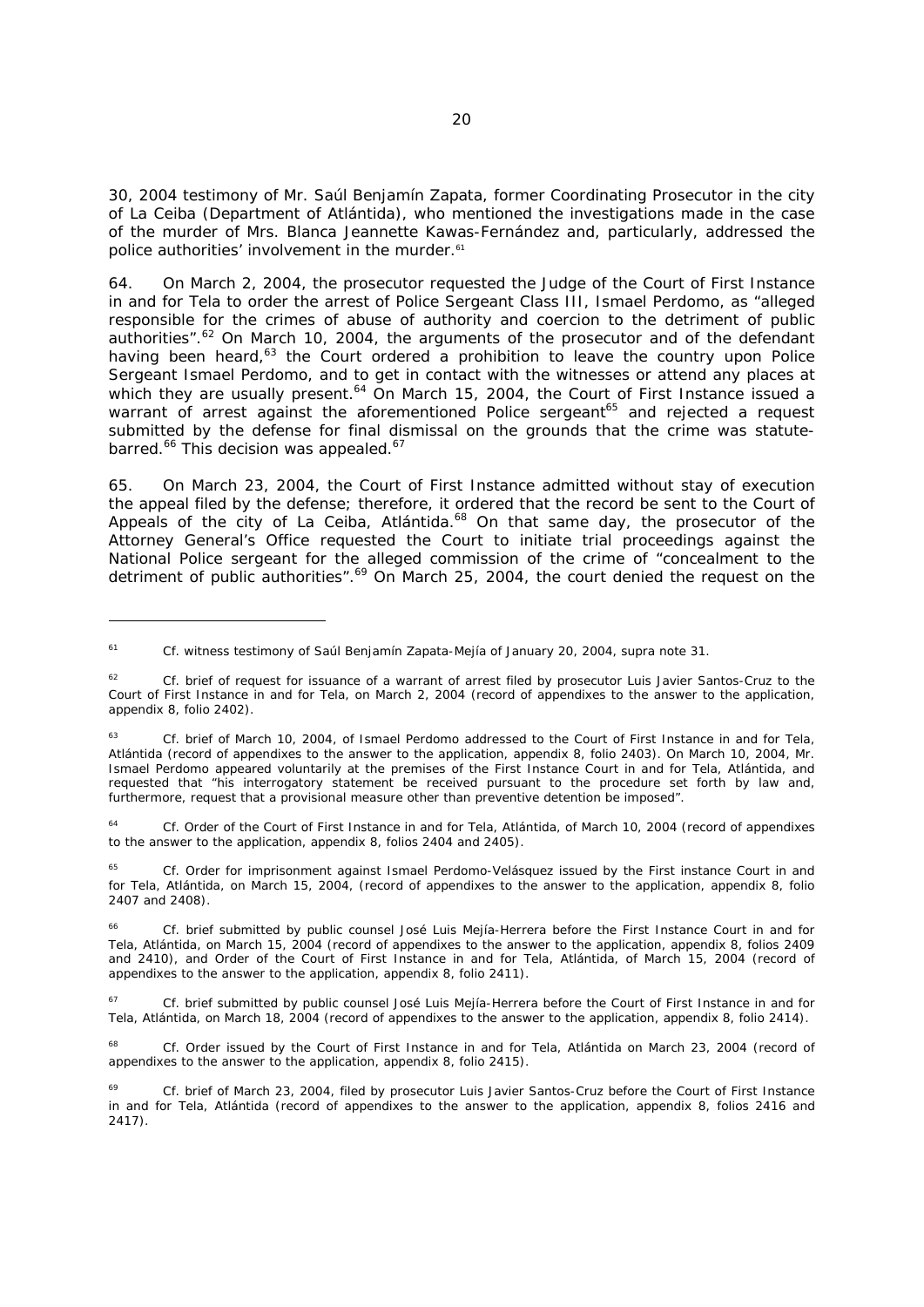30, 2004 testimony of Mr. Saúl Benjamín Zapata, former Coordinating Prosecutor in the city of La Ceiba (Department of Atlántida), who mentioned the investigations made in the case of the murder of Mrs. Blanca Jeannette Kawas-Fernández and, particularly, addressed the police authorities' involvement in the murder.[61]

64. On March 2, 2004, the prosecutor requested the Judge of the Court of First Instance in and for Tela to order the arrest of Police Sergeant Class III, Ismael Perdomo, as "alleged responsible for the crimes of abuse of authority and coercion to the detriment of public authorities".[62] On March 10, 2004, the arguments of the prosecutor and of the defendant having been heard,[63] the Court ordered a prohibition to leave the country upon Police Sergeant Ismael Perdomo, and to get in contact with the witnesses or attend any places at which they are usually present.[64] On March 15, 2004, the Court of First Instance issued a warrant of arrest against the aforementioned Police sergeant[65] and rejected a request submitted by the defense for final dismissal on the grounds that the crime was statute-barred.[66] This decision was appealed.[67]

65. On March 23, 2004, the Court of First Instance admitted without stay of execution the appeal filed by the defense; therefore, it ordered that the record be sent to the Court of Appeals of the city of La Ceiba, Atlántida.[68] On that same day, the prosecutor of the Attorney General's Office requested the Court to initiate trial proceedings against the National Police sergeant for the alleged commission of the crime of "concealment to the detriment of public authorities".[69] On March 25, 2004, the court denied the request on the

---

[61] *Cf.* witness testimony of Saúl Benjamín Zapata-Mejía of January 20, 2004, *supra* note 31.

[62] *Cf.* brief of request for issuance of a warrant of arrest filed by prosecutor Luis Javier Santos-Cruz to the Court of First Instance in and for Tela, on March 2, 2004 (record of appendixes to the answer to the application, appendix 8, folio 2402).

[63] *Cf.* brief of March 10, 2004, of Ismael Perdomo addressed to the Court of First Instance in and for Tela, Atlántida (record of appendixes to the answer to the application, appendix 8, folio 2403). On March 10, 2004, Mr. Ismael Perdomo appeared voluntarily at the premises of the First Instance Court in and for Tela, Atlántida, and requested that "his interrogatory statement be received pursuant to the procedure set forth by law and, furthermore, request that a provisional measure other than preventive detention be imposed".

[64] *Cf.* Order of the Court of First Instance in and for Tela, Atlántida, of March 10, 2004 (record of appendixes to the answer to the application, appendix 8, folios 2404 and 2405).

[65] *Cf.* Order for imprisonment against Ismael Perdomo-Velásquez issued by the First instance Court in and for Tela, Atlántida, on March 15, 2004, (record of appendixes to the answer to the application, appendix 8, folio 2407 and 2408).

[66] *Cf.* brief submitted by public counsel José Luis Mejía-Herrera before the First Instance Court in and for Tela, Atlántida, on March 15, 2004 (record of appendixes to the answer to the application, appendix 8, folios 2409 and 2410), and Order of the Court of First Instance in and for Tela, Atlántida, of March 15, 2004 (record of appendixes to the answer to the application, appendix 8, folio 2411).

[67] *Cf.* brief submitted by public counsel José Luis Mejía-Herrera before the Court of First Instance in and for Tela, Atlántida, on March 18, 2004 (record of appendixes to the answer to the application, appendix 8, folio 2414).

[68] *Cf.* Order issued by the Court of First Instance in and for Tela, Atlántida on March 23, 2004 (record of appendixes to the answer to the application, appendix 8, folio 2415).

[69] *Cf.* brief of March 23, 2004, filed by prosecutor Luis Javier Santos-Cruz before the Court of First Instance in and for Tela, Atlántida (record of appendixes to the answer to the application, appendix 8, folios 2416 and 2417).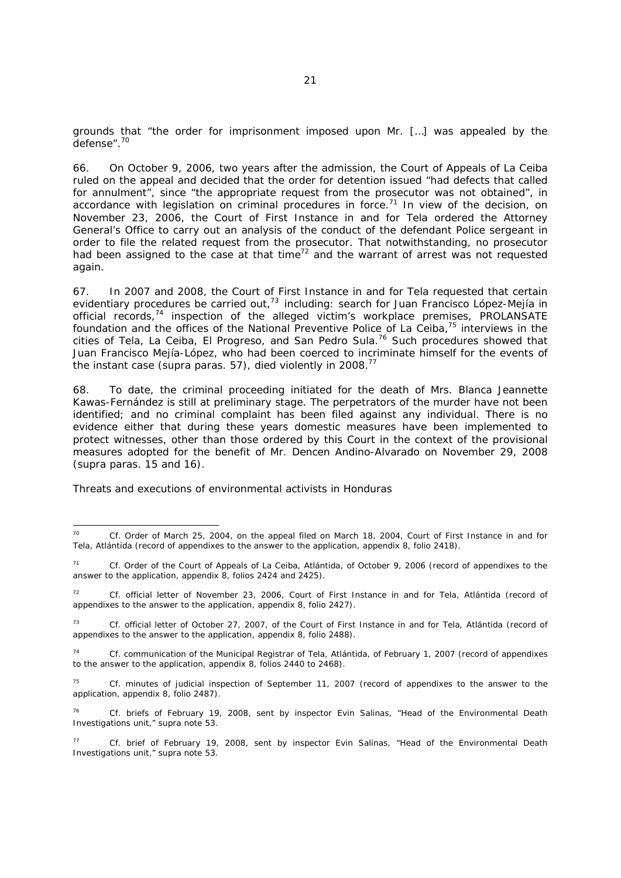grounds that "the order for imprisonment imposed upon Mr. […] was appealed by the defense".[70]

66. On October 9, 2006, two years after the admission, the Court of Appeals of La Ceiba ruled on the appeal and decided that the order for detention issued "had defects that called for annulment", since "the appropriate request from the prosecutor was not obtained", in accordance with legislation on criminal procedures in force.[71] In view of the decision, on November 23, 2006, the Court of First Instance in and for Tela ordered the Attorney General's Office to carry out an analysis of the conduct of the defendant Police sergeant in order to file the related request from the prosecutor. That notwithstanding, no prosecutor had been assigned to the case at that time[72] and the warrant of arrest was not requested again.

67. In 2007 and 2008, the Court of First Instance in and for Tela requested that certain evidentiary procedures be carried out,[73] including: search for Juan Francisco López-Mejía in official records,[74] inspection of the alleged victim's workplace premises, PROLANSATE foundation and the offices of the National Preventive Police of La Ceiba,[75] interviews in the cities of Tela, La Ceiba, El Progreso, and San Pedro Sula.[76] Such procedures showed that Juan Francisco Mejía-López, who had been coerced to incriminate himself for the events of the instant case (supra paras. 57), died violently in 2008.[77]

68. To date, the criminal proceeding initiated for the death of Mrs. Blanca Jeannette Kawas-Fernández is still at preliminary stage. The perpetrators of the murder have not been identified; and no criminal complaint has been filed against any individual. There is no evidence either that during these years domestic measures have been implemented to protect witnesses, other than those ordered by this Court in the context of the provisional measures adopted for the benefit of Mr. Dencen Andino-Alvarado on November 29, 2008 (supra paras. 15 and 16).

*Threats and executions of environmental activists in Honduras*

---

[70] Cf. Order of March 25, 2004, on the appeal filed on March 18, 2004, Court of First Instance in and for Tela, Atlántida (record of appendixes to the answer to the application, appendix 8, folio 2418).

[71] Cf. Order of the Court of Appeals of La Ceiba, Atlántida, of October 9, 2006 (record of appendixes to the answer to the application, appendix 8, folios 2424 and 2425).

[72] Cf. official letter of November 23, 2006, Court of First Instance in and for Tela, Atlántida (record of appendixes to the answer to the application, appendix 8, folio 2427).

[73] Cf. official letter of October 27, 2007, of the Court of First Instance in and for Tela, Atlántida (record of appendixes to the answer to the application, appendix 8, folio 2488).

[74] Cf. communication of the Municipal Registrar of Tela, Atlántida, of February 1, 2007 (record of appendixes to the answer to the application, appendix 8, folios 2440 to 2468).

[75] Cf. minutes of judicial inspection of September 11, 2007 (record of appendixes to the answer to the application, appendix 8, folio 2487).

[76] Cf. briefs of February 19, 2008, sent by inspector Evin Salinas, "Head of the Environmental Death Investigations unit," supra note 53.

[77] Cf. brief of February 19, 2008, sent by inspector Evin Salinas, "Head of the Environmental Death Investigations unit," supra note 53.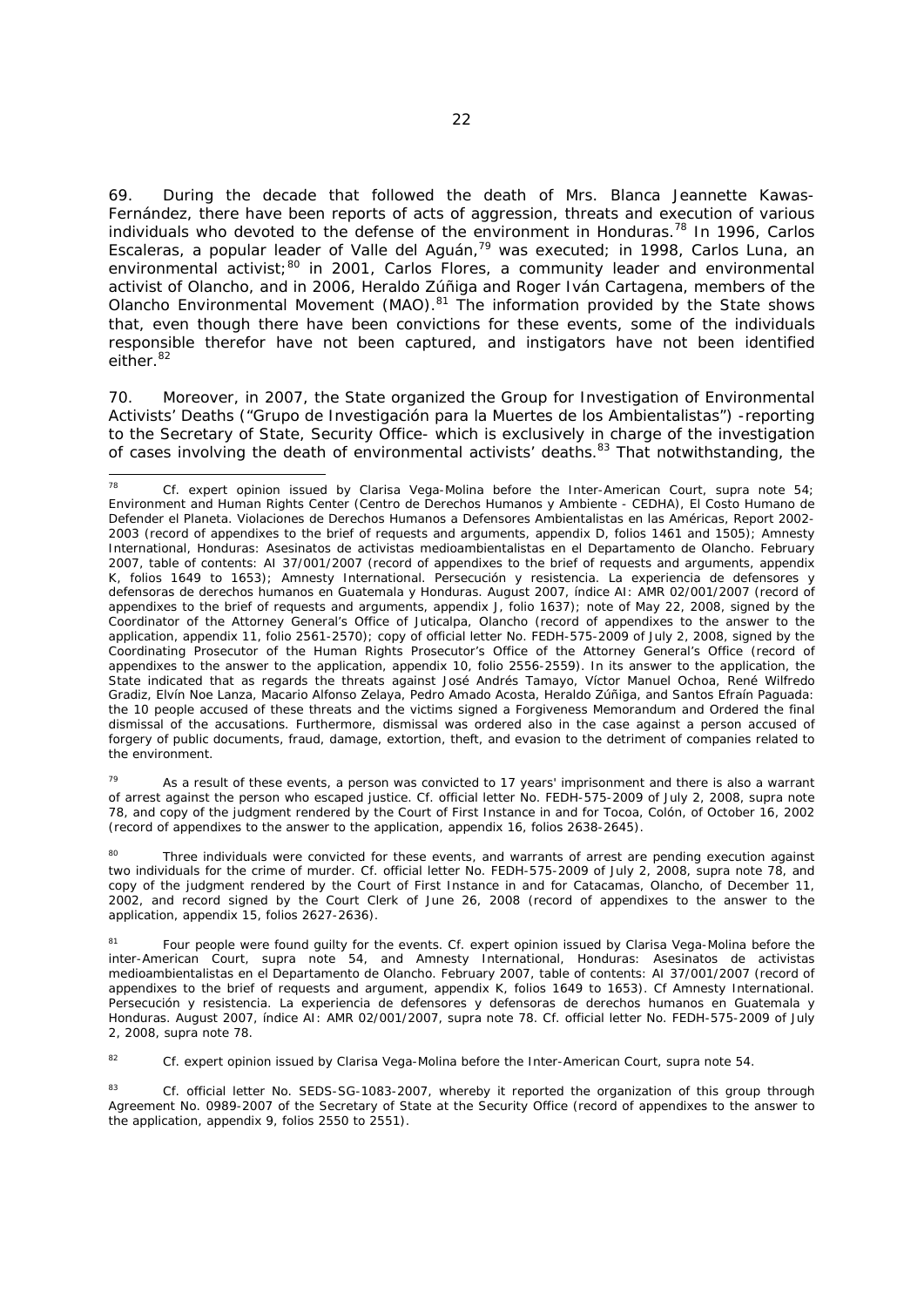69. During the decade that followed the death of Mrs. Blanca Jeannette Kawas-Fernández, there have been reports of acts of aggression, threats and execution of various individuals who devoted to the defense of the environment in Honduras.[78] In 1996, Carlos Escaleras, a popular leader of Valle del Aguán,[79] was executed; in 1998, Carlos Luna, an environmental activist;[80] in 2001, Carlos Flores, a community leader and environmental activist of Olancho, and in 2006, Heraldo Zúñiga and Roger Iván Cartagena, members of the Olancho Environmental Movement (MAO).[81] The information provided by the State shows that, even though there have been convictions for these events, some of the individuals responsible therefor have not been captured, and instigators have not been identified either.[82]

70. Moreover, in 2007, the State organized the Group for Investigation of Environmental Activists' Deaths ("Grupo de Investigación para la Muertes de los Ambientalistas") -reporting to the Secretary of State, Security Office- which is exclusively in charge of the investigation of cases involving the death of environmental activists' deaths.[83] That notwithstanding, the

---

[78] Cf. expert opinion issued by Clarisa Vega-Molina before the Inter-American Court, *supra* note 54; Environment and Human Rights Center (Centro de Derechos Humanos y Ambiente - CEDHA), El Costo Humano de Defender el Planeta. Violaciones de Derechos Humanos a Defensores Ambientalistas en las Américas, Report 2002-2003 (record of appendixes to the brief of requests and arguments, appendix D, folios 1461 and 1505); Amnesty International, Honduras: Asesinatos de activistas medioambientalistas en el Departamento de Olancho. February 2007, table of contents: AI 37/001/2007 (record of appendixes to the brief of requests and arguments, appendix K, folios 1649 to 1653); Amnesty International. Persecución y resistencia. La experiencia de defensores y defensoras de derechos humanos en Guatemala y Honduras. August 2007, índice AI: AMR 02/001/2007 (record of appendixes to the brief of requests and arguments, appendix J, folio 1637); note of May 22, 2008, signed by the Coordinator of the Attorney General's Office of Juticalpa, Olancho (record of appendixes to the answer to the application, appendix 11, folio 2561-2570); copy of official letter No. FEDH-575-2009 of July 2, 2008, signed by the Coordinating Prosecutor of the Human Rights Prosecutor's Office of the Attorney General's Office (record of appendixes to the answer to the application, appendix 10, folio 2556-2559). In its answer to the application, the State indicated that as regards the threats against José Andrés Tamayo, Víctor Manuel Ochoa, René Wilfredo Gradiz, Elvín Noe Lanza, Macario Alfonso Zelaya, Pedro Amado Acosta, Heraldo Zúñiga, and Santos Efraín Paguada: the 10 people accused of these threats and the victims signed a Forgiveness Memorandum and Ordered the final dismissal of the accusations. Furthermore, dismissal was ordered also in the case against a person accused of forgery of public documents, fraud, damage, extortion, theft, and evasion to the detriment of companies related to the environment.

[79] As a result of these events, a person was convicted to 17 years' imprisonment and there is also a warrant of arrest against the person who escaped justice. Cf. official letter No. FEDH-575-2009 of July 2, 2008, *supra* note 78, and copy of the judgment rendered by the Court of First Instance in and for Tocoa, Colón, of October 16, 2002 (record of appendixes to the answer to the application, appendix 16, folios 2638-2645).

[80] Three individuals were convicted for these events, and warrants of arrest are pending execution against two individuals for the crime of murder. Cf. official letter No. FEDH-575-2009 of July 2, 2008, *supra* note 78, and copy of the judgment rendered by the Court of First Instance in and for Catacamas, Olancho, of December 11, 2002, and record signed by the Court Clerk of June 26, 2008 (record of appendixes to the answer to the application, appendix 15, folios 2627-2636).

[81] Four people were found guilty for the events. Cf. expert opinion issued by Clarisa Vega-Molina before the inter-American Court, *supra* note 54, and Amnesty International, Honduras: Asesinatos de activistas medioambientalistas en el Departamento de Olancho. February 2007, table of contents: AI 37/001/2007 (record of appendixes to the brief of requests and argument, appendix K, folios 1649 to 1653). Cf Amnesty International. Persecución y resistencia. La experiencia de defensores y defensoras de derechos humanos en Guatemala y Honduras. August 2007, índice AI: AMR 02/001/2007, *supra* note 78. Cf. official letter No. FEDH-575-2009 of July 2, 2008, *supra* note 78.

[82] Cf. expert opinion issued by Clarisa Vega-Molina before the Inter-American Court, *supra* note 54.

[83] Cf. official letter No. SEDS-SG-1083-2007, whereby it reported the organization of this group through Agreement No. 0989-2007 of the Secretary of State at the Security Office (record of appendixes to the answer to the application, appendix 9, folios 2550 to 2551).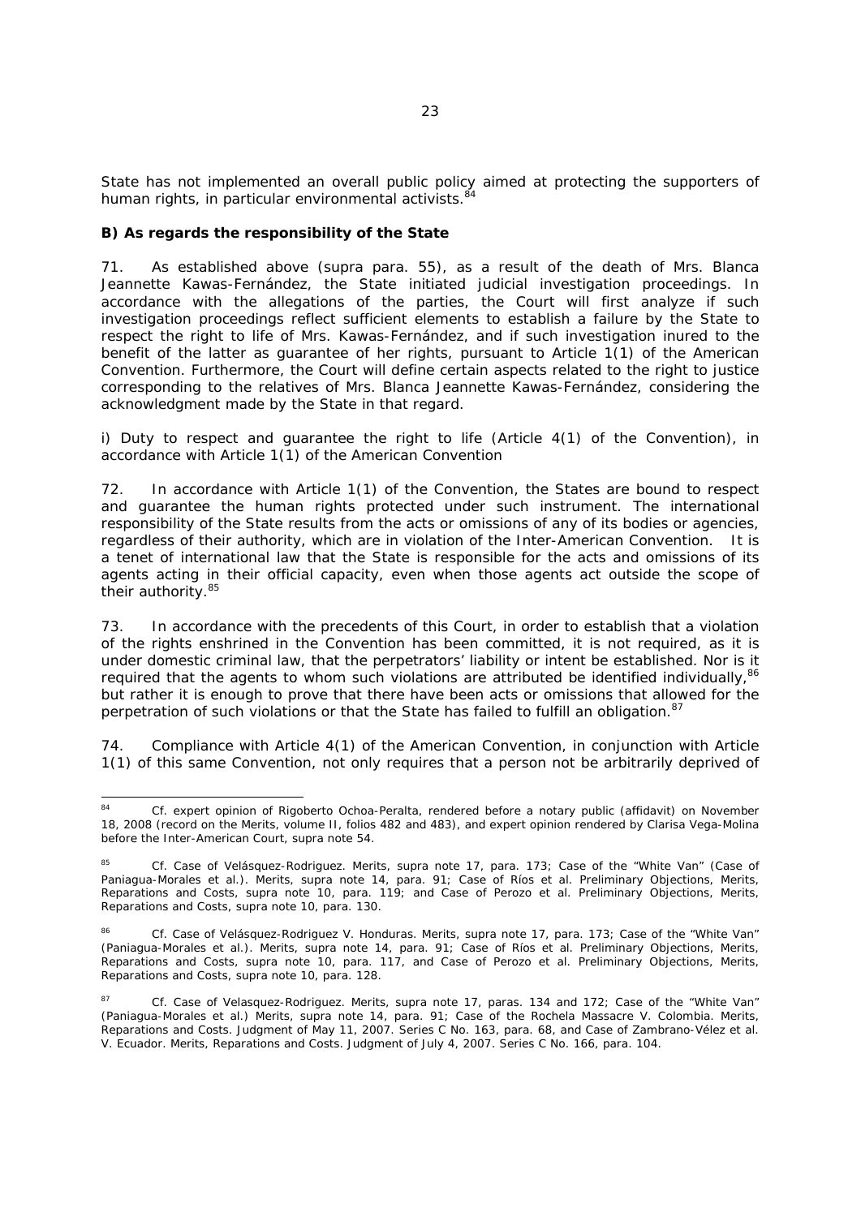State has not implemented an overall public policy aimed at protecting the supporters of human rights, in particular environmental activists.[84]

**B) As regards the responsibility of the State**

71. As established above (*supra* para. 55), as a result of the death of Mrs. Blanca Jeannette Kawas-Fernández, the State initiated judicial investigation proceedings. In accordance with the allegations of the parties, the Court will first analyze if such investigation proceedings reflect sufficient elements to establish a failure by the State to respect the right to life of Mrs. Kawas-Fernández, and if such investigation inured to the benefit of the latter as guarantee of her rights, pursuant to Article 1(1) of the American Convention. Furthermore, the Court will define certain aspects related to the right to justice corresponding to the relatives of Mrs. Blanca Jeannette Kawas-Fernández, considering the acknowledgment made by the State in that regard.

i) Duty to respect and guarantee the right to life (Article 4(1) of the Convention), in accordance with Article 1(1) of the American Convention

72. In accordance with Article 1(1) of the Convention, the States are bound to respect and guarantee the human rights protected under such instrument. The international responsibility of the State results from the acts or omissions of any of its bodies or agencies, regardless of their authority, which are in violation of the Inter-American Convention. It is a tenet of international law that the State is responsible for the acts and omissions of its agents acting in their official capacity, even when those agents act outside the scope of their authority.[85]

73. In accordance with the precedents of this Court, in order to establish that a violation of the rights enshrined in the Convention has been committed, it is not required, as it is under domestic criminal law, that the perpetrators' liability or intent be established. Nor is it required that the agents to whom such violations are attributed be identified individually,[86] but rather it is enough to prove that there have been acts or omissions that allowed for the perpetration of such violations or that the State has failed to fulfill an obligation.[87]

74. Compliance with Article 4(1) of the American Convention, in conjunction with Article 1(1) of this same Convention, not only requires that a person not be arbitrarily deprived of

---

[84] Cf. expert opinion of Rigoberto Ochoa-Peralta, rendered before a notary public (affidavit) on November 18, 2008 (record on the Merits, volume II, folios 482 and 483), and expert opinion rendered by Clarisa Vega-Molina before the Inter-American Court, *supra* note 54.

[85] Cf. *Case of Velásquez-Rodriguez. Merits*, *supra* note 17, para. 173; *Case of the "White Van" (Case of Paniagua-Morales et al.). Merits*, *supra* note 14, para. 91; *Case of Ríos et al. Preliminary Objections, Merits, Reparations and Costs*, *supra* note 10, para. 119; and *Case of Perozo et al. Preliminary Objections, Merits, Reparations and Costs*, *supra* note 10, para. 130.

[86] Cf. *Case of Velásquez-Rodriguez V. Honduras. Merits*, *supra* note 17, para. 173; *Case of the "White Van" (Paniagua-Morales et al.). Merits*, *supra* note 14, para. 91; *Case of Ríos et al. Preliminary Objections, Merits, Reparations and Costs*, *supra* note 10, para. 117, and *Case of Perozo et al. Preliminary Objections, Merits, Reparations and Costs*, *supra* note 10, para. 128.

[87] Cf. *Case of Velasquez-Rodriguez. Merits*, *supra* note 17, paras. 134 and 172; *Case of the "White Van" (Paniagua-Morales et al.) Merits*, *supra* note 14, para. 91; *Case of the Rochela Massacre V. Colombia. Merits, Reparations and Costs*. Judgment of May 11, 2007. Series C No. 163, para. 68, and *Case of Zambrano-Vélez et al. V. Ecuador. Merits, Reparations and Costs*. Judgment of July 4, 2007. Series C No. 166, para. 104.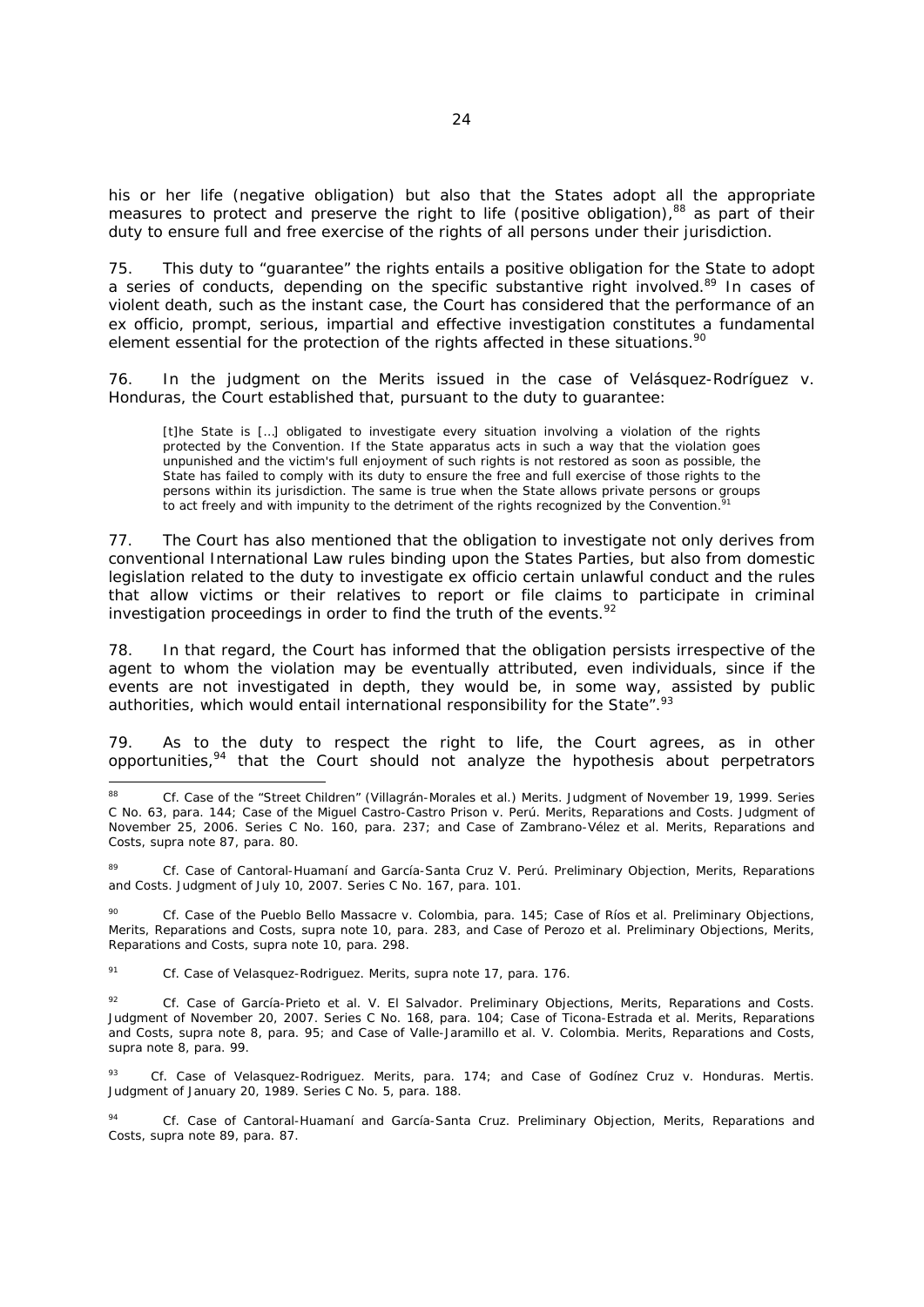his or her life (negative obligation) but also that the States adopt all the appropriate measures to protect and preserve the right to life (positive obligation),[88] as part of their duty to ensure full and free exercise of the rights of all persons under their jurisdiction.

75. This duty to "guarantee" the rights entails a positive obligation for the State to adopt a series of conducts, depending on the specific substantive right involved.[89] In cases of violent death, such as the instant case, the Court has considered that the performance of an ex officio, prompt, serious, impartial and effective investigation constitutes a fundamental element essential for the protection of the rights affected in these situations.[90]

76. In the judgment on the Merits issued in the case of *Velásquez-Rodríguez v. Honduras*, the Court established that, pursuant to the duty to guarantee:

> [t]he State is […] obligated to investigate every situation involving a violation of the rights protected by the Convention. If the State apparatus acts in such a way that the violation goes unpunished and the victim's full enjoyment of such rights is not restored as soon as possible, the State has failed to comply with its duty to ensure the free and full exercise of those rights to the persons within its jurisdiction. The same is true when the State allows private persons or groups to act freely and with impunity to the detriment of the rights recognized by the Convention.[91]

77. The Court has also mentioned that the obligation to investigate not only derives from conventional International Law rules binding upon the States Parties, but also from domestic legislation related to the duty to investigate ex officio certain unlawful conduct and the rules that allow victims or their relatives to report or file claims to participate in criminal investigation proceedings in order to find the truth of the events.[92]

78. In that regard, the Court has informed that the obligation persists irrespective of the agent to whom the violation may be eventually attributed, even individuals, since if the events are not investigated in depth, they would be, in some way, assisted by public authorities, which would entail international responsibility for the State".[93]

79. As to the duty to respect the right to life, the Court agrees, as in other opportunities,[94] that the Court should not analyze the hypothesis about perpetrators

---

[88] Cf. *Case of the "Street Children" (Villagrán-Morales et al.) Merits*. Judgment of November 19, 1999. Series C No. 63, para. 144; *Case of the Miguel Castro-Castro Prison v. Perú. Merits, Reparations and Costs*. Judgment of November 25, 2006. Series C No. 160, para. 237; and *Case of Zambrano-Vélez et al. Merits, Reparations and Costs, supra* note 87, para. 80.

[89] Cf. *Case of Cantoral-Huamaní and García-Santa Cruz V. Perú. Preliminary Objection, Merits, Reparations and Costs*. Judgment of July 10, 2007. Series C No. 167, para. 101.

[90] Cf. *Case of the Pueblo Bello Massacre v. Colombia*, para. 145; *Case of Ríos et al. Preliminary Objections, Merits, Reparations and Costs, supra* note 10, para. 283, and *Case of Perozo et al. Preliminary Objections, Merits, Reparations and Costs, supra* note 10, para. 298.

[91] Cf. *Case of Velasquez-Rodriguez. Merits, supra* note 17, para. 176.

[92] Cf. *Case of García-Prieto et al. V. El Salvador. Preliminary Objections, Merits, Reparations and Costs*. Judgment of November 20, 2007. Series C No. 168, para. 104; *Case of Ticona-Estrada et al. Merits, Reparations and Costs, supra* note 8, para. 95; and *Case of Valle-Jaramillo et al. V. Colombia. Merits, Reparations and Costs, supra* note 8, para. 99.

[93] Cf. *Case of Velasquez-Rodriguez. Merits*, para. 174; and *Case of Godínez Cruz v. Honduras. Mertis*. Judgment of January 20, 1989. Series C No. 5, para. 188.

[94] Cf. *Case of Cantoral-Huamaní and García-Santa Cruz. Preliminary Objection, Merits, Reparations and Costs, supra* note 89, para. 87.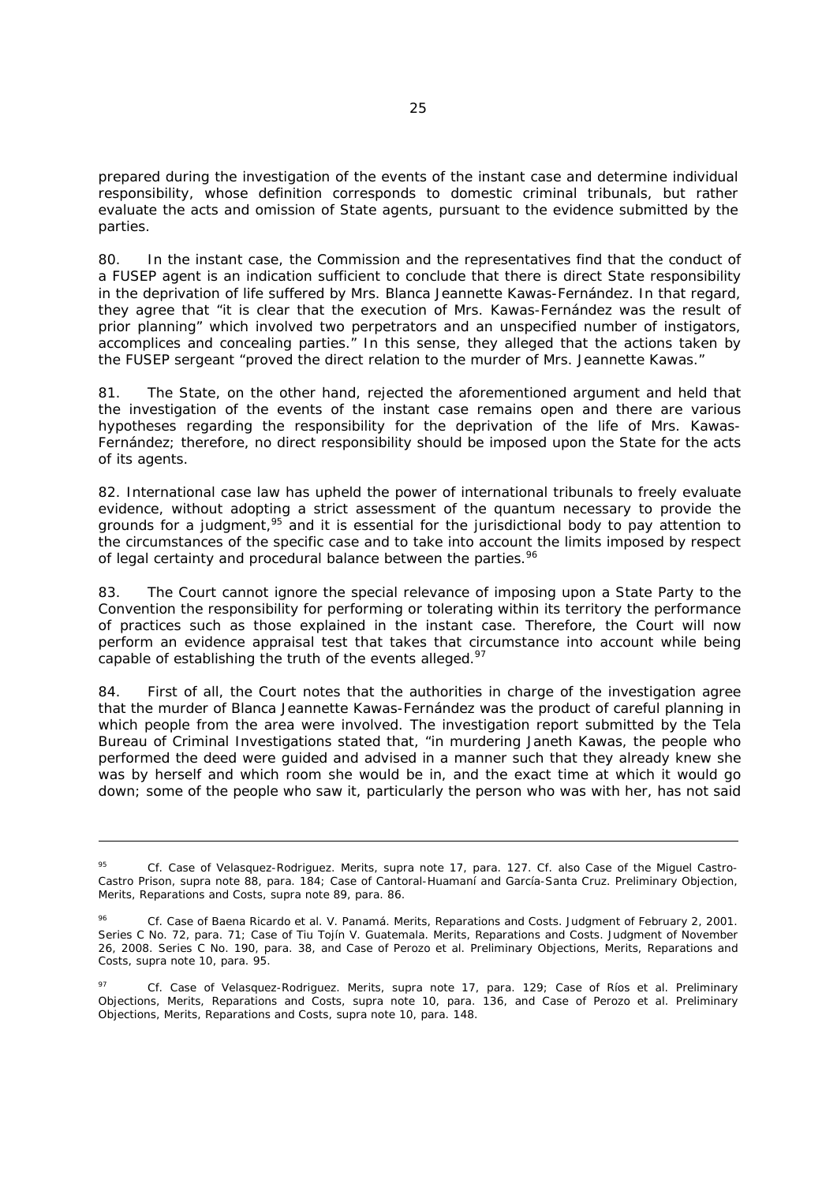prepared during the investigation of the events of the instant case and determine individual responsibility, whose definition corresponds to domestic criminal tribunals, but rather evaluate the acts and omission of State agents, pursuant to the evidence submitted by the parties.

80. In the instant case, the Commission and the representatives find that the conduct of a FUSEP agent is an indication sufficient to conclude that there is direct State responsibility in the deprivation of life suffered by Mrs. Blanca Jeannette Kawas-Fernández. In that regard, they agree that "it is clear that the execution of Mrs. Kawas-Fernández was the result of prior planning" which involved two perpetrators and an unspecified number of instigators, accomplices and concealing parties." In this sense, they alleged that the actions taken by the FUSEP sergeant "proved the direct relation to the murder of Mrs. Jeannette Kawas."

81. The State, on the other hand, rejected the aforementioned argument and held that the investigation of the events of the instant case remains open and there are various hypotheses regarding the responsibility for the deprivation of the life of Mrs. Kawas-Fernández; therefore, no direct responsibility should be imposed upon the State for the acts of its agents.

82. International case law has upheld the power of international tribunals to freely evaluate evidence, without adopting a strict assessment of the quantum necessary to provide the grounds for a judgment,[95] and it is essential for the jurisdictional body to pay attention to the circumstances of the specific case and to take into account the limits imposed by respect of legal certainty and procedural balance between the parties.[96]

83. The Court cannot ignore the special relevance of imposing upon a State Party to the Convention the responsibility for performing or tolerating within its territory the performance of practices such as those explained in the instant case. Therefore, the Court will now perform an evidence appraisal test that takes that circumstance into account while being capable of establishing the truth of the events alleged.[97]

84. First of all, the Court notes that the authorities in charge of the investigation agree that the murder of Blanca Jeannette Kawas-Fernández was the product of careful planning in which people from the area were involved. The investigation report submitted by the Tela Bureau of Criminal Investigations stated that, "in murdering Janeth Kawas, the people who performed the deed were guided and advised in a manner such that they already knew she was by herself and which room she would be in, and the exact time at which it would go down; some of the people who saw it, particularly the person who was with her, has not said

---

[95] *Cf. Case of Velasquez-Rodriguez. Merits, supra* note 17, para. 127. *Cf. also Case of the Miguel Castro-Castro Prison, supra* note 88, para. 184; *Case of Cantoral-Huamaní and García-Santa Cruz. Preliminary Objection, Merits, Reparations and Costs, supra* note 89, para. 86.

[96] *Cf. Case of Baena Ricardo et al. V. Panamá. Merits, Reparations and Costs.* Judgment of February 2, 2001. Series C No. 72, para. 71; *Case of Tiu Tojín V. Guatemala. Merits, Reparations and Costs.* Judgment of November 26, 2008. Series C No. 190, para. 38, and *Case of Perozo et al. Preliminary Objections, Merits, Reparations and Costs, supra* note 10, para. 95.

[97] *Cf. Case of Velasquez-Rodriguez. Merits, supra* note 17, para. 129; *Case of Ríos et al. Preliminary Objections, Merits, Reparations and Costs, supra* note 10, para. 136, and *Case of Perozo et al. Preliminary Objections, Merits, Reparations and Costs, supra* note 10, para. 148.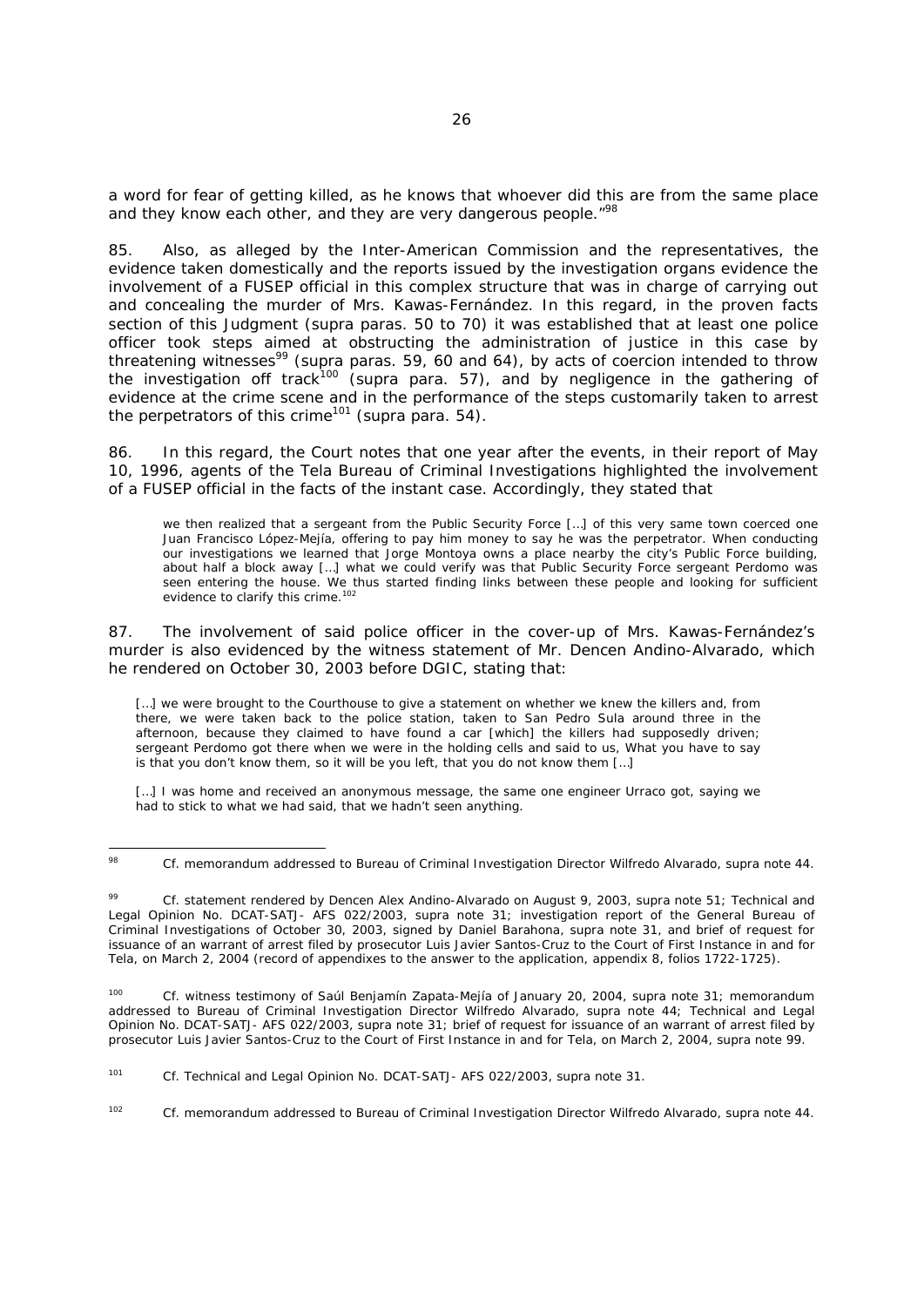a word for fear of getting killed, as he knows that whoever did this are from the same place and they know each other, and they are very dangerous people."[98]

85. Also, as alleged by the Inter-American Commission and the representatives, the evidence taken domestically and the reports issued by the investigation organs evidence the involvement of a FUSEP official in this complex structure that was in charge of carrying out and concealing the murder of Mrs. Kawas-Fernández. In this regard, in the proven facts section of this Judgment (*supra* paras. 50 to 70) it was established that at least one police officer took steps aimed at obstructing the administration of justice in this case by threatening witnesses[99] (*supra* paras. 59, 60 and 64), by acts of coercion intended to throw the investigation off track[100] (*supra* para. 57), and by negligence in the gathering of evidence at the crime scene and in the performance of the steps customarily taken to arrest the perpetrators of this crime[101] (*supra* para. 54).

86. In this regard, the Court notes that one year after the events, in their report of May 10, 1996, agents of the Tela Bureau of Criminal Investigations highlighted the involvement of a FUSEP official in the facts of the instant case. Accordingly, they stated that

> we then realized that a sergeant from the Public Security Force […] of this very same town coerced one Juan Francisco López-Mejía, offering to pay him money to say he was the perpetrator. When conducting our investigations we learned that Jorge Montoya owns a place nearby the city's Public Force building, about half a block away […] what we could verify was that Public Security Force sergeant Perdomo was seen entering the house. We thus started finding links between these people and looking for sufficient evidence to clarify this crime.[102]

87. The involvement of said police officer in the cover-up of Mrs. Kawas-Fernández's murder is also evidenced by the witness statement of Mr. Dencen Andino-Alvarado, which he rendered on October 30, 2003 before DGIC, stating that:

> […] we were brought to the Courthouse to give a statement on whether we knew the killers and, from there, we were taken back to the police station, taken to San Pedro Sula around three in the afternoon, because they claimed to have found a car [which] the killers had supposedly driven; sergeant Perdomo got there when we were in the holding cells and said to us, What you have to say is that you don't know them, so it will be you left, that you do not know them […]
>
> […] I was home and received an anonymous message, the same one engineer Urraco got, saying we had to stick to what we had said, that we hadn't seen anything.

---

[98] *Cf.* memorandum addressed to Bureau of Criminal Investigation Director Wilfredo Alvarado, *supra* note 44.

[99] *Cf.* statement rendered by Dencen Alex Andino-Alvarado on August 9, 2003, *supra* note 51; Technical and Legal Opinion No. DCAT-SATJ- AFS 022/2003, *supra* note 31; investigation report of the General Bureau of Criminal Investigations of October 30, 2003, signed by Daniel Barahona, *supra* note 31, and brief of request for issuance of an warrant of arrest filed by prosecutor Luis Javier Santos-Cruz to the Court of First Instance in and for Tela, on March 2, 2004 (record of appendixes to the answer to the application, appendix 8, folios 1722-1725).

[100] *Cf.* witness testimony of Saúl Benjamín Zapata-Mejía of January 20, 2004, *supra* note 31; memorandum addressed to Bureau of Criminal Investigation Director Wilfredo Alvarado, *supra* note 44; Technical and Legal Opinion No. DCAT-SATJ- AFS 022/2003, *supra* note 31; brief of request for issuance of an warrant of arrest filed by prosecutor Luis Javier Santos-Cruz to the Court of First Instance in and for Tela, on March 2, 2004, *supra* note 99.

[101] *Cf.* Technical and Legal Opinion No. DCAT-SATJ- AFS 022/2003, *supra* note 31.

[102] *Cf.* memorandum addressed to Bureau of Criminal Investigation Director Wilfredo Alvarado, *supra* note 44.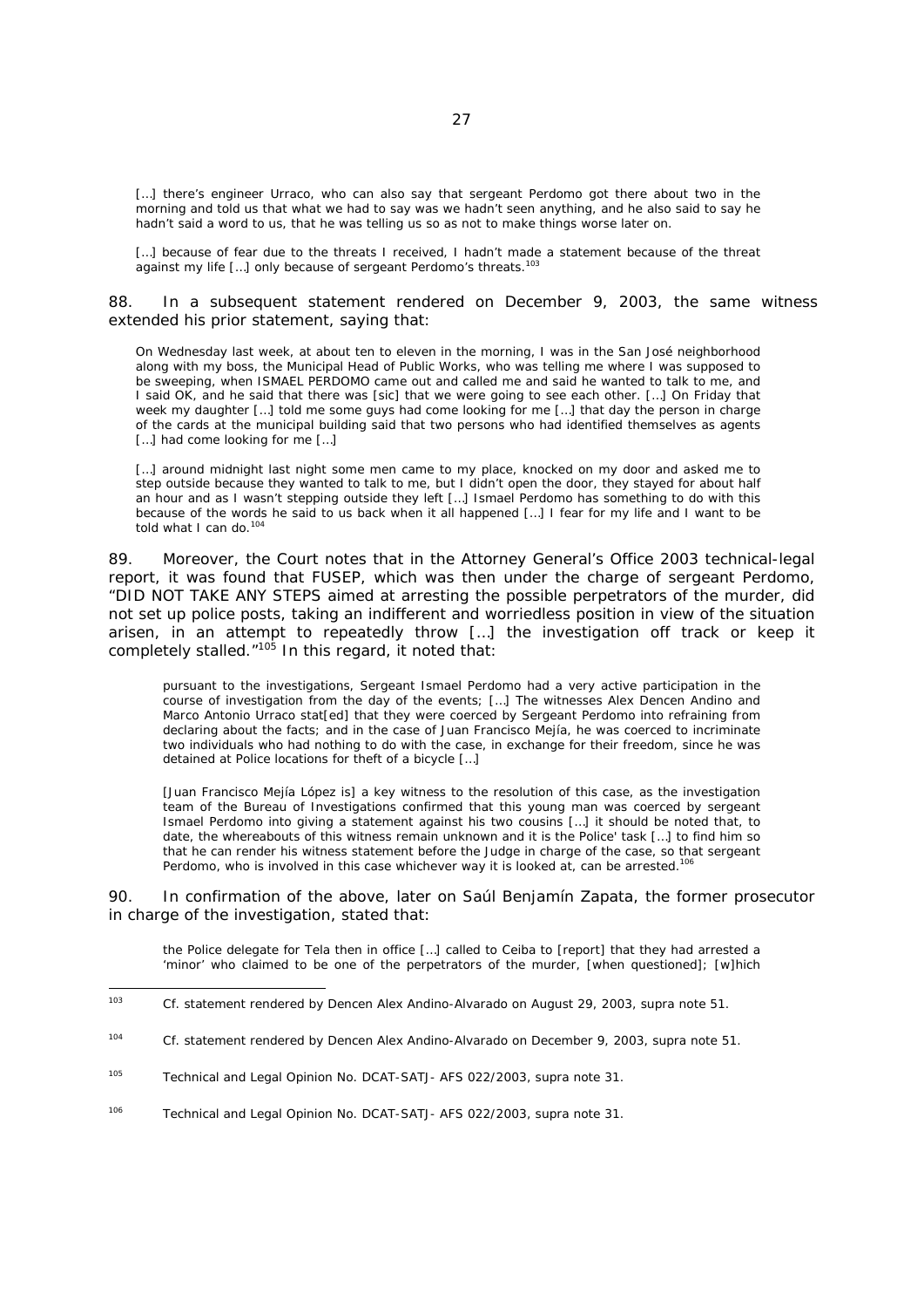[…] there's engineer Urraco, who can also say that sergeant Perdomo got there about two in the morning and told us that what we had to say was we hadn't seen anything, and he also said to say he hadn't said a word to us, that he was telling us so as not to make things worse later on.

[…] because of fear due to the threats I received, I hadn't made a statement because of the threat against my life […] only because of sergeant Perdomo's threats.[103]

88. In a subsequent statement rendered on December 9, 2003, the same witness extended his prior statement, saying that:

On Wednesday last week, at about ten to eleven in the morning, I was in the San José neighborhood along with my boss, the Municipal Head of Public Works, who was telling me where I was supposed to be sweeping, when ISMAEL PERDOMO came out and called me and said he wanted to talk to me, and I said OK, and he said that there was [sic] that we were going to see each other. […] On Friday that week my daughter […] told me some guys had come looking for me […] that day the person in charge of the cards at the municipal building said that two persons who had identified themselves as agents […] had come looking for me […]

[…] around midnight last night some men came to my place, knocked on my door and asked me to step outside because they wanted to talk to me, but I didn't open the door, they stayed for about half an hour and as I wasn't stepping outside they left […] Ismael Perdomo has something to do with this because of the words he said to us back when it all happened […] I fear for my life and I want to be told what I can do.[104]

89. Moreover, the Court notes that in the Attorney General's Office 2003 technical-legal report, it was found that FUSEP, which was then under the charge of sergeant Perdomo, "DID NOT TAKE ANY STEPS aimed at arresting the possible perpetrators of the murder, did not set up police posts, taking an indifferent and worriedless position in view of the situation arisen, in an attempt to repeatedly throw […] the investigation off track or keep it completely stalled."[105] In this regard, it noted that:

pursuant to the investigations, Sergeant Ismael Perdomo had a very active participation in the course of investigation from the day of the events; […] The witnesses Alex Dencen Andino and Marco Antonio Urraco stat[ed] that they were coerced by Sergeant Perdomo into refraining from declaring about the facts; and in the case of Juan Francisco Mejía, he was coerced to incriminate two individuals who had nothing to do with the case, in exchange for their freedom, since he was detained at Police locations for theft of a bicycle […]

[Juan Francisco Mejía López is] a key witness to the resolution of this case, as the investigation team of the Bureau of Investigations confirmed that this young man was coerced by sergeant Ismael Perdomo into giving a statement against his two cousins […] it should be noted that, to date, the whereabouts of this witness remain unknown and it is the Police' task […] to find him so that he can render his witness statement before the Judge in charge of the case, so that sergeant Perdomo, who is involved in this case whichever way it is looked at, can be arrested.[106]

90. In confirmation of the above, later on Saúl Benjamín Zapata, the former prosecutor in charge of the investigation, stated that:

the Police delegate for Tela then in office […] called to Ceiba to [report] that they had arrested a 'minor' who claimed to be one of the perpetrators of the murder, [when questioned]; [w]hich

---

[103] Cf. statement rendered by Dencen Alex Andino-Alvarado on August 29, 2003, supra note 51.

[104] Cf. statement rendered by Dencen Alex Andino-Alvarado on December 9, 2003, supra note 51.

[105] Technical and Legal Opinion No. DCAT-SATJ- AFS 022/2003, supra note 31.

[106] Technical and Legal Opinion No. DCAT-SATJ- AFS 022/2003, supra note 31.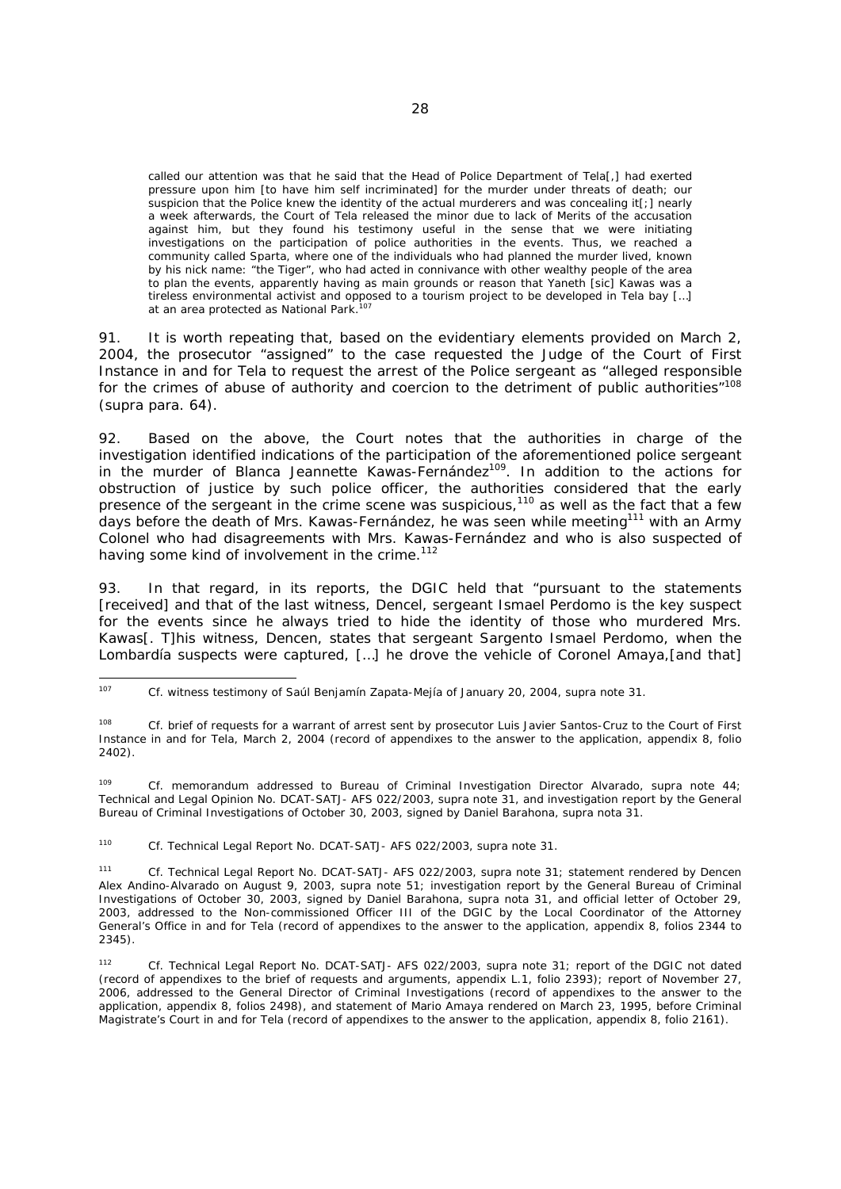> called our attention was that he said that the Head of Police Department of Tela[,] had exerted pressure upon him [to have him self incriminated] for the murder under threats of death; our suspicion that the Police knew the identity of the actual murderers and was concealing it[;] nearly a week afterwards, the Court of Tela released the minor due to lack of Merits of the accusation against him, but they found his testimony useful in the sense that we were initiating investigations on the participation of police authorities in the events. Thus, we reached a community called Sparta, where one of the individuals who had planned the murder lived, known by his nick name: "the Tiger", who had acted in connivance with other wealthy people of the area to plan the events, apparently having as main grounds or reason that Yaneth [sic] Kawas was a tireless environmental activist and opposed to a tourism project to be developed in Tela bay […] at an area protected as National Park.[107]

91. It is worth repeating that, based on the evidentiary elements provided on March 2, 2004, the prosecutor "assigned" to the case requested the Judge of the Court of First Instance in and for Tela to request the arrest of the Police sergeant as "alleged responsible for the crimes of abuse of authority and coercion to the detriment of public authorities"[108] (*supra* para. 64).

92. Based on the above, the Court notes that the authorities in charge of the investigation identified indications of the participation of the aforementioned police sergeant in the murder of Blanca Jeannette Kawas-Fernández[109]. In addition to the actions for obstruction of justice by such police officer, the authorities considered that the early presence of the sergeant in the crime scene was suspicious,[110] as well as the fact that a few days before the death of Mrs. Kawas-Fernández, he was seen while meeting[111] with an Army Colonel who had disagreements with Mrs. Kawas-Fernández and who is also suspected of having some kind of involvement in the crime.[112]

93. In that regard, in its reports, the DGIC held that "pursuant to the statements [received] and that of the last witness, Dencel, sergeant Ismael Perdomo is the key suspect for the events since he always tried to hide the identity of those who murdered Mrs. Kawas[. T]his witness, Dencen, states that sergeant Sargento Ismael Perdomo, when the Lombardía suspects were captured, […] he drove the vehicle of Coronel Amaya,[and that]

---

[107] *Cf.* witness testimony of Saúl Benjamín Zapata-Mejía of January 20, 2004, *supra* note 31.

[108] *Cf.* brief of requests for a warrant of arrest sent by prosecutor Luis Javier Santos-Cruz to the Court of First Instance in and for Tela, March 2, 2004 (record of appendixes to the answer to the application, appendix 8, folio 2402).

[109] *Cf.* memorandum addressed to Bureau of Criminal Investigation Director Alvarado, *supra* note 44; Technical and Legal Opinion No. DCAT-SATJ- AFS 022/2003, *supra* note 31, and investigation report by the General Bureau of Criminal Investigations of October 30, 2003, signed by Daniel Barahona, *supra nota* 31.

[110] *Cf.* Technical Legal Report No. DCAT-SATJ- AFS 022/2003, *supra* note 31.

[111] *Cf.* Technical Legal Report No. DCAT-SATJ- AFS 022/2003, *supra* note 31; statement rendered by Dencen Alex Andino-Alvarado on August 9, 2003, *supra* note 51; investigation report by the General Bureau of Criminal Investigations of October 30, 2003, signed by Daniel Barahona, *supra nota* 31, and official letter of October 29, 2003, addressed to the Non-commissioned Officer III of the DGIC by the Local Coordinator of the Attorney General's Office in and for Tela (record of appendixes to the answer to the application, appendix 8, folios 2344 to 2345).

[112] *Cf.* Technical Legal Report No. DCAT-SATJ- AFS 022/2003, *supra* note 31; report of the DGIC not dated (record of appendixes to the brief of requests and arguments, appendix L.1, folio 2393); report of November 27, 2006, addressed to the General Director of Criminal Investigations (record of appendixes to the answer to the application, appendix 8, folios 2498), and statement of Mario Amaya rendered on March 23, 1995, before Criminal Magistrate's Court in and for Tela (record of appendixes to the answer to the application, appendix 8, folio 2161).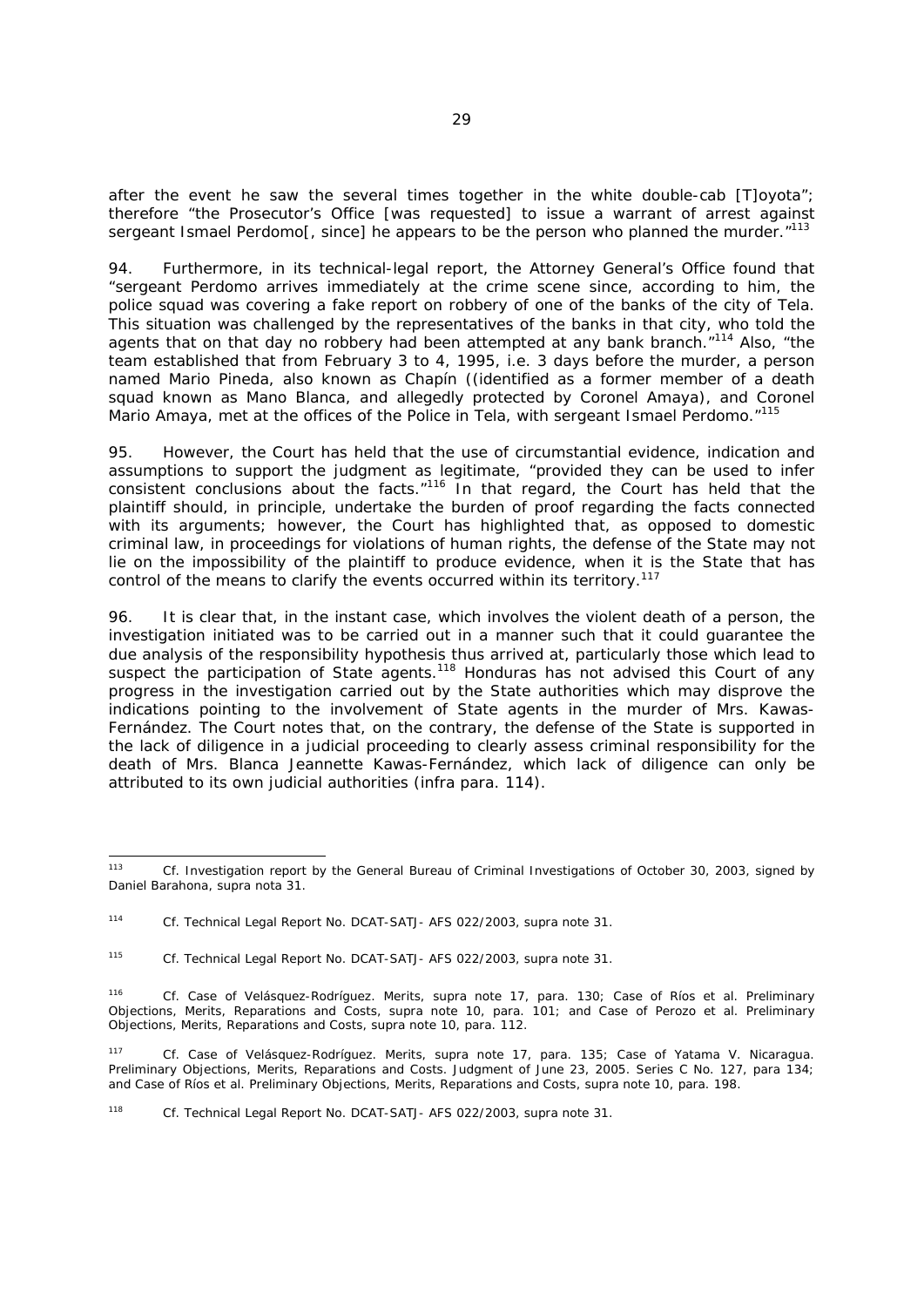after the event he saw the several times together in the white double-cab [T]oyota"; therefore "the Prosecutor's Office [was requested] to issue a warrant of arrest against sergeant Ismael Perdomo[, since] he appears to be the person who planned the murder."[113]

94. Furthermore, in its technical-legal report, the Attorney General's Office found that "sergeant Perdomo arrives immediately at the crime scene since, according to him, the police squad was covering a fake report on robbery of one of the banks of the city of Tela. This situation was challenged by the representatives of the banks in that city, who told the agents that on that day no robbery had been attempted at any bank branch."[114] Also, "the team established that from February 3 to 4, 1995, i.e. 3 days before the murder, a person named Mario Pineda, also known as Chapín ((identified as a former member of a death squad known as Mano Blanca, and allegedly protected by Coronel Amaya), and Coronel Mario Amaya, met at the offices of the Police in Tela, with sergeant Ismael Perdomo."[115]

95. However, the Court has held that the use of circumstantial evidence, indication and assumptions to support the judgment as legitimate, "provided they can be used to infer consistent conclusions about the facts."[116] In that regard, the Court has held that the plaintiff should, in principle, undertake the burden of proof regarding the facts connected with its arguments; however, the Court has highlighted that, as opposed to domestic criminal law, in proceedings for violations of human rights, the defense of the State may not lie on the impossibility of the plaintiff to produce evidence, when it is the State that has control of the means to clarify the events occurred within its territory.[117]

96. It is clear that, in the instant case, which involves the violent death of a person, the investigation initiated was to be carried out in a manner such that it could guarantee the due analysis of the responsibility hypothesis thus arrived at, particularly those which lead to suspect the participation of State agents.[118] Honduras has not advised this Court of any progress in the investigation carried out by the State authorities which may disprove the indications pointing to the involvement of State agents in the murder of Mrs. Kawas-Fernández. The Court notes that, on the contrary, the defense of the State is supported in the lack of diligence in a judicial proceeding to clearly assess criminal responsibility for the death of Mrs. Blanca Jeannette Kawas-Fernández, which lack of diligence can only be attributed to its own judicial authorities (*infra* para. 114).

---

[113] Cf. Investigation report by the General Bureau of Criminal Investigations of October 30, 2003, signed by Daniel Barahona, *supra* nota 31.

[114] Cf. Technical Legal Report No. DCAT-SATJ- AFS 022/2003, *supra* note 31.

[115] Cf. Technical Legal Report No. DCAT-SATJ- AFS 022/2003, *supra* note 31.

[116] Cf. *Case of Velásquez-Rodríguez. Merits*, *supra* note 17, para. 130; *Case of Ríos et al. Preliminary Objections, Merits, Reparations and Costs*, *supra* note 10, para. 101; and *Case of Perozo et al. Preliminary Objections, Merits, Reparations and Costs*, *supra* note 10, para. 112.

[117] Cf. *Case of Velásquez-Rodríguez. Merits*, *supra* note 17, para. 135; *Case of Yatama V. Nicaragua. Preliminary Objections, Merits, Reparations and Costs.* Judgment of June 23, 2005. Series C No. 127, para 134; and *Case of Ríos et al. Preliminary Objections, Merits, Reparations and Costs*, *supra* note 10, para. 198.

[118] Cf. Technical Legal Report No. DCAT-SATJ- AFS 022/2003, *supra* note 31.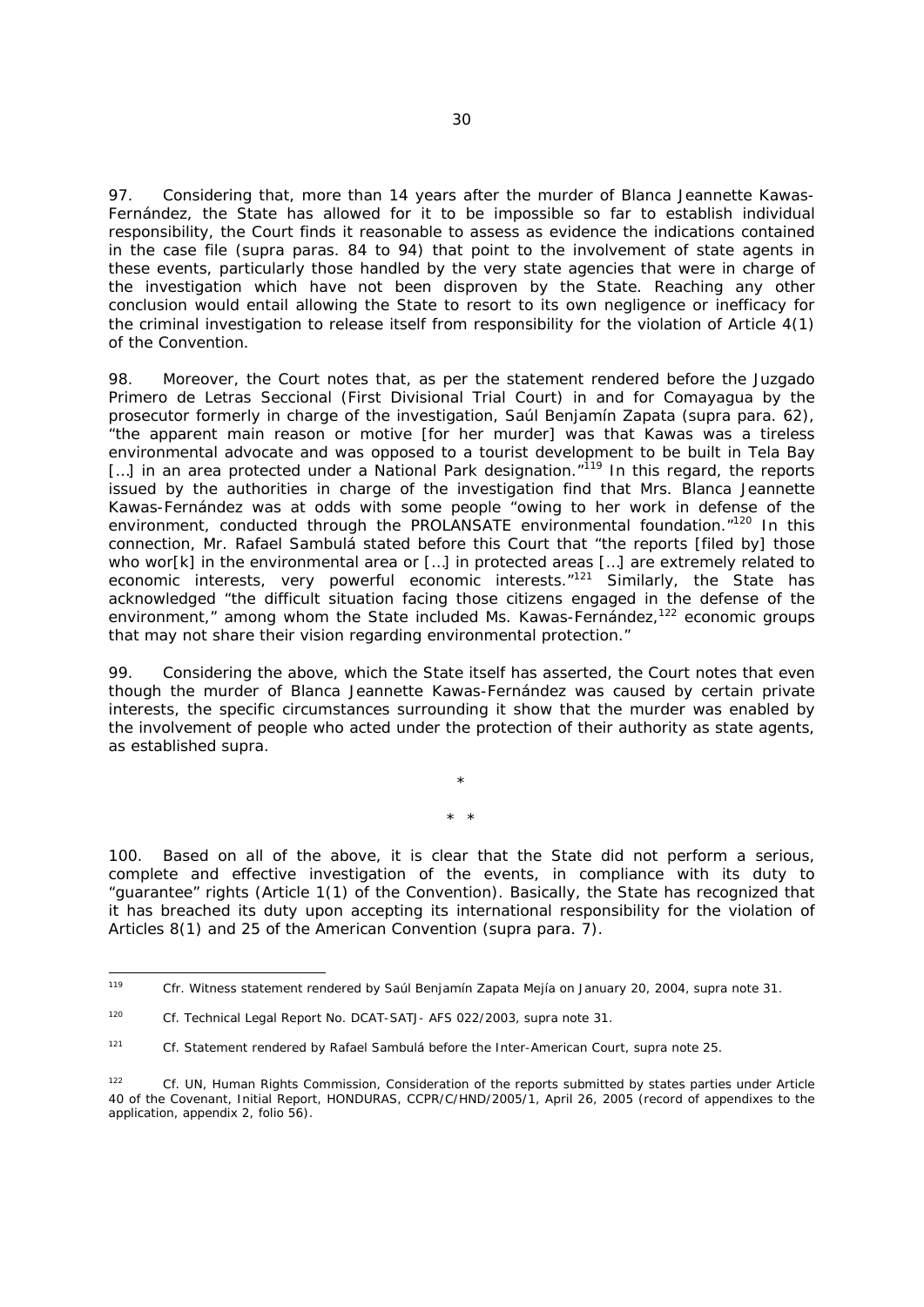97. Considering that, more than 14 years after the murder of Blanca Jeannette Kawas-Fernández, the State has allowed for it to be impossible so far to establish individual responsibility, the Court finds it reasonable to assess as evidence the indications contained in the case file (*supra* paras. 84 to 94) that point to the involvement of state agents in these events, particularly those handled by the very state agencies that were in charge of the investigation which have not been disproven by the State. Reaching any other conclusion would entail allowing the State to resort to its own negligence or inefficacy for the criminal investigation to release itself from responsibility for the violation of Article 4(1) of the Convention.

98. Moreover, the Court notes that, as per the statement rendered before the *Juzgado Primero de Letras Seccional* (First Divisional Trial Court) in and for Comayagua by the prosecutor formerly in charge of the investigation, Saúl Benjamín Zapata (*supra* para. 62), "the apparent main reason or motive [for her murder] was that Kawas was a tireless environmental advocate and was opposed to a tourist development to be built in Tela Bay […] in an area protected under a National Park designation."[119] In this regard, the reports issued by the authorities in charge of the investigation find that Mrs. Blanca Jeannette Kawas-Fernández was at odds with some people "owing to her work in defense of the environment, conducted through the PROLANSATE environmental foundation."[120] In this connection, Mr. Rafael Sambulá stated before this Court that "the reports [filed by] those who wor[k] in the environmental area or […] in protected areas […] are extremely related to economic interests, very powerful economic interests."[121] Similarly, the State has acknowledged "the difficult situation facing those citizens engaged in the defense of the environment," among whom the State included Ms. Kawas-Fernández,[122] economic groups that may not share their vision regarding environmental protection."

99. Considering the above, which the State itself has asserted, the Court notes that even though the murder of Blanca Jeannette Kawas-Fernández was caused by certain private interests, the specific circumstances surrounding it show that the murder was enabled by the involvement of people who acted under the protection of their authority as state agents, as established *supra*.

\*

\* \*

100. Based on all of the above, it is clear that the State did not perform a serious, complete and effective investigation of the events, in compliance with its duty to "guarantee" rights (Article 1(1) of the Convention). Basically, the State has recognized that it has breached its duty upon accepting its international responsibility for the violation of Articles 8(1) and 25 of the American Convention (*supra* para. 7).

---

[119] Cfr. Witness statement rendered by Saúl Benjamín Zapata Mejía on January 20, 2004, *supra* note 31.

[120] Cf. Technical Legal Report No. DCAT-SATJ- AFS 022/2003, *supra* note 31.

[121] Cf. Statement rendered by Rafael Sambulá before the Inter-American Court, *supra* note 25.

[122] Cf. UN, Human Rights Commission, Consideration of the reports submitted by states parties under Article 40 of the Covenant, Initial Report, HONDURAS, CCPR/C/HND/2005/1, April 26, 2005 (record of appendixes to the application, appendix 2, folio 56).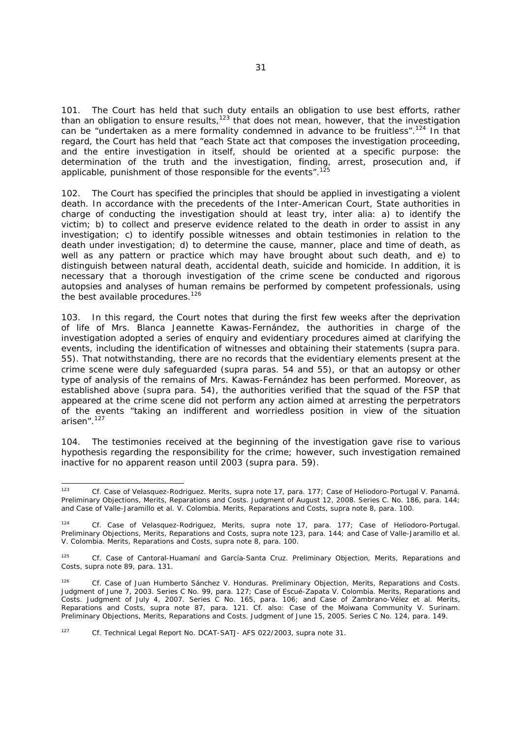101. The Court has held that such duty entails an obligation to use best efforts, rather than an obligation to ensure results,[123] that does not mean, however, that the investigation can be "undertaken as a mere formality condemned in advance to be fruitless".[124] In that regard, the Court has held that "each State act that composes the investigation proceeding, and the entire investigation in itself, should be oriented at a specific purpose: the determination of the truth and the investigation, finding, arrest, prosecution and, if applicable, punishment of those responsible for the events".[125]

102. The Court has specified the principles that should be applied in investigating a violent death. In accordance with the precedents of the Inter-American Court, State authorities in charge of conducting the investigation should at least try, *inter alia*: a) to identify the victim; b) to collect and preserve evidence related to the death in order to assist in any investigation; c) to identify possible witnesses and obtain testimonies in relation to the death under investigation; d) to determine the cause, manner, place and time of death, as well as any pattern or practice which may have brought about such death, and e) to distinguish between natural death, accidental death, suicide and homicide. In addition, it is necessary that a thorough investigation of the crime scene be conducted and rigorous autopsies and analyses of human remains be performed by competent professionals, using the best available procedures.[126]

103. In this regard, the Court notes that during the first few weeks after the deprivation of life of Mrs. Blanca Jeannette Kawas-Fernández, the authorities in charge of the investigation adopted a series of enquiry and evidentiary procedures aimed at clarifying the events, including the identification of witnesses and obtaining their statements (*supra* para. 55). That notwithstanding, there are no records that the evidentiary elements present at the crime scene were duly safeguarded (*supra* paras. 54 and 55), or that an autopsy or other type of analysis of the remains of Mrs. Kawas-Fernández has been performed. Moreover, as established above (*supra* para. 54), the authorities verified that the squad of the FSP that appeared at the crime scene did not perform any action aimed at arresting the perpetrators of the events "taking an indifferent and worriedless position in view of the situation arisen".[127]

104. The testimonies received at the beginning of the investigation gave rise to various hypothesis regarding the responsibility for the crime; however, such investigation remained inactive for no apparent reason until 2003 (*supra* para. 59).

---

[123] *Cf. Case of Velasquez-Rodriguez. Merits, supra* note 17, para. 177; *Case of Heliodoro-Portugal V. Panamá. Preliminary Objections, Merits, Reparations and Costs.* Judgment of August 12, 2008. Series C. No. 186, para. 144; and *Case of Valle-Jaramillo et al. V. Colombia. Merits, Reparations and Costs, supra* note 8, para. 100.

[124] *Cf. Case of Velasquez-Rodriguez, Merits, supra* note 17, para. 177; *Case of Heliodoro-Portugal. Preliminary Objections, Merits, Reparations and Costs, supra* note 123, para. 144; and *Case of Valle-Jaramillo et al. V. Colombia. Merits, Reparations and Costs, supra* note 8, para. 100.

[125] *Cf. Case of Cantoral-Huamaní and García-Santa Cruz. Preliminary Objection, Merits, Reparations and Costs, supra* note 89, para. 131.

[126] *Cf. Case of Juan Humberto Sánchez V. Honduras. Preliminary Objection, Merits, Reparations and Costs.* Judgment of June 7, 2003. Series C No. 99, para. 127; *Case of Escué-Zapata V. Colombia. Merits, Reparations and Costs.* Judgment of July 4, 2007. Series C No. 165, para. 106; and *Case of Zambrano-Vélez et al. Merits, Reparations and Costs, supra* note 87, para. 121. *Cf. also: Case of the Moiwana Community V. Surinam. Preliminary Objections, Merits, Reparations and Costs.* Judgment of June 15, 2005. Series C No. 124, para. 149.

[127] *Cf.* Technical Legal Report No. DCAT-SATJ- AFS 022/2003, *supra* note 31.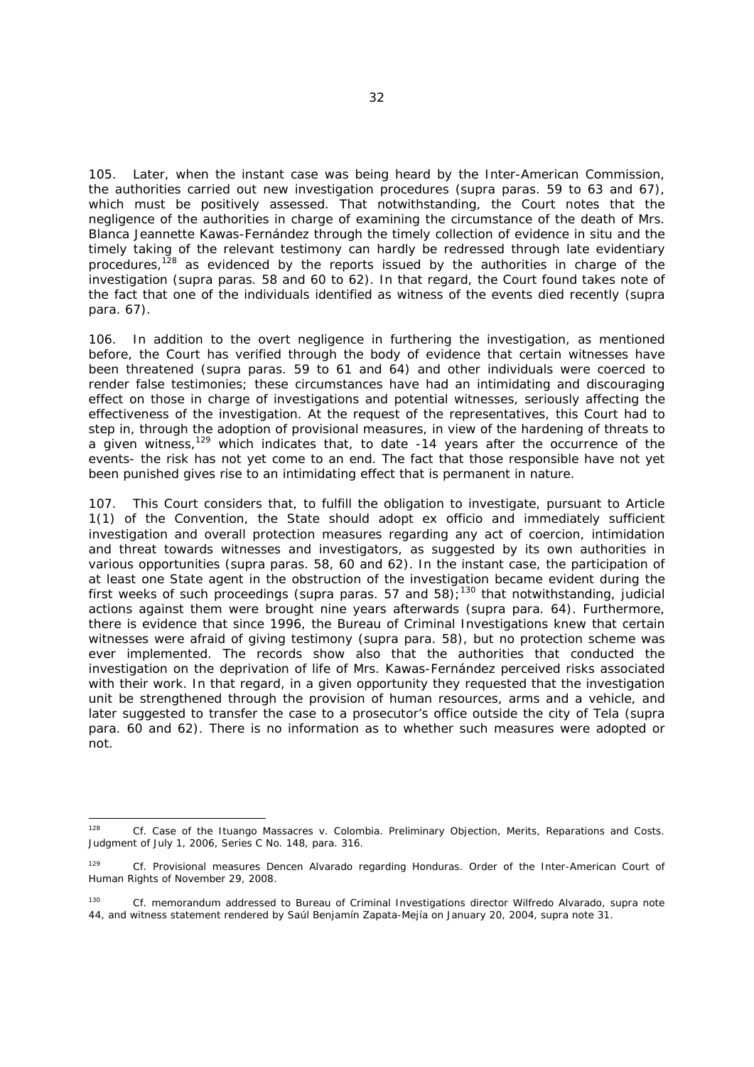105. Later, when the instant case was being heard by the Inter-American Commission, the authorities carried out new investigation procedures (supra paras. 59 to 63 and 67), which must be positively assessed. That notwithstanding, the Court notes that the negligence of the authorities in charge of examining the circumstance of the death of Mrs. Blanca Jeannette Kawas-Fernández through the timely collection of evidence in situ and the timely taking of the relevant testimony can hardly be redressed through late evidentiary procedures,[128] as evidenced by the reports issued by the authorities in charge of the investigation (supra paras. 58 and 60 to 62). In that regard, the Court found takes note of the fact that one of the individuals identified as witness of the events died recently (supra para. 67).

106. In addition to the overt negligence in furthering the investigation, as mentioned before, the Court has verified through the body of evidence that certain witnesses have been threatened (supra paras. 59 to 61 and 64) and other individuals were coerced to render false testimonies; these circumstances have had an intimidating and discouraging effect on those in charge of investigations and potential witnesses, seriously affecting the effectiveness of the investigation. At the request of the representatives, this Court had to step in, through the adoption of provisional measures, in view of the hardening of threats to a given witness,[129] which indicates that, to date -14 years after the occurrence of the events- the risk has not yet come to an end. The fact that those responsible have not yet been punished gives rise to an intimidating effect that is permanent in nature.

107. This Court considers that, to fulfill the obligation to investigate, pursuant to Article 1(1) of the Convention, the State should adopt ex officio and immediately sufficient investigation and overall protection measures regarding any act of coercion, intimidation and threat towards witnesses and investigators, as suggested by its own authorities in various opportunities (supra paras. 58, 60 and 62). In the instant case, the participation of at least one State agent in the obstruction of the investigation became evident during the first weeks of such proceedings (supra paras. 57 and 58);[130] that notwithstanding, judicial actions against them were brought nine years afterwards (supra para. 64). Furthermore, there is evidence that since 1996, the Bureau of Criminal Investigations knew that certain witnesses were afraid of giving testimony (supra para. 58), but no protection scheme was ever implemented. The records show also that the authorities that conducted the investigation on the deprivation of life of Mrs. Kawas-Fernández perceived risks associated with their work. In that regard, in a given opportunity they requested that the investigation unit be strengthened through the provision of human resources, arms and a vehicle, and later suggested to transfer the case to a prosecutor's office outside the city of Tela (supra para. 60 and 62). There is no information as to whether such measures were adopted or not.

---

[128] Cf. *Case of the Ituango Massacres v. Colombia. Preliminary Objection, Merits, Reparations and Costs.* Judgment of July 1, 2006, Series C No. 148, para. 316.

[129] Cf. *Provisional measures Dencen Alvarado regarding Honduras.* Order of the Inter-American Court of Human Rights of November 29, 2008.

[130] Cf. memorandum addressed to Bureau of Criminal Investigations director Wilfredo Alvarado, supra note 44, and witness statement rendered by Saúl Benjamín Zapata-Mejía on January 20, 2004, supra note 31.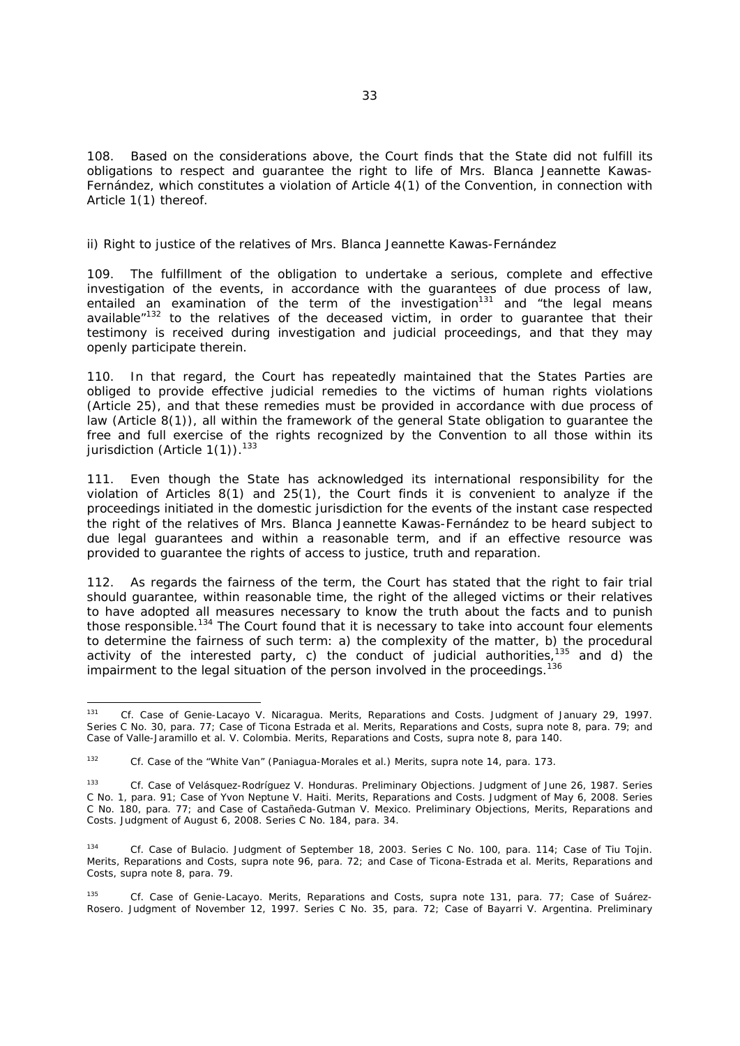108. Based on the considerations above, the Court finds that the State did not fulfill its obligations to respect and guarantee the right to life of Mrs. Blanca Jeannette Kawas-Fernández, which constitutes a violation of Article 4(1) of the Convention, in connection with Article 1(1) thereof.

*ii) Right to justice of the relatives of Mrs. Blanca Jeannette Kawas-Fernández*

109. The fulfillment of the obligation to undertake a serious, complete and effective investigation of the events, in accordance with the guarantees of due process of law, entailed an examination of the term of the investigation[131] and "the legal means available"[132] to the relatives of the deceased victim, in order to guarantee that their testimony is received during investigation and judicial proceedings, and that they may openly participate therein.

110. In that regard, the Court has repeatedly maintained that the States Parties are obliged to provide effective judicial remedies to the victims of human rights violations (Article 25), and that these remedies must be provided in accordance with due process of law (Article 8(1)), all within the framework of the general State obligation to guarantee the free and full exercise of the rights recognized by the Convention to all those within its jurisdiction (Article 1(1)).[133]

111. Even though the State has acknowledged its international responsibility for the violation of Articles 8(1) and 25(1), the Court finds it is convenient to analyze if the proceedings initiated in the domestic jurisdiction for the events of the instant case respected the right of the relatives of Mrs. Blanca Jeannette Kawas-Fernández to be heard subject to due legal guarantees and within a reasonable term, and if an effective resource was provided to guarantee the rights of access to justice, truth and reparation.

112. As regards the fairness of the term, the Court has stated that the right to fair trial should guarantee, within reasonable time, the right of the alleged victims or their relatives to have adopted all measures necessary to know the truth about the facts and to punish those responsible.[134] The Court found that it is necessary to take into account four elements to determine the fairness of such term: a) the complexity of the matter, b) the procedural activity of the interested party, c) the conduct of judicial authorities,[135] and d) the impairment to the legal situation of the person involved in the proceedings.[136]

---

[131] Cf. *Case of Genie-Lacayo V. Nicaragua. Merits, Reparations and Costs*. Judgment of January 29, 1997. Series C No. 30, para. 77; *Case of Ticona Estrada et al. Merits, Reparations and Costs, supra* note 8, para. 79; and *Case of Valle-Jaramillo et al. V. Colombia. Merits, Reparations and Costs, supra* note 8, para 140.

[132] Cf. *Case of the "White Van" (Paniagua-Morales et al.) Merits, supra* note 14, para. 173.

[133] Cf. *Case of Velásquez-Rodríguez V. Honduras. Preliminary Objections*. Judgment of June 26, 1987. Series C No. 1, para. 91; *Case of Yvon Neptune V. Haiti. Merits, Reparations and Costs*. Judgment of May 6, 2008. Series C No. 180, para. 77; and *Case of Castañeda-Gutman V. Mexico. Preliminary Objections, Merits, Reparations and Costs*. Judgment of August 6, 2008. Series C No. 184, para. 34.

[134] Cf. *Case of Bulacio*. Judgment of September 18, 2003. Series C No. 100, para. 114; *Case of Tiu Tojin. Merits, Reparations and Costs, supra* note 96, para. 72; and *Case of Ticona-Estrada et al. Merits, Reparations and Costs, supra* note 8, para. 79.

[135] Cf. *Case of Genie-Lacayo. Merits, Reparations and Costs, supra* note 131, para. 77; *Case of Suárez-Rosero*. Judgment of November 12, 1997. Series C No. 35, para. 72; *Case of Bayarri V. Argentina. Preliminary*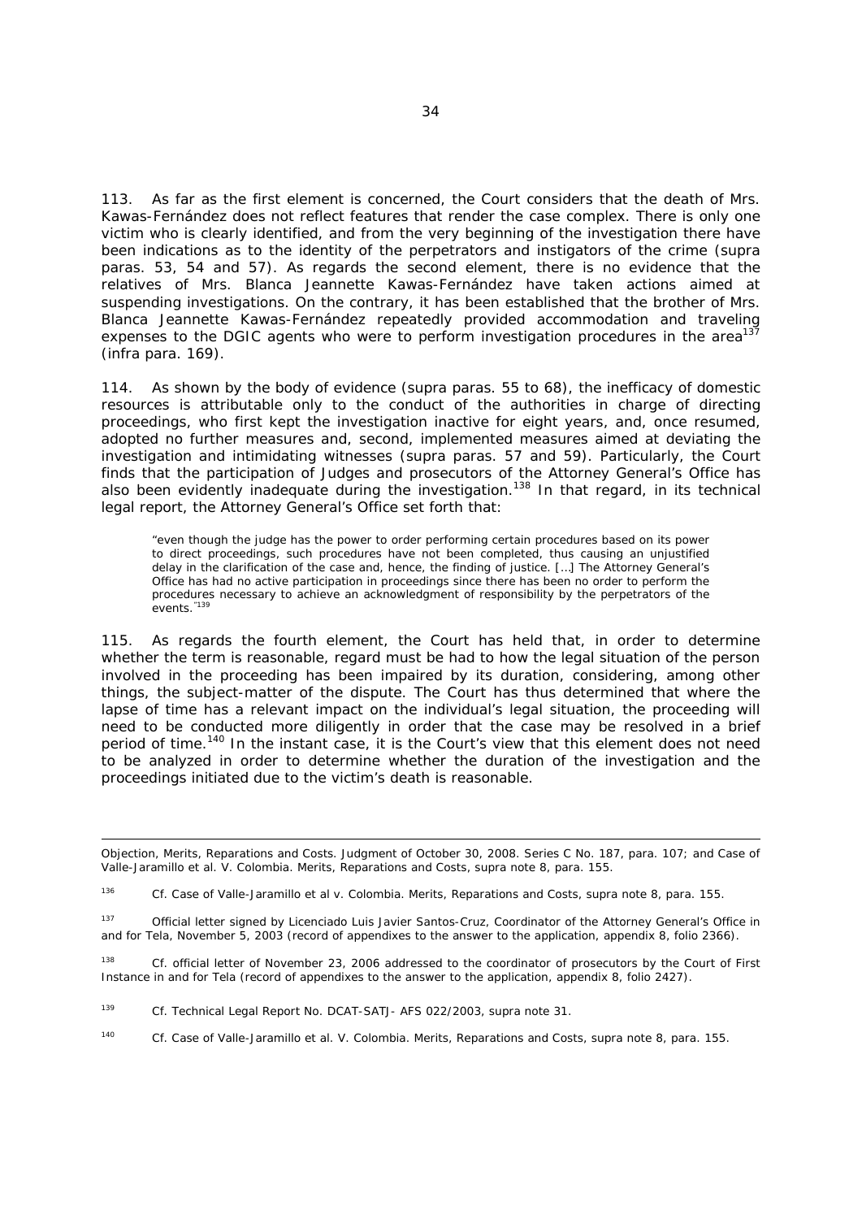113. As far as the first element is concerned, the Court considers that the death of Mrs. Kawas-Fernández does not reflect features that render the case complex. There is only one victim who is clearly identified, and from the very beginning of the investigation there have been indications as to the identity of the perpetrators and instigators of the crime (*supra* paras. 53, 54 and 57). As regards the second element, there is no evidence that the relatives of Mrs. Blanca Jeannette Kawas-Fernández have taken actions aimed at suspending investigations. On the contrary, it has been established that the brother of Mrs. Blanca Jeannette Kawas-Fernández repeatedly provided accommodation and traveling expenses to the DGIC agents who were to perform investigation procedures in the area[137] (*infra* para. 169).

114. As shown by the body of evidence (*supra* paras. 55 to 68), the inefficacy of domestic resources is attributable only to the conduct of the authorities in charge of directing proceedings, who first kept the investigation inactive for eight years, and, once resumed, adopted no further measures and, second, implemented measures aimed at deviating the investigation and intimidating witnesses (*supra* paras. 57 and 59). Particularly, the Court finds that the participation of Judges and prosecutors of the Attorney General's Office has also been evidently inadequate during the investigation.[138] In that regard, in its technical legal report, the Attorney General's Office set forth that:

> "even though the judge has the power to order performing certain procedures based on its power to direct proceedings, such procedures have not been completed, thus causing an unjustified delay in the clarification of the case and, hence, the finding of justice. […] The Attorney General's Office has had no active participation in proceedings since there has been no order to perform the procedures necessary to achieve an acknowledgment of responsibility by the perpetrators of the events."[139]

115. As regards the fourth element, the Court has held that, in order to determine whether the term is reasonable, regard must be had to how the legal situation of the person involved in the proceeding has been impaired by its duration, considering, among other things, the subject-matter of the dispute. The Court has thus determined that where the lapse of time has a relevant impact on the individual's legal situation, the proceeding will need to be conducted more diligently in order that the case may be resolved in a brief period of time.[140] In the instant case, it is the Court's view that this element does not need to be analyzed in order to determine whether the duration of the investigation and the proceedings initiated due to the victim's death is reasonable.

---

Objection, Merits, Reparations and Costs. Judgment of October 30, 2008. Series C No. 187, para. 107; and *Case of Valle-Jaramillo et al. V. Colombia. Merits, Reparations and Costs, supra* note 8, para. 155.

[136] *Cf. Case of Valle-Jaramillo et al v. Colombia. Merits, Reparations and Costs, supra* note 8, para. 155.

[137] Official letter signed by Licenciado Luis Javier Santos-Cruz, Coordinator of the Attorney General's Office in and for Tela, November 5, 2003 (record of appendixes to the answer to the application, appendix 8, folio 2366).

[138] *Cf.* official letter of November 23, 2006 addressed to the coordinator of prosecutors by the Court of First Instance in and for Tela (record of appendixes to the answer to the application, appendix 8, folio 2427).

[139] *Cf.* Technical Legal Report No. DCAT-SATJ- AFS 022/2003, *supra* note 31.

[140] *Cf. Case of Valle-Jaramillo et al. V. Colombia. Merits, Reparations and Costs, supra* note 8, para. 155.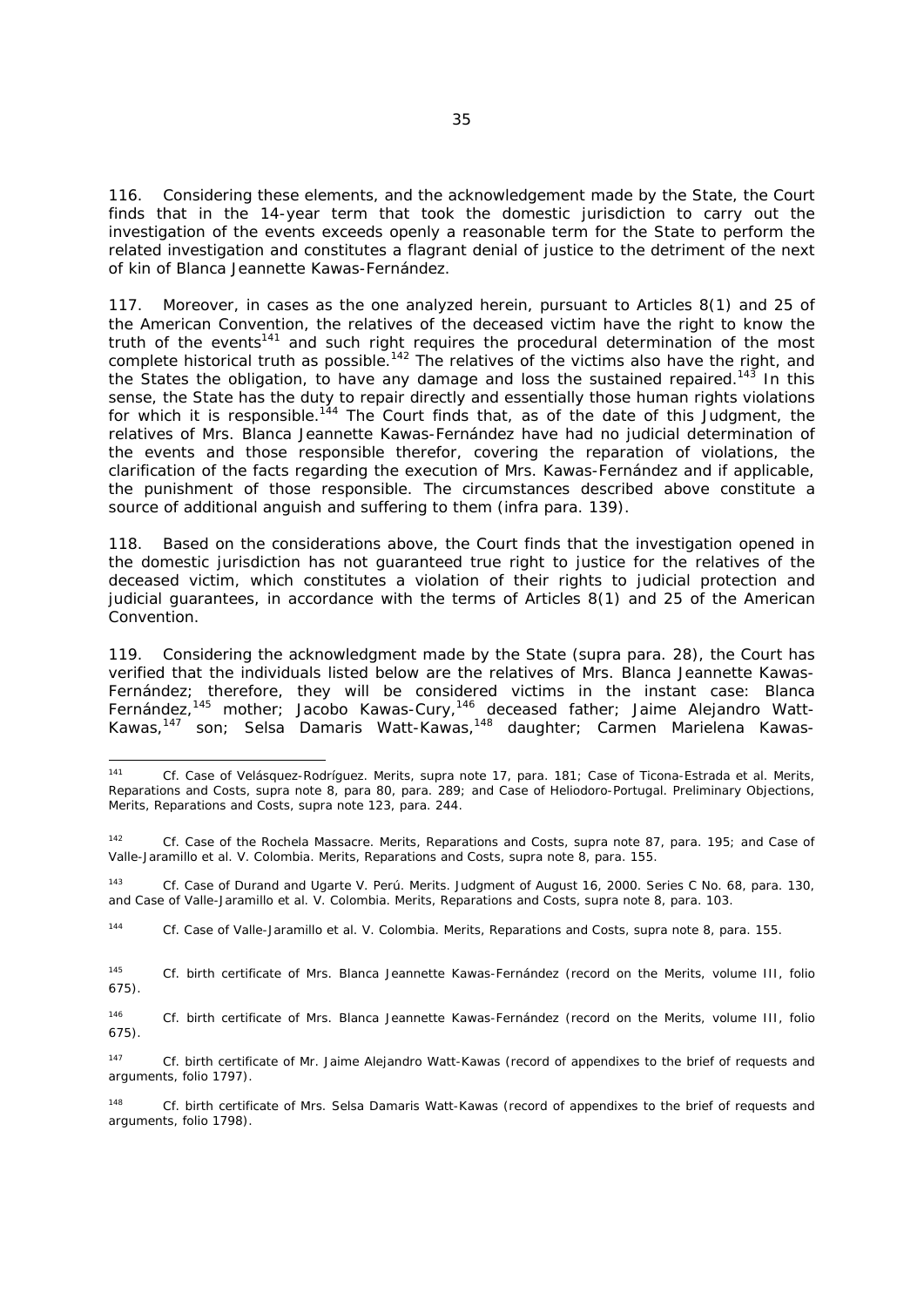116. Considering these elements, and the acknowledgement made by the State, the Court finds that in the 14-year term that took the domestic jurisdiction to carry out the investigation of the events exceeds openly a reasonable term for the State to perform the related investigation and constitutes a flagrant denial of justice to the detriment of the next of kin of Blanca Jeannette Kawas-Fernández.

117. Moreover, in cases as the one analyzed herein, pursuant to Articles 8(1) and 25 of the American Convention, the relatives of the deceased victim have the right to know the truth of the events[141] and such right requires the procedural determination of the most complete historical truth as possible.[142] The relatives of the victims also have the right, and the States the obligation, to have any damage and loss the sustained repaired.[143] In this sense, the State has the duty to repair directly and essentially those human rights violations for which it is responsible.[144] The Court finds that, as of the date of this Judgment, the relatives of Mrs. Blanca Jeannette Kawas-Fernández have had no judicial determination of the events and those responsible therefor, covering the reparation of violations, the clarification of the facts regarding the execution of Mrs. Kawas-Fernández and if applicable, the punishment of those responsible. The circumstances described above constitute a source of additional anguish and suffering to them (*infra* para. 139).

118. Based on the considerations above, the Court finds that the investigation opened in the domestic jurisdiction has not guaranteed true right to justice for the relatives of the deceased victim, which constitutes a violation of their rights to judicial protection and judicial guarantees, in accordance with the terms of Articles 8(1) and 25 of the American Convention.

119. Considering the acknowledgment made by the State (*supra* para. 28), the Court has verified that the individuals listed below are the relatives of Mrs. Blanca Jeannette Kawas-Fernández; therefore, they will be considered victims in the instant case: Blanca Fernández,[145] mother; Jacobo Kawas-Cury,[146] deceased father; Jaime Alejandro Watt-Kawas,[147] son; Selsa Damaris Watt-Kawas,[148] daughter; Carmen Marielena Kawas-

---

[141] Cf. *Case of Velásquez-Rodríguez. Merits*, *supra* note 17, para. 181; *Case of Ticona-Estrada et al. Merits, Reparations and Costs*, *supra* note 8, para 80, para. 289; and *Case of Heliodoro-Portugal. Preliminary Objections, Merits, Reparations and Costs*, *supra* note 123, para. 244.

[142] Cf. *Case of the Rochela Massacre. Merits, Reparations and Costs*, *supra* note 87, para. 195; and *Case of Valle-Jaramillo et al. V. Colombia. Merits, Reparations and Costs*, *supra* note 8, para. 155.

[143] Cf. *Case of Durand and Ugarte V. Perú. Merits*. Judgment of August 16, 2000. Series C No. 68, para. 130, and *Case of Valle-Jaramillo et al. V. Colombia. Merits, Reparations and Costs*, *supra* note 8, para. 103.

[144] Cf. *Case of Valle-Jaramillo et al. V. Colombia. Merits, Reparations and Costs*, *supra* note 8, para. 155.

[145] Cf. birth certificate of Mrs. Blanca Jeannette Kawas-Fernández (record on the Merits, volume III, folio 675).

[146] Cf. birth certificate of Mrs. Blanca Jeannette Kawas-Fernández (record on the Merits, volume III, folio 675).

[147] Cf. birth certificate of Mr. Jaime Alejandro Watt-Kawas (record of appendixes to the brief of requests and arguments, folio 1797).

[148] Cf. birth certificate of Mrs. Selsa Damaris Watt-Kawas (record of appendixes to the brief of requests and arguments, folio 1798).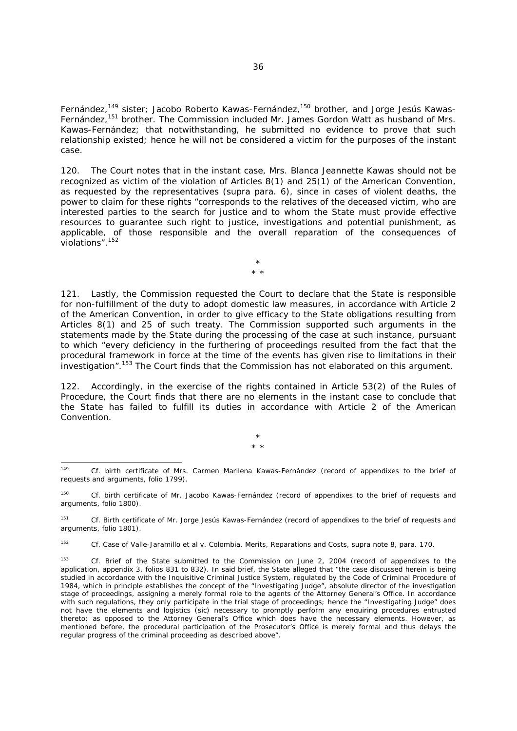Fernández,[149] sister; Jacobo Roberto Kawas-Fernández,[150] brother, and Jorge Jesús Kawas-Fernández,[151] brother. The Commission included Mr. James Gordon Watt as husband of Mrs. Kawas-Fernández; that notwithstanding, he submitted no evidence to prove that such relationship existed; hence he will not be considered a victim for the purposes of the instant case.

120. The Court notes that in the instant case, Mrs. Blanca Jeannette Kawas should not be recognized as victim of the violation of Articles 8(1) and 25(1) of the American Convention, as requested by the representatives (supra para. 6), since in cases of violent deaths, the power to claim for these rights "corresponds to the relatives of the deceased victim, who are interested parties to the search for justice and to whom the State must provide effective resources to guarantee such right to justice, investigations and potential punishment, as applicable, of those responsible and the overall reparation of the consequences of violations".[152]

\*
\* \*

121. Lastly, the Commission requested the Court to declare that the State is responsible for non-fulfillment of the duty to adopt domestic law measures, in accordance with Article 2 of the American Convention, in order to give efficacy to the State obligations resulting from Articles 8(1) and 25 of such treaty. The Commission supported such arguments in the statements made by the State during the processing of the case at such instance, pursuant to which "every deficiency in the furthering of proceedings resulted from the fact that the procedural framework in force at the time of the events has given rise to limitations in their investigation".[153] The Court finds that the Commission has not elaborated on this argument.

122. Accordingly, in the exercise of the rights contained in Article 53(2) of the Rules of Procedure, the Court finds that there are no elements in the instant case to conclude that the State has failed to fulfill its duties in accordance with Article 2 of the American Convention.

\*
\* \*

---

[149] Cf. birth certificate of Mrs. Carmen Marilena Kawas-Fernández (record of appendixes to the brief of requests and arguments, folio 1799).

[150] Cf. birth certificate of Mr. Jacobo Kawas-Fernández (record of appendixes to the brief of requests and arguments, folio 1800).

[151] Cf. Birth certificate of Mr. Jorge Jesús Kawas-Fernández (record of appendixes to the brief of requests and arguments, folio 1801).

[152] Cf. *Case of Valle-Jaramillo et al v. Colombia. Merits, Reparations and Costs*, supra note 8, para. 170.

[153] Cf. Brief of the State submitted to the Commission on June 2, 2004 (record of appendixes to the application, appendix 3, folios 831 to 832). In said brief, the State alleged that "the case discussed herein is being studied in accordance with the Inquisitive Criminal Justice System, regulated by the Code of Criminal Procedure of 1984, which in principle establishes the concept of the "Investigating Judge", absolute director of the investigation stage of proceedings, assigning a merely formal role to the agents of the Attorney General's Office. In accordance with such regulations, they only participate in the trial stage of proceedings; hence the "Investigating Judge" does not have the elements and logistics (sic) necessary to promptly perform any enquiring procedures entrusted thereto; as opposed to the Attorney General's Office which does have the necessary elements. However, as mentioned before, the procedural participation of the Prosecutor's Office is merely formal and thus delays the regular progress of the criminal proceeding as described above".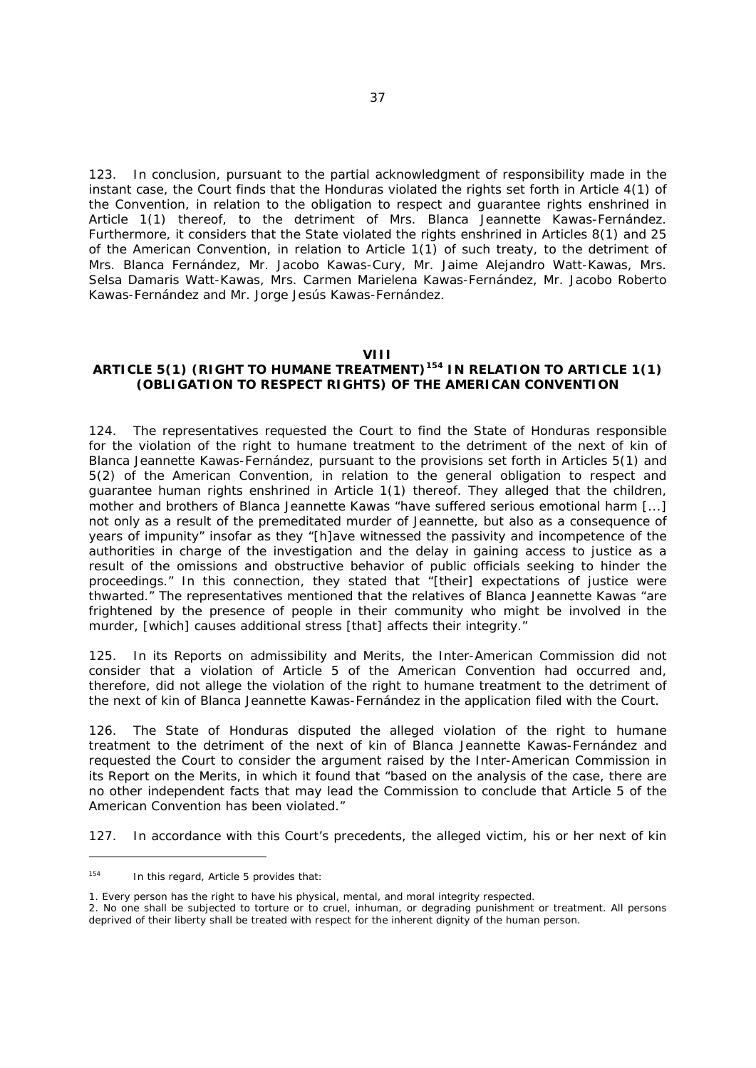123. In conclusion, pursuant to the partial acknowledgment of responsibility made in the instant case, the Court finds that the Honduras violated the rights set forth in Article 4(1) of the Convention, in relation to the obligation to respect and guarantee rights enshrined in Article 1(1) thereof, to the detriment of Mrs. Blanca Jeannette Kawas-Fernández. Furthermore, it considers that the State violated the rights enshrined in Articles 8(1) and 25 of the American Convention, in relation to Article 1(1) of such treaty, to the detriment of Mrs. Blanca Fernández, Mr. Jacobo Kawas-Cury, Mr. Jaime Alejandro Watt-Kawas, Mrs. Selsa Damaris Watt-Kawas, Mrs. Carmen Marielena Kawas-Fernández, Mr. Jacobo Roberto Kawas-Fernández and Mr. Jorge Jesús Kawas-Fernández.

## VIII
## ARTICLE 5(1) (RIGHT TO HUMANE TREATMENT)[154] IN RELATION TO ARTICLE 1(1) (OBLIGATION TO RESPECT RIGHTS) OF THE AMERICAN CONVENTION

124. The representatives requested the Court to find the State of Honduras responsible for the violation of the right to humane treatment to the detriment of the next of kin of Blanca Jeannette Kawas-Fernández, pursuant to the provisions set forth in Articles 5(1) and 5(2) of the American Convention, in relation to the general obligation to respect and guarantee human rights enshrined in Article 1(1) thereof. They alleged that the children, mother and brothers of Blanca Jeannette Kawas "have suffered serious emotional harm [...] not only as a result of the premeditated murder of Jeannette, but also as a consequence of years of impunity" insofar as they "[h]ave witnessed the passivity and incompetence of the authorities in charge of the investigation and the delay in gaining access to justice as a result of the omissions and obstructive behavior of public officials seeking to hinder the proceedings." In this connection, they stated that "[their] expectations of justice were thwarted." The representatives mentioned that the relatives of Blanca Jeannette Kawas "are frightened by the presence of people in their community who might be involved in the murder, [which] causes additional stress [that] affects their integrity."

125. In its Reports on admissibility and Merits, the Inter-American Commission did not consider that a violation of Article 5 of the American Convention had occurred and, therefore, did not allege the violation of the right to humane treatment to the detriment of the next of kin of Blanca Jeannette Kawas-Fernández in the application filed with the Court.

126. The State of Honduras disputed the alleged violation of the right to humane treatment to the detriment of the next of kin of Blanca Jeannette Kawas-Fernández and requested the Court to consider the argument raised by the Inter-American Commission in its Report on the Merits, in which it found that "based on the analysis of the case, there are no other independent facts that may lead the Commission to conclude that Article 5 of the American Convention has been violated."

127. In accordance with this Court's precedents, the alleged victim, his or her next of kin

---

[154] In this regard, Article 5 provides that:

1. Every person has the right to have his physical, mental, and moral integrity respected.
2. No one shall be subjected to torture or to cruel, inhuman, or degrading punishment or treatment. All persons deprived of their liberty shall be treated with respect for the inherent dignity of the human person.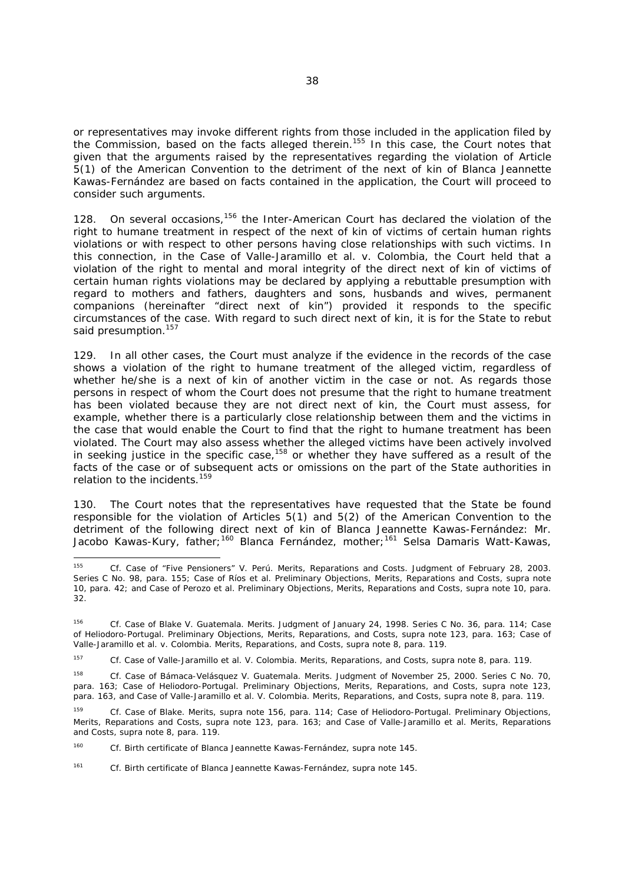or representatives may invoke different rights from those included in the application filed by the Commission, based on the facts alleged therein.[155] In this case, the Court notes that given that the arguments raised by the representatives regarding the violation of Article 5(1) of the American Convention to the detriment of the next of kin of Blanca Jeannette Kawas-Fernández are based on facts contained in the application, the Court will proceed to consider such arguments.

128. On several occasions,[156] the Inter-American Court has declared the violation of the right to humane treatment in respect of the next of kin of victims of certain human rights violations or with respect to other persons having close relationships with such victims. In this connection, in the Case of Valle-Jaramillo et al. v. Colombia, the Court held that a violation of the right to mental and moral integrity of the direct next of kin of victims of certain human rights violations may be declared by applying a rebuttable presumption with regard to mothers and fathers, daughters and sons, husbands and wives, permanent companions (hereinafter "direct next of kin") provided it responds to the specific circumstances of the case. With regard to such direct next of kin, it is for the State to rebut said presumption.[157]

129. In all other cases, the Court must analyze if the evidence in the records of the case shows a violation of the right to humane treatment of the alleged victim, regardless of whether he/she is a next of kin of another victim in the case or not. As regards those persons in respect of whom the Court does not presume that the right to humane treatment has been violated because they are not direct next of kin, the Court must assess, for example, whether there is a particularly close relationship between them and the victims in the case that would enable the Court to find that the right to humane treatment has been violated. The Court may also assess whether the alleged victims have been actively involved in seeking justice in the specific case,[158] or whether they have suffered as a result of the facts of the case or of subsequent acts or omissions on the part of the State authorities in relation to the incidents.[159]

130. The Court notes that the representatives have requested that the State be found responsible for the violation of Articles 5(1) and 5(2) of the American Convention to the detriment of the following direct next of kin of Blanca Jeannette Kawas-Fernández: Mr. Jacobo Kawas-Kury, father;[160] Blanca Fernández, mother;[161] Selsa Damaris Watt-Kawas,

---

[155] *Cf. Case of "Five Pensioners" V. Perú. Merits, Reparations and Costs.* Judgment of February 28, 2003. Series C No. 98, para. 155; *Case of Ríos et al. Preliminary Objections, Merits, Reparations and Costs, supra* note 10, para. 42; and *Case of Perozo et al. Preliminary Objections, Merits, Reparations and Costs, supra* note 10, para. 32.

[156] *Cf. Case of Blake V. Guatemala. Merits.* Judgment of January 24, 1998. Series C No. 36, para. 114; *Case of Heliodoro-Portugal. Preliminary Objections, Merits, Reparations, and Costs, supra* note 123, para. 163; *Case of Valle-Jaramillo et al. v. Colombia. Merits, Reparations, and Costs, supra* note 8, para. 119.

[157] *Cf. Case of Valle-Jaramillo et al. V. Colombia. Merits, Reparations, and Costs, supra* note 8, para. 119.

[158] *Cf. Case of Bámaca-Velásquez V. Guatemala. Merits.* Judgment of November 25, 2000. Series C No. 70, para. 163; *Case of Heliodoro-Portugal. Preliminary Objections, Merits, Reparations, and Costs, supra* note 123, para. 163, and *Case of Valle-Jaramillo et al. V. Colombia. Merits, Reparations, and Costs, supra* note 8, para. 119.

[159] *Cf. Case of Blake. Merits, supra* note 156, para. 114; *Case of Heliodoro-Portugal. Preliminary Objections, Merits, Reparations and Costs, supra* note 123, para. 163; and *Case of Valle-Jaramillo et al. Merits, Reparations and Costs, supra* note 8, para. 119.

[160] *Cf.* Birth certificate of Blanca Jeannette Kawas-Fernández, *supra* note 145.

[161] *Cf.* Birth certificate of Blanca Jeannette Kawas-Fernández, *supra* note 145.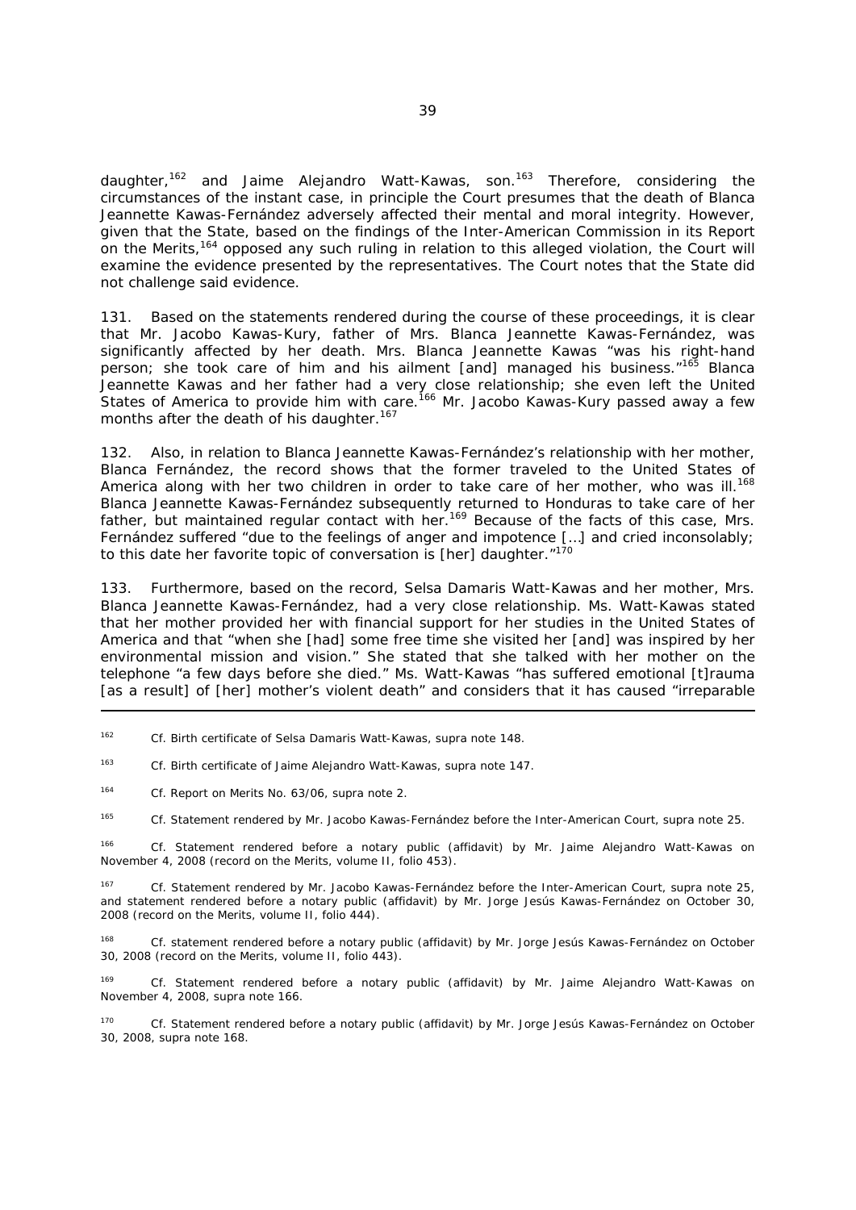daughter,[162] and Jaime Alejandro Watt-Kawas, son.[163] Therefore, considering the circumstances of the instant case, in principle the Court presumes that the death of Blanca Jeannette Kawas-Fernández adversely affected their mental and moral integrity. However, given that the State, based on the findings of the Inter-American Commission in its Report on the Merits,[164] opposed any such ruling in relation to this alleged violation, the Court will examine the evidence presented by the representatives. The Court notes that the State did not challenge said evidence.

131. Based on the statements rendered during the course of these proceedings, it is clear that Mr. Jacobo Kawas-Kury, father of Mrs. Blanca Jeannette Kawas-Fernández, was significantly affected by her death. Mrs. Blanca Jeannette Kawas "was his right-hand person; she took care of him and his ailment [and] managed his business."[165] Blanca Jeannette Kawas and her father had a very close relationship; she even left the United States of America to provide him with care.[166] Mr. Jacobo Kawas-Kury passed away a few months after the death of his daughter.[167]

132. Also, in relation to Blanca Jeannette Kawas-Fernández's relationship with her mother, Blanca Fernández, the record shows that the former traveled to the United States of America along with her two children in order to take care of her mother, who was ill.[168] Blanca Jeannette Kawas-Fernández subsequently returned to Honduras to take care of her father, but maintained regular contact with her.[169] Because of the facts of this case, Mrs. Fernández suffered "due to the feelings of anger and impotence […] and cried inconsolably; to this date her favorite topic of conversation is [her] daughter."[170]

133. Furthermore, based on the record, Selsa Damaris Watt-Kawas and her mother, Mrs. Blanca Jeannette Kawas-Fernández, had a very close relationship. Ms. Watt-Kawas stated that her mother provided her with financial support for her studies in the United States of America and that "when she [had] some free time she visited her [and] was inspired by her environmental mission and vision." She stated that she talked with her mother on the telephone "a few days before she died." Ms. Watt-Kawas "has suffered emotional [t]rauma [as a result] of [her] mother's violent death" and considers that it has caused "irreparable

---

[162] Cf. Birth certificate of Selsa Damaris Watt-Kawas, *supra* note 148.

[163] Cf. Birth certificate of Jaime Alejandro Watt-Kawas, *supra* note 147.

[164] Cf. Report on Merits No. 63/06, *supra* note 2.

[165] Cf. Statement rendered by Mr. Jacobo Kawas-Fernández before the Inter-American Court, *supra* note 25.

[166] Cf. Statement rendered before a notary public (affidavit) by Mr. Jaime Alejandro Watt-Kawas on November 4, 2008 (record on the Merits, volume II, folio 453).

[167] Cf. Statement rendered by Mr. Jacobo Kawas-Fernández before the Inter-American Court, *supra* note 25, and statement rendered before a notary public (affidavit) by Mr. Jorge Jesús Kawas-Fernández on October 30, 2008 (record on the Merits, volume II, folio 444).

[168] Cf. statement rendered before a notary public (affidavit) by Mr. Jorge Jesús Kawas-Fernández on October 30, 2008 (record on the Merits, volume II, folio 443).

[169] Cf. Statement rendered before a notary public (affidavit) by Mr. Jaime Alejandro Watt-Kawas on November 4, 2008, *supra* note 166.

[170] Cf. Statement rendered before a notary public (affidavit) by Mr. Jorge Jesús Kawas-Fernández on October 30, 2008, *supra* note 168.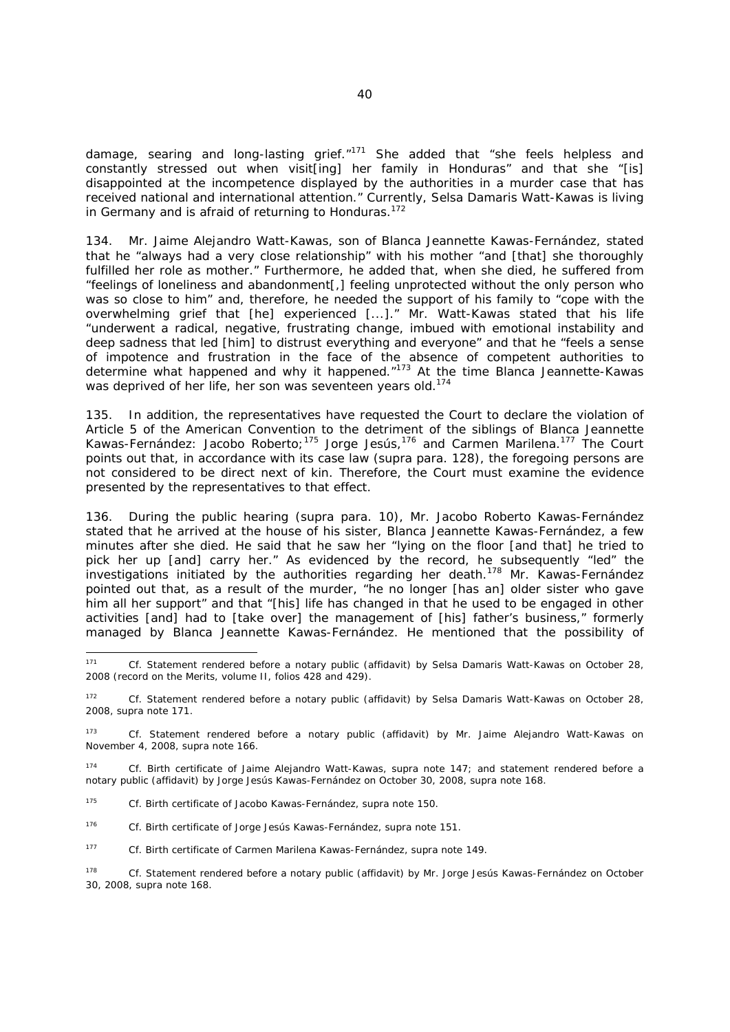damage, searing and long-lasting grief."[171] She added that "she feels helpless and constantly stressed out when visit[ing] her family in Honduras" and that she "[is] disappointed at the incompetence displayed by the authorities in a murder case that has received national and international attention." Currently, Selsa Damaris Watt-Kawas is living in Germany and is afraid of returning to Honduras.[172]

134. Mr. Jaime Alejandro Watt-Kawas, son of Blanca Jeannette Kawas-Fernández, stated that he "always had a very close relationship" with his mother "and [that] she thoroughly fulfilled her role as mother." Furthermore, he added that, when she died, he suffered from "feelings of loneliness and abandonment[,] feeling unprotected without the only person who was so close to him" and, therefore, he needed the support of his family to "cope with the overwhelming grief that [he] experienced [...]." Mr. Watt-Kawas stated that his life "underwent a radical, negative, frustrating change, imbued with emotional instability and deep sadness that led [him] to distrust everything and everyone" and that he "feels a sense of impotence and frustration in the face of the absence of competent authorities to determine what happened and why it happened."[173] At the time Blanca Jeannette-Kawas was deprived of her life, her son was seventeen years old.[174]

135. In addition, the representatives have requested the Court to declare the violation of Article 5 of the American Convention to the detriment of the siblings of Blanca Jeannette Kawas-Fernández: Jacobo Roberto;[175] Jorge Jesús,[176] and Carmen Marilena.[177] The Court points out that, in accordance with its case law (supra para. 128), the foregoing persons are not considered to be direct next of kin. Therefore, the Court must examine the evidence presented by the representatives to that effect.

136. During the public hearing (supra para. 10), Mr. Jacobo Roberto Kawas-Fernández stated that he arrived at the house of his sister, Blanca Jeannette Kawas-Fernández, a few minutes after she died. He said that he saw her "lying on the floor [and that] he tried to pick her up [and] carry her." As evidenced by the record, he subsequently "led" the investigations initiated by the authorities regarding her death.[178] Mr. Kawas-Fernández pointed out that, as a result of the murder, "he no longer [has an] older sister who gave him all her support" and that "[his] life has changed in that he used to be engaged in other activities [and] had to [take over] the management of [his] father's business," formerly managed by Blanca Jeannette Kawas-Fernández. He mentioned that the possibility of

---

[171] Cf. Statement rendered before a notary public (affidavit) by Selsa Damaris Watt-Kawas on October 28, 2008 (record on the Merits, volume II, folios 428 and 429).

[172] Cf. Statement rendered before a notary public (affidavit) by Selsa Damaris Watt-Kawas on October 28, 2008, supra note 171.

[173] Cf. Statement rendered before a notary public (affidavit) by Mr. Jaime Alejandro Watt-Kawas on November 4, 2008, supra note 166.

[174] Cf. Birth certificate of Jaime Alejandro Watt-Kawas, supra note 147; and statement rendered before a notary public (affidavit) by Jorge Jesús Kawas-Fernández on October 30, 2008, supra note 168.

[175] Cf. Birth certificate of Jacobo Kawas-Fernández, supra note 150.

[176] Cf. Birth certificate of Jorge Jesús Kawas-Fernández, supra note 151.

[177] Cf. Birth certificate of Carmen Marilena Kawas-Fernández, supra note 149.

[178] Cf. Statement rendered before a notary public (affidavit) by Mr. Jorge Jesús Kawas-Fernández on October 30, 2008, supra note 168.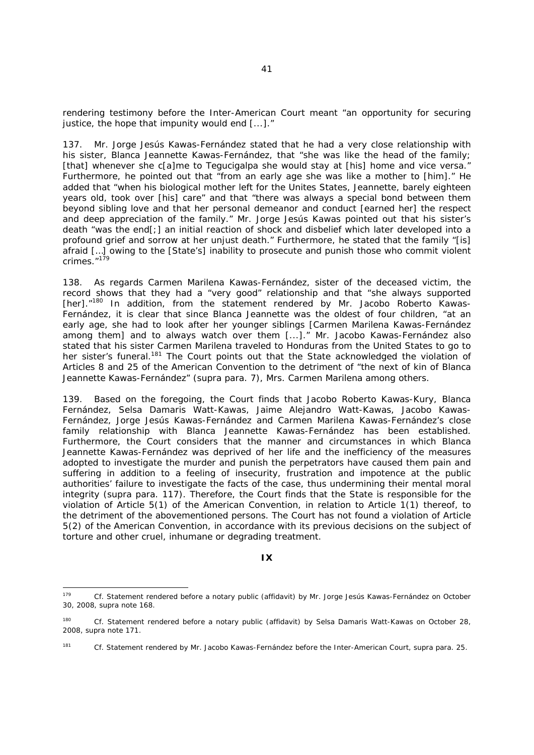rendering testimony before the Inter-American Court meant "an opportunity for securing justice, the hope that impunity would end [...]."

137. Mr. Jorge Jesús Kawas-Fernández stated that he had a very close relationship with his sister, Blanca Jeannette Kawas-Fernández, that "she was like the head of the family; [that] whenever she c[a]me to Tegucigalpa she would stay at [his] home and vice versa." Furthermore, he pointed out that "from an early age she was like a mother to [him]." He added that "when his biological mother left for the Unites States, Jeannette, barely eighteen years old, took over [his] care" and that "there was always a special bond between them beyond sibling love and that her personal demeanor and conduct [earned her] the respect and deep appreciation of the family." Mr. Jorge Jesús Kawas pointed out that his sister's death "was the end[;] an initial reaction of shock and disbelief which later developed into a profound grief and sorrow at her unjust death." Furthermore, he stated that the family "[is] afraid […] owing to the [State's] inability to prosecute and punish those who commit violent crimes."[179]

138. As regards Carmen Marilena Kawas-Fernández, sister of the deceased victim, the record shows that they had a "very good" relationship and that "she always supported [her]."[180] In addition, from the statement rendered by Mr. Jacobo Roberto Kawas-Fernández, it is clear that since Blanca Jeannette was the oldest of four children, "at an early age, she had to look after her younger siblings [Carmen Marilena Kawas-Fernández among them] and to always watch over them [...]." Mr. Jacobo Kawas-Fernández also stated that his sister Carmen Marilena traveled to Honduras from the United States to go to her sister's funeral.[181] The Court points out that the State acknowledged the violation of Articles 8 and 25 of the American Convention to the detriment of "the next of kin of Blanca Jeannette Kawas-Fernández" (*supra* para. 7), Mrs. Carmen Marilena among others.

139. Based on the foregoing, the Court finds that Jacobo Roberto Kawas-Kury, Blanca Fernández, Selsa Damaris Watt-Kawas, Jaime Alejandro Watt-Kawas, Jacobo Kawas-Fernández, Jorge Jesús Kawas-Fernández and Carmen Marilena Kawas-Fernández's close family relationship with Blanca Jeannette Kawas-Fernández has been established. Furthermore, the Court considers that the manner and circumstances in which Blanca Jeannette Kawas-Fernández was deprived of her life and the inefficiency of the measures adopted to investigate the murder and punish the perpetrators have caused them pain and suffering in addition to a feeling of insecurity, frustration and impotence at the public authorities' failure to investigate the facts of the case, thus undermining their mental moral integrity (*supra* para. 117). Therefore, the Court finds that the State is responsible for the violation of Article 5(1) of the American Convention, in relation to Article 1(1) thereof, to the detriment of the abovementioned persons. The Court has not found a violation of Article 5(2) of the American Convention, in accordance with its previous decisions on the subject of torture and other cruel, inhumane or degrading treatment.

## IX

---

[179] *Cf.* Statement rendered before a notary public (affidavit) by Mr. Jorge Jesús Kawas-Fernández on October 30, 2008, *supra* note 168.

[180] *Cf.* Statement rendered before a notary public (affidavit) by Selsa Damaris Watt-Kawas on October 28, 2008, *supra* note 171.

[181] *Cf.* Statement rendered by Mr. Jacobo Kawas-Fernández before the Inter-American Court, *supra* para. 25.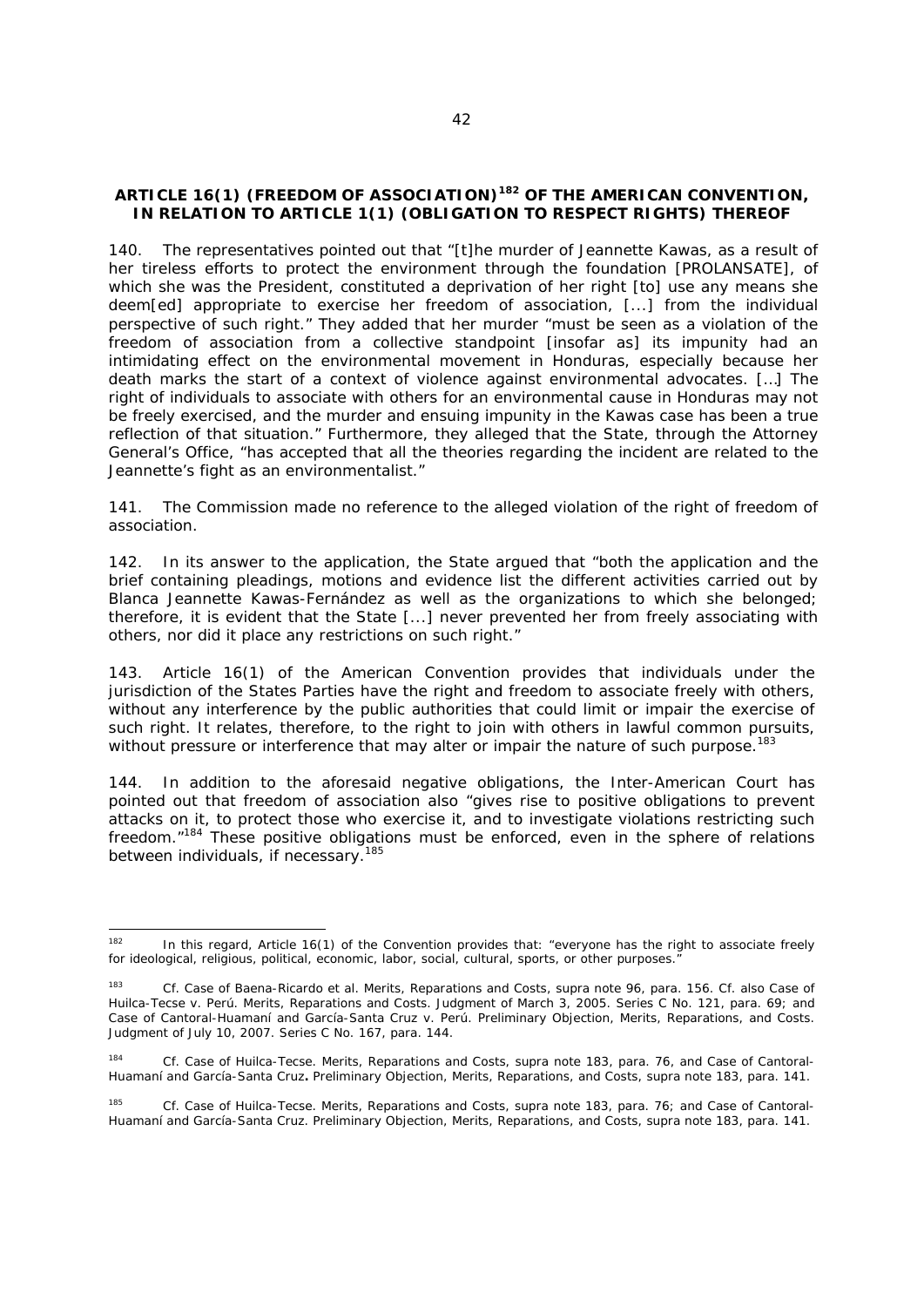**ARTICLE 16(1) (FREEDOM OF ASSOCIATION)[182] OF THE AMERICAN CONVENTION, IN RELATION TO ARTICLE 1(1) (OBLIGATION TO RESPECT RIGHTS) THEREOF**

140. The representatives pointed out that "[t]he murder of Jeannette Kawas, as a result of her tireless efforts to protect the environment through the foundation [PROLANSATE], of which she was the President, constituted a deprivation of her right [to] use any means she deem[ed] appropriate to exercise her freedom of association, [...] from the individual perspective of such right." They added that her murder "must be seen as a violation of the freedom of association from a collective standpoint [insofar as] its impunity had an intimidating effect on the environmental movement in Honduras, especially because her death marks the start of a context of violence against environmental advocates. […] The right of individuals to associate with others for an environmental cause in Honduras may not be freely exercised, and the murder and ensuing impunity in the Kawas case has been a true reflection of that situation." Furthermore, they alleged that the State, through the Attorney General's Office, "has accepted that all the theories regarding the incident are related to the Jeannette's fight as an environmentalist."

141. The Commission made no reference to the alleged violation of the right of freedom of association.

142. In its answer to the application, the State argued that "both the application and the brief containing pleadings, motions and evidence list the different activities carried out by Blanca Jeannette Kawas-Fernández as well as the organizations to which she belonged; therefore, it is evident that the State [...] never prevented her from freely associating with others, nor did it place any restrictions on such right."

143. Article 16(1) of the American Convention provides that individuals under the jurisdiction of the States Parties have the right and freedom to associate freely with others, without any interference by the public authorities that could limit or impair the exercise of such right. It relates, therefore, to the right to join with others in lawful common pursuits, without pressure or interference that may alter or impair the nature of such purpose.[183]

144. In addition to the aforesaid negative obligations, the Inter-American Court has pointed out that freedom of association also "gives rise to positive obligations to prevent attacks on it, to protect those who exercise it, and to investigate violations restricting such freedom."[184] These positive obligations must be enforced, even in the sphere of relations between individuals, if necessary.[185]

---

[182] In this regard, Article 16(1) of the Convention provides that: "everyone has the right to associate freely for ideological, religious, political, economic, labor, social, cultural, sports, or other purposes."

[183] *Cf. Case of Baena-Ricardo et al. Merits, Reparations and Costs, supra* note 96, para. 156. *Cf. also Case of Huilca-Tecse v. Perú. Merits, Reparations and Costs.* Judgment of March 3, 2005. Series C No. 121, para. 69; and *Case of Cantoral-Huamaní and García-Santa Cruz v. Perú. Preliminary Objection, Merits, Reparations, and Costs.* Judgment of July 10, 2007. Series C No. 167, para. 144.

[184] *Cf. Case of Huilca-Tecse. Merits, Reparations and Costs, supra* note 183, para. 76, and *Case of Cantoral-Huamaní and García-Santa Cruz***.** *Preliminary Objection, Merits, Reparations, and Costs, supra* note 183, para. 141.

[185] *Cf. Case of Huilca-Tecse. Merits, Reparations and Costs, supra* note 183, para. 76; and *Case of Cantoral-Huamaní and García-Santa Cruz. Preliminary Objection, Merits, Reparations, and Costs, supra* note 183, para. 141.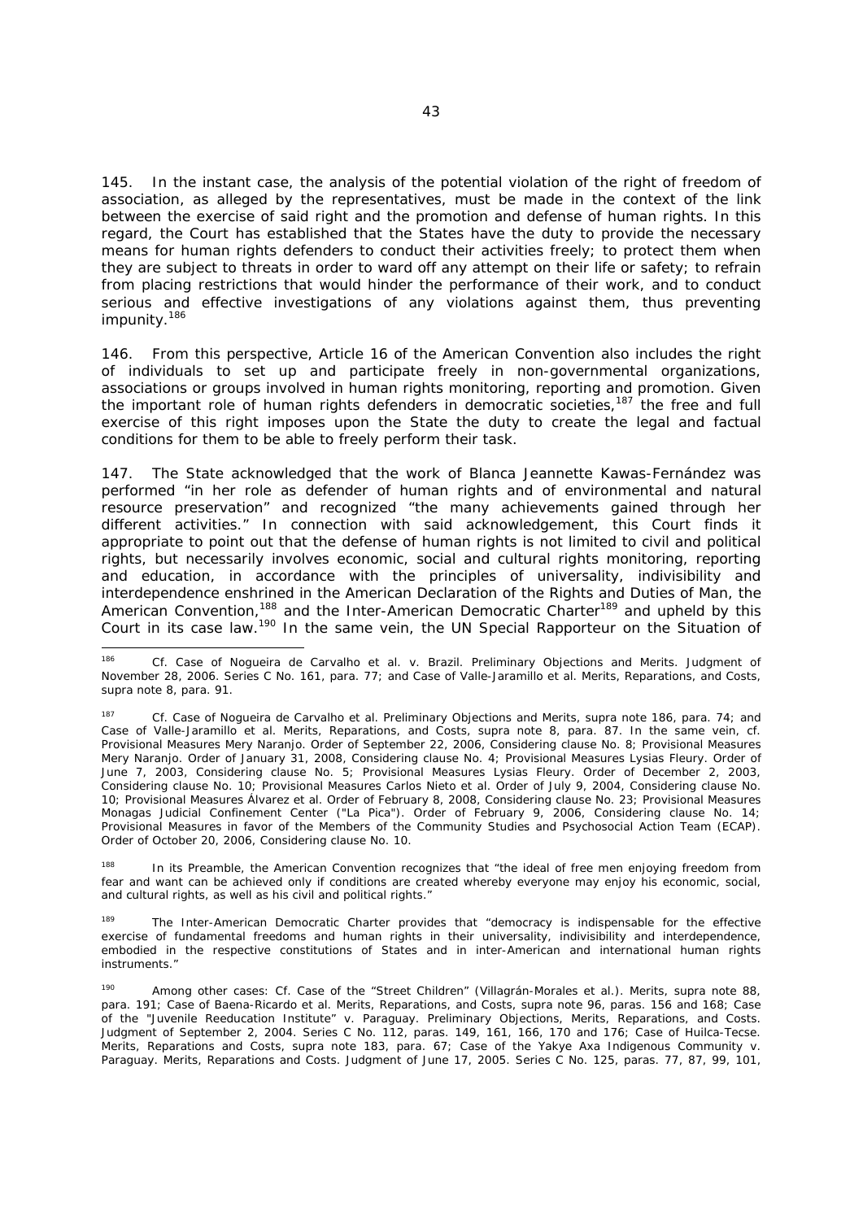145. In the instant case, the analysis of the potential violation of the right of freedom of association, as alleged by the representatives, must be made in the context of the link between the exercise of said right and the promotion and defense of human rights. In this regard, the Court has established that the States have the duty to provide the necessary means for human rights defenders to conduct their activities freely; to protect them when they are subject to threats in order to ward off any attempt on their life or safety; to refrain from placing restrictions that would hinder the performance of their work, and to conduct serious and effective investigations of any violations against them, thus preventing impunity.[186]

146. From this perspective, Article 16 of the American Convention also includes the right of individuals to set up and participate freely in non-governmental organizations, associations or groups involved in human rights monitoring, reporting and promotion. Given the important role of human rights defenders in democratic societies,[187] the free and full exercise of this right imposes upon the State the duty to create the legal and factual conditions for them to be able to freely perform their task.

147. The State acknowledged that the work of Blanca Jeannette Kawas-Fernández was performed "in her role as defender of human rights and of environmental and natural resource preservation" and recognized "the many achievements gained through her different activities." In connection with said acknowledgement, this Court finds it appropriate to point out that the defense of human rights is not limited to civil and political rights, but necessarily involves economic, social and cultural rights monitoring, reporting and education, in accordance with the principles of universality, indivisibility and interdependence enshrined in the American Declaration of the Rights and Duties of Man, the American Convention,[188] and the Inter-American Democratic Charter[189] and upheld by this Court in its case law.[190] In the same vein, the UN Special Rapporteur on the Situation of

---

[186] *Cf. Case of Nogueira de Carvalho et al. v. Brazil. Preliminary Objections and Merits.* Judgment of November 28, 2006. Series C No. 161, para. 77; and *Case of Valle-Jaramillo et al. Merits, Reparations, and Costs, supra* note 8, para. 91.

[187] *Cf. Case of Nogueira de Carvalho et al. Preliminary Objections and Merits, supra* note 186, para. 74; and *Case of Valle-Jaramillo et al. Merits, Reparations, and Costs, supra* note 8, para. 87. In the same vein, *cf. Provisional Measures Mery Naranjo.* Order of September 22, 2006, Considering clause No. 8; *Provisional Measures Mery Naranjo.* Order of January 31, 2008, Considering clause No. 4; *Provisional Measures Lysias Fleury.* Order of June 7, 2003, Considering clause No. 5; *Provisional Measures Lysias Fleury.* Order of December 2, 2003, Considering clause No. 10; *Provisional Measures Carlos Nieto et al.* Order of July 9, 2004, Considering clause No. 10; *Provisional Measures Álvarez et al.* Order of February 8, 2008, Considering clause No. 23; *Provisional Measures Monagas Judicial Confinement Center ("La Pica").* Order of February 9, 2006, Considering clause No. 14; *Provisional Measures in favor of the Members of the Community Studies and Psychosocial Action Team (ECAP).* Order of October 20, 2006, Considering clause No. 10.

[188] In its Preamble, the American Convention recognizes that "the ideal of free men enjoying freedom from fear and want can be achieved only if conditions are created whereby everyone may enjoy his economic, social, and cultural rights, as well as his civil and political rights."

[189] The Inter-American Democratic Charter provides that "democracy is indispensable for the effective exercise of fundamental freedoms and human rights in their universality, indivisibility and interdependence, embodied in the respective constitutions of States and in inter-American and international human rights instruments."

[190] Among other cases: *Cf. Case of the "Street Children" (Villagrán-Morales et al.). Merits, supra* note 88, para. 191; *Case of Baena-Ricardo et al. Merits, Reparations, and Costs, supra* note 96, paras. 156 and 168; *Case of the "Juvenile Reeducation Institute" v. Paraguay. Preliminary Objections, Merits, Reparations, and Costs.* Judgment of September 2, 2004. Series C No. 112, paras. 149, 161, 166, 170 and 176; *Case of Huilca-Tecse. Merits, Reparations and Costs, supra* note 183, para. 67; *Case of the Yakye Axa Indigenous Community v. Paraguay. Merits, Reparations and Costs.* Judgment of June 17, 2005. Series C No. 125, paras. 77, 87, 99, 101,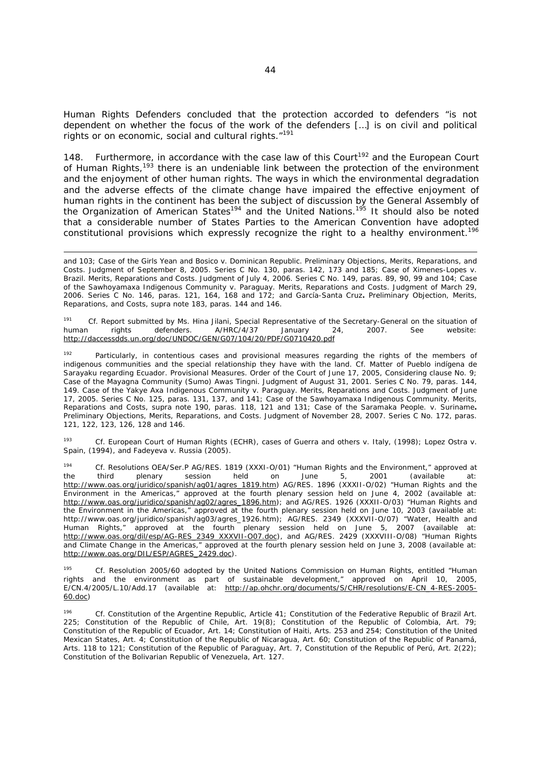Human Rights Defenders concluded that the protection accorded to defenders "is not dependent on whether the focus of the work of the defenders […] is on civil and political rights or on economic, social and cultural rights."[191]

148. Furthermore, in accordance with the case law of this Court[192] and the European Court of Human Rights,[193] there is an undeniable link between the protection of the environment and the enjoyment of other human rights. The ways in which the environmental degradation and the adverse effects of the climate change have impaired the effective enjoyment of human rights in the continent has been the subject of discussion by the General Assembly of the Organization of American States[194] and the United Nations.[195] It should also be noted that a considerable number of States Parties to the American Convention have adopted constitutional provisions which expressly recognize the right to a healthy environment.[196]

---

and 103; *Case of the Girls Yean and Bosico v. Dominican Republic. Preliminary Objections, Merits, Reparations, and Costs.* Judgment of September 8, 2005. Series C No. 130, paras. 142, 173 and 185; *Case of Ximenes-Lopes v. Brazil. Merits, Reparations and Costs.* Judgment of July 4, 2006. Series C No. 149, paras. 89, 90, 99 and 104; *Case of the Sawhoyamaxa Indigenous Community v. Paraguay. Merits, Reparations and Costs.* Judgment of March 29, 2006. Series C No. 146, paras. 121, 164, 168 and 172; and *García-Santa Cruz***.** *Preliminary Objection, Merits, Reparations, and Costs, supra* note 183, paras. 144 and 146.

[191] *Cf.* Report submitted by Ms. Hina Jilani, Special Representative of the Secretary-General on the situation of human rights defenders. A/HRC/4/37 January 24, 2007. See website: http://daccessdds.un.org/doc/UNDOC/GEN/G07/104/20/PDF/G0710420.pdf

[192] Particularly, in contentious cases and provisional measures regarding the rights of the members of indigenous communities and the special relationship they have with the land. *Cf. Matter of Pueblo indígena de Sarayaku regarding Ecuador. Provisional Measures.* Order of the Court of June 17, 2005, Considering clause No. 9; *Case of the Mayagna Community (Sumo) Awas Tingni.* Judgment of August 31, 2001. Series C No. 79, paras. 144, 149. *Case of the Yakye Axa Indigenous Community v. Paraguay. Merits, Reparations and Costs.* Judgment of June 17, 2005. Series C No. 125, paras. 131, 137, and 141; *Case of the Sawhoyamaxa Indigenous Community. Merits, Reparations and Costs, supra* note 190, paras. 118, 121 and 131; *Case of the Saramaka People. v. Suriname***.** *Preliminary Objections, Merits, Reparations, and Costs.* Judgment of November 28, 2007. Series C No. 172, paras. 121, 122, 123, 126, 128 and 146.

[193] *Cf.* European Court of Human Rights (ECHR), cases of *Guerra and others v. Italy*, (1998); *Lopez Ostra v. Spain*, (1994), and *Fadeyeva v. Russia* (2005).

[194] *Cf.* Resolutions OEA/Ser.P AG/RES. 1819 (XXXI-O/01) "Human Rights and the Environment," approved at the third plenary session held on June 5, 2001 (available at: http://www.oas.org/juridico/spanish/ag01/agres_1819.htm) AG/RES. 1896 (XXXII-O/02) "Human Rights and the Environment in the Americas," approved at the fourth plenary session held on June 4, 2002 (available at: http://www.oas.org/juridico/spanish/ag02/agres_1896.htm); and AG/RES. 1926 (XXXII-O/03) "Human Rights and the Environment in the Americas," approved at the fourth plenary session held on June 10, 2003 (available at: http://www.oas.org/juridico/spanish/ag03/agres_1926.htm); AG/RES. 2349 (XXXVII-O/07) "Water, Health and Human Rights," approved at the fourth plenary session held on June 5, 2007 (available at: http://www.oas.org/dil/esp/AG-RES_2349_XXXVII-O07.doc), and AG/RES. 2429 (XXXVIII-O/08) "Human Rights and Climate Change in the Americas," approved at the fourth plenary session held on June 3, 2008 (available at: http://www.oas.org/DIL/ESP/AGRES_2429.doc).

[195] *Cf.* Resolution 2005/60 adopted by the United Nations Commission on Human Rights, entitled "Human rights and the environment as part of sustainable development," approved on April 10, 2005, E/CN.4/2005/L.10/Add.17 (available at: http://ap.ohchr.org/documents/S/CHR/resolutions/E-CN_4-RES-2005-60.doc)

[196] *Cf.* Constitution of the Argentine Republic, Article 41; Constitution of the Federative Republic of Brazil Art. 225; Constitution of the Republic of Chile, Art. 19(8); Constitution of the Republic of Colombia, Art. 79; Constitution of the Republic of Ecuador, Art. 14; Constitution of Haiti, Arts. 253 and 254; Constitution of the United Mexican States, Art. 4; Constitution of the Republic of Nicaragua, Art. 60; Constitution of the Republic of Panamá, Arts. 118 to 121; Constitution of the Republic of Paraguay, Art. 7, Constitution of the Republic of Perú, Art. 2(22); Constitution of the Bolivarian Republic of Venezuela, Art. 127.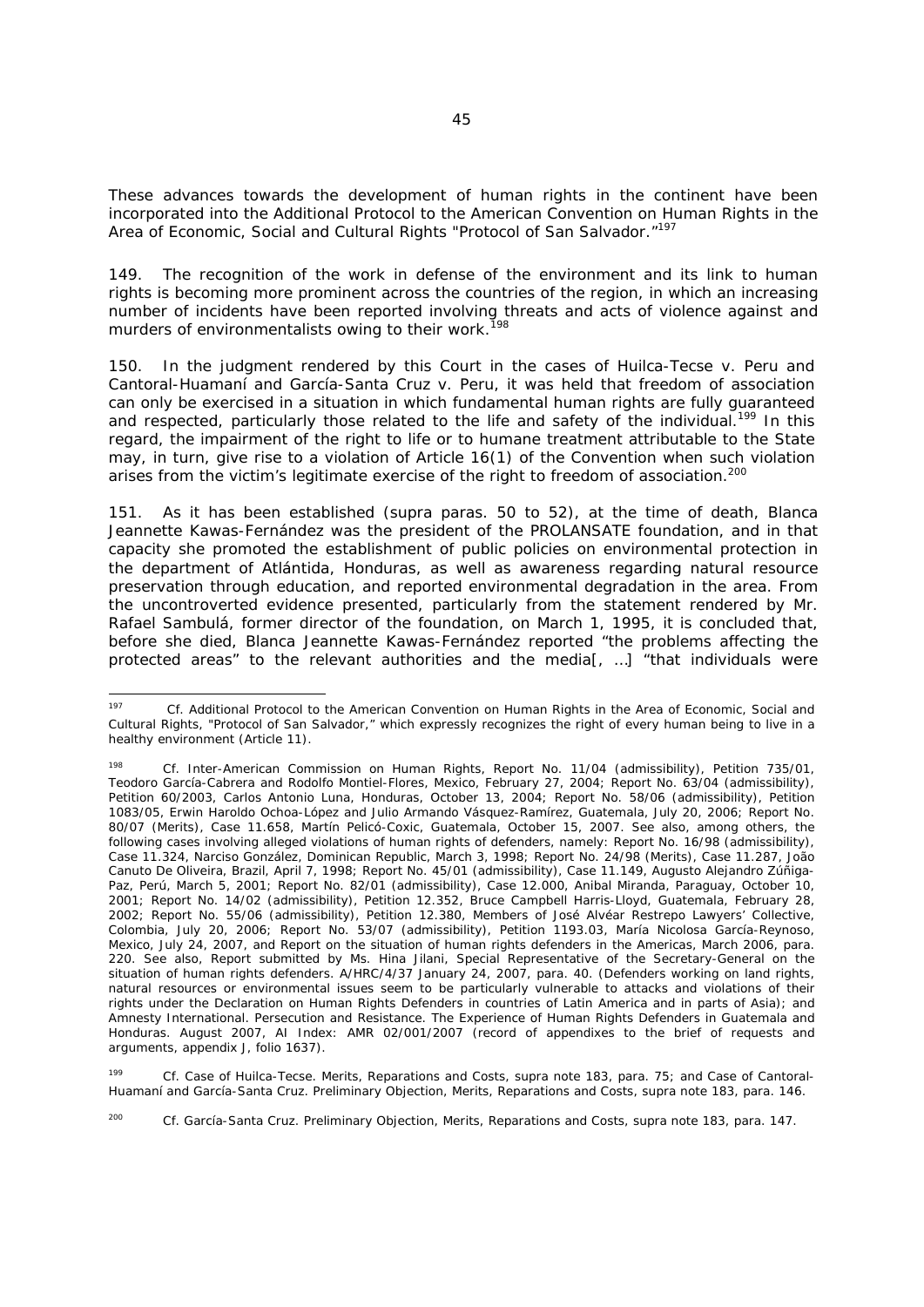These advances towards the development of human rights in the continent have been incorporated into the Additional Protocol to the American Convention on Human Rights in the Area of Economic, Social and Cultural Rights "Protocol of San Salvador."[197]

149. The recognition of the work in defense of the environment and its link to human rights is becoming more prominent across the countries of the region, in which an increasing number of incidents have been reported involving threats and acts of violence against and murders of environmentalists owing to their work.[198]

150. In the judgment rendered by this Court in the cases of Huilca-Tecse v. Peru and Cantoral-Huamaní and García-Santa Cruz v. Peru, it was held that freedom of association can only be exercised in a situation in which fundamental human rights are fully guaranteed and respected, particularly those related to the life and safety of the individual.[199] In this regard, the impairment of the right to life or to humane treatment attributable to the State may, in turn, give rise to a violation of Article 16(1) of the Convention when such violation arises from the victim's legitimate exercise of the right to freedom of association.[200]

151. As it has been established (*supra* paras. 50 to 52), at the time of death, Blanca Jeannette Kawas-Fernández was the president of the PROLANSATE foundation, and in that capacity she promoted the establishment of public policies on environmental protection in the department of Atlántida, Honduras, as well as awareness regarding natural resource preservation through education, and reported environmental degradation in the area. From the uncontroverted evidence presented, particularly from the statement rendered by Mr. Rafael Sambulá, former director of the foundation, on March 1, 1995, it is concluded that, before she died, Blanca Jeannette Kawas-Fernández reported "the problems affecting the protected areas" to the relevant authorities and the media[, …] "that individuals were

---

[197] *Cf.* Additional Protocol to the American Convention on Human Rights in the Area of Economic, Social and Cultural Rights, "Protocol of San Salvador," which expressly recognizes the right of every human being to live in a healthy environment (Article 11).

[198] *Cf.* Inter-American Commission on Human Rights, Report No. 11/04 (admissibility), Petition 735/01, Teodoro García-Cabrera and Rodolfo Montiel-Flores, Mexico, February 27, 2004; Report No. 63/04 (admissibility), Petition 60/2003, Carlos Antonio Luna, Honduras, October 13, 2004; Report No. 58/06 (admissibility), Petition 1083/05, Erwin Haroldo Ochoa-López and Julio Armando Vásquez-Ramírez, Guatemala, July 20, 2006; Report No. 80/07 (Merits), Case 11.658, Martín Pelicó-Coxic, Guatemala, October 15, 2007. See also, among others, the following cases involving alleged violations of human rights of defenders, namely: Report No. 16/98 (admissibility), Case 11.324, Narciso González, Dominican Republic, March 3, 1998; Report No. 24/98 (Merits), Case 11.287, João Canuto De Oliveira, Brazil, April 7, 1998; Report No. 45/01 (admissibility), Case 11.149, Augusto Alejandro Zúñiga-Paz, Perú, March 5, 2001; Report No. 82/01 (admissibility), Case 12.000, Anibal Miranda, Paraguay, October 10, 2001; Report No. 14/02 (admissibility), Petition 12.352, Bruce Campbell Harris-Lloyd, Guatemala, February 28, 2002; Report No. 55/06 (admissibility), Petition 12.380, Members of José Alvéar Restrepo Lawyers' Collective, Colombia, July 20, 2006; Report No. 53/07 (admissibility), Petition 1193.03, María Nicolosa García-Reynoso, Mexico, July 24, 2007, and Report on the situation of human rights defenders in the Americas, March 2006, para. 220. See also, Report submitted by Ms. Hina Jilani, Special Representative of the Secretary-General on the situation of human rights defenders. A/HRC/4/37 January 24, 2007, para. 40. (Defenders working on land rights, natural resources or environmental issues seem to be particularly vulnerable to attacks and violations of their rights under the Declaration on Human Rights Defenders in countries of Latin America and in parts of Asia); and Amnesty International. Persecution and Resistance. The Experience of Human Rights Defenders in Guatemala and Honduras. August 2007, AI Index: AMR 02/001/2007 (record of appendixes to the brief of requests and arguments, appendix J, folio 1637).

[199] *Cf. Case of Huilca-Tecse. Merits, Reparations and Costs, supra* note 183, para. 75; and *Case of Cantoral-Huamaní and García-Santa Cruz. Preliminary Objection, Merits, Reparations and Costs, supra* note 183, para. 146.

[200] *Cf. García-Santa Cruz. Preliminary Objection, Merits, Reparations and Costs, supra* note 183, para. 147.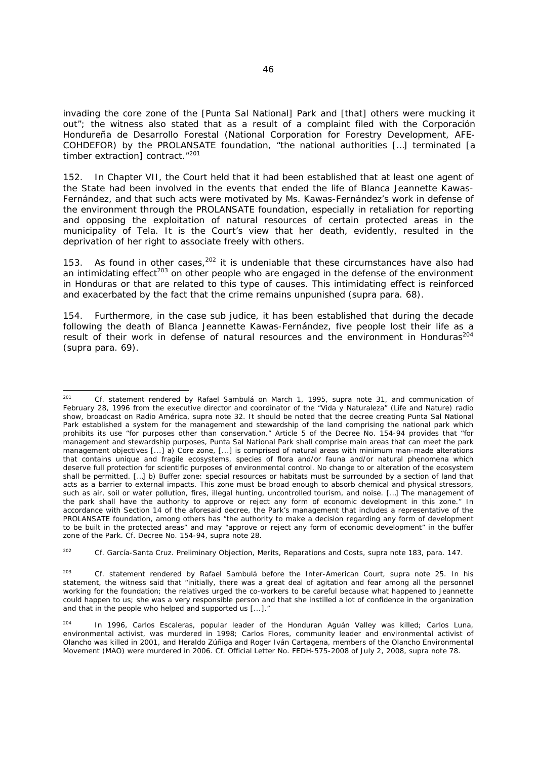invading the core zone of the [Punta Sal National] Park and [that] others were mucking it out"; the witness also stated that as a result of a complaint filed with the Corporación Hondureña de Desarrollo Forestal (National Corporation for Forestry Development, AFE-COHDEFOR) by the PROLANSATE foundation, "the national authorities […] terminated [a timber extraction] contract."[201]

152. In Chapter VII, the Court held that it had been established that at least one agent of the State had been involved in the events that ended the life of Blanca Jeannette Kawas-Fernández, and that such acts were motivated by Ms. Kawas-Fernández's work in defense of the environment through the PROLANSATE foundation, especially in retaliation for reporting and opposing the exploitation of natural resources of certain protected areas in the municipality of Tela. It is the Court's view that her death, evidently, resulted in the deprivation of her right to associate freely with others.

153. As found in other cases,[202] it is undeniable that these circumstances have also had an intimidating effect[203] on other people who are engaged in the defense of the environment in Honduras or that are related to this type of causes. This intimidating effect is reinforced and exacerbated by the fact that the crime remains unpunished (*supra* para. 68).

154. Furthermore, in the case *sub judice*, it has been established that during the decade following the death of Blanca Jeannette Kawas-Fernández, five people lost their life as a result of their work in defense of natural resources and the environment in Honduras[204] (*supra* para. 69).

---

[201] *Cf.* statement rendered by Rafael Sambulá on March 1, 1995, *supra* note 31, and communication of February 28, 1996 from the executive director and coordinator of the "Vida y Naturaleza" (Life and Nature) radio show, broadcast on Radio América, *supra* note 32. It should be noted that the decree creating Punta Sal National Park established a system for the management and stewardship of the land comprising the national park which prohibits its use "for purposes other than conservation." Article 5 of the Decree No. 154-94 provides that "for management and stewardship purposes, Punta Sal National Park shall comprise main areas that can meet the park management objectives [...] a) Core zone, [...] is comprised of natural areas with minimum man-made alterations that contains unique and fragile ecosystems, species of flora and/or fauna and/or natural phenomena which deserve full protection for scientific purposes of environmental control. No change to or alteration of the ecosystem shall be permitted. […] b) Buffer zone: special resources or habitats must be surrounded by a section of land that acts as a barrier to external impacts. This zone must be broad enough to absorb chemical and physical stressors, such as air, soil or water pollution, fires, illegal hunting, uncontrolled tourism, and noise. […] The management of the park shall have the authority to approve or reject any form of economic development in this zone." In accordance with Section 14 of the aforesaid decree, the Park's management that includes a representative of the PROLANSATE foundation, among others has "the authority to make a decision regarding any form of development to be built in the protected areas" and may "approve or reject any form of economic development" in the buffer zone of the Park. *Cf.* Decree No. 154-94, *supra* note 28.

[202] *Cf. García-Santa Cruz. Preliminary Objection, Merits, Reparations and Costs, supra* note 183, para. 147.

[203] *Cf.* statement rendered by Rafael Sambulá before the Inter-American Court, *supra* note 25. In his statement, the witness said that "initially, there was a great deal of agitation and fear among all the personnel working for the foundation; the relatives urged the co-workers to be careful because what happened to Jeannette could happen to us; she was a very responsible person and that she instilled a lot of confidence in the organization and that in the people who helped and supported us [...]."

[204] In 1996, Carlos Escaleras, popular leader of the Honduran Aguán Valley was killed; Carlos Luna, environmental activist, was murdered in 1998; Carlos Flores, community leader and environmental activist of Olancho was killed in 2001, and Heraldo Zúñiga and Roger Iván Cartagena, members of the Olancho Environmental Movement (MAO) were murdered in 2006. *Cf.* Official Letter No. FEDH-575-2008 of July 2, 2008, *supra* note 78.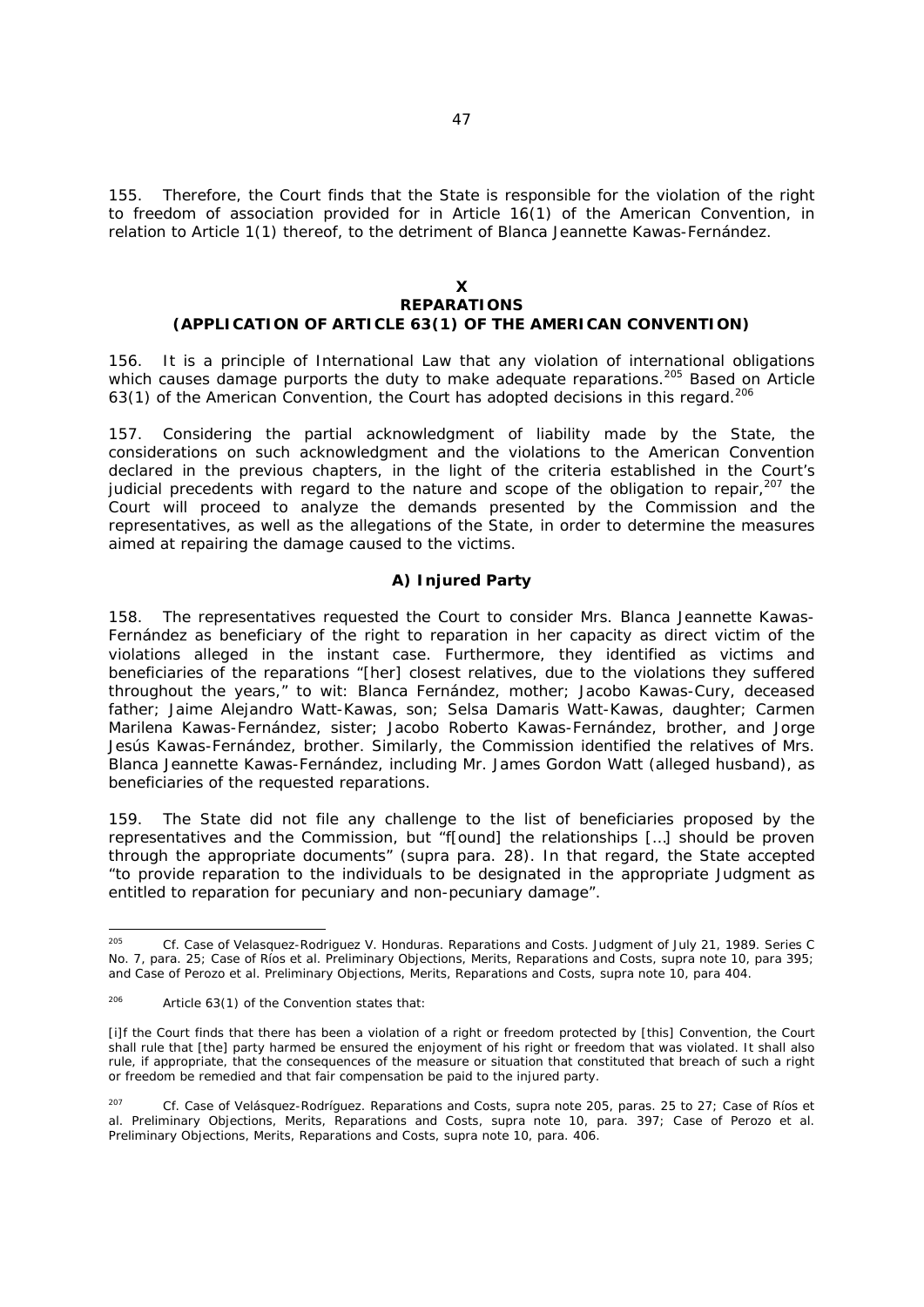155. Therefore, the Court finds that the State is responsible for the violation of the right to freedom of association provided for in Article 16(1) of the American Convention, in relation to Article 1(1) thereof, to the detriment of Blanca Jeannette Kawas-Fernández.

## X
## REPARATIONS
## (APPLICATION OF ARTICLE 63(1) OF THE AMERICAN CONVENTION)

156. It is a principle of International Law that any violation of international obligations which causes damage purports the duty to make adequate reparations.[205] Based on Article 63(1) of the American Convention, the Court has adopted decisions in this regard.[206]

157. Considering the partial acknowledgment of liability made by the State, the considerations on such acknowledgment and the violations to the American Convention declared in the previous chapters, in the light of the criteria established in the Court's judicial precedents with regard to the nature and scope of the obligation to repair,[207] the Court will proceed to analyze the demands presented by the Commission and the representatives, as well as the allegations of the State, in order to determine the measures aimed at repairing the damage caused to the victims.

### A) Injured Party

158. The representatives requested the Court to consider Mrs. Blanca Jeannette Kawas-Fernández as beneficiary of the right to reparation in her capacity as direct victim of the violations alleged in the instant case. Furthermore, they identified as victims and beneficiaries of the reparations "[her] closest relatives, due to the violations they suffered throughout the years," to wit: Blanca Fernández, mother; Jacobo Kawas-Cury, deceased father; Jaime Alejandro Watt-Kawas, son; Selsa Damaris Watt-Kawas, daughter; Carmen Marilena Kawas-Fernández, sister; Jacobo Roberto Kawas-Fernández, brother, and Jorge Jesús Kawas-Fernández, brother. Similarly, the Commission identified the relatives of Mrs. Blanca Jeannette Kawas-Fernández, including Mr. James Gordon Watt (alleged husband), as beneficiaries of the requested reparations.

159. The State did not file any challenge to the list of beneficiaries proposed by the representatives and the Commission, but "f[ound] the relationships […] should be proven through the appropriate documents" (*supra* para. 28). In that regard, the State accepted "to provide reparation to the individuals to be designated in the appropriate Judgment as entitled to reparation for pecuniary and non-pecuniary damage".

---

[205] *Cf.* *Case of Velasquez-Rodriguez V. Honduras. Reparations and Costs.* Judgment of July 21, 1989. Series C No. 7, para. 25; *Case of Ríos et al. Preliminary Objections, Merits, Reparations and Costs*, *supra* note 10, para 395; and *Case of Perozo et al. Preliminary Objections, Merits, Reparations and Costs*, *supra* note 10, para 404.

[206] Article 63(1) of the Convention states that:

[i]f the Court finds that there has been a violation of a right or freedom protected by [this] Convention, the Court shall rule that [the] party harmed be ensured the enjoyment of his right or freedom that was violated. It shall also rule, if appropriate, that the consequences of the measure or situation that constituted that breach of such a right or freedom be remedied and that fair compensation be paid to the injured party.

[207] *Cf.* *Case of Velásquez-Rodríguez. Reparations and Costs*, *supra* note 205, paras. 25 to 27; *Case of Ríos et al. Preliminary Objections, Merits, Reparations and Costs*, *supra* note 10, para. 397; *Case of Perozo et al. Preliminary Objections, Merits, Reparations and Costs*, *supra* note 10, para. 406.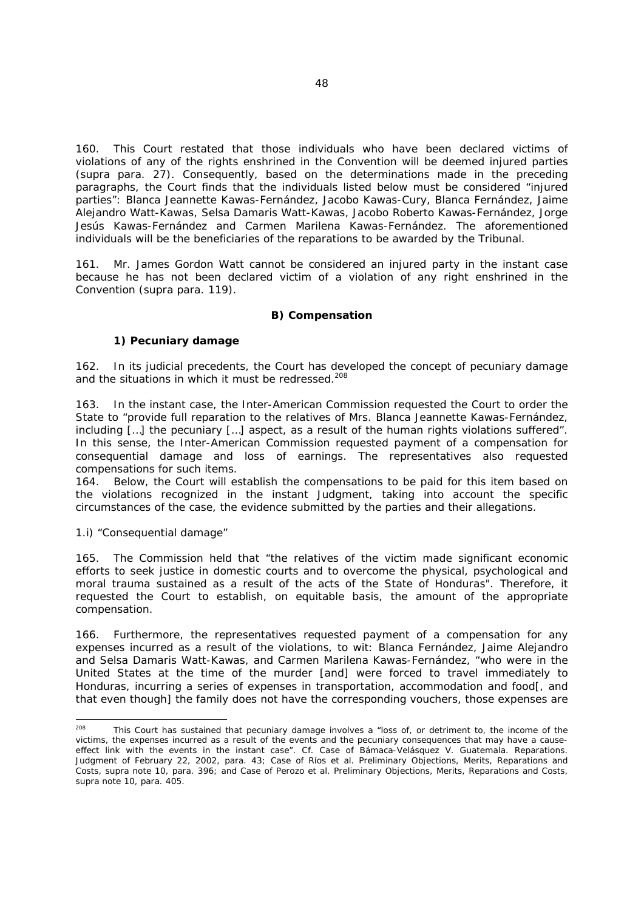160. This Court restated that those individuals who have been declared victims of violations of any of the rights enshrined in the Convention will be deemed injured parties (supra para. 27). Consequently, based on the determinations made in the preceding paragraphs, the Court finds that the individuals listed below must be considered "injured parties": Blanca Jeannette Kawas-Fernández, Jacobo Kawas-Cury, Blanca Fernández, Jaime Alejandro Watt-Kawas, Selsa Damaris Watt-Kawas, Jacobo Roberto Kawas-Fernández, Jorge Jesús Kawas-Fernández and Carmen Marilena Kawas-Fernández. The aforementioned individuals will be the beneficiaries of the reparations to be awarded by the Tribunal.

161. Mr. James Gordon Watt cannot be considered an injured party in the instant case because he has not been declared victim of a violation of any right enshrined in the Convention (supra para. 119).

### B) Compensation

#### 1) Pecuniary damage

162. In its judicial precedents, the Court has developed the concept of pecuniary damage and the situations in which it must be redressed.[208]

163. In the instant case, the Inter-American Commission requested the Court to order the State to "provide full reparation to the relatives of Mrs. Blanca Jeannette Kawas-Fernández, including […] the pecuniary […] aspect, as a result of the human rights violations suffered". In this sense, the Inter-American Commission requested payment of a compensation for consequential damage and loss of earnings. The representatives also requested compensations for such items.

164. Below, the Court will establish the compensations to be paid for this item based on the violations recognized in the instant Judgment, taking into account the specific circumstances of the case, the evidence submitted by the parties and their allegations.

1.i) "Consequential damage"

165. The Commission held that "the relatives of the victim made significant economic efforts to seek justice in domestic courts and to overcome the physical, psychological and moral trauma sustained as a result of the acts of the State of Honduras". Therefore, it requested the Court to establish, on equitable basis, the amount of the appropriate compensation.

166. Furthermore, the representatives requested payment of a compensation for any expenses incurred as a result of the violations, to wit: Blanca Fernández, Jaime Alejandro and Selsa Damaris Watt-Kawas, and Carmen Marilena Kawas-Fernández, "who were in the United States at the time of the murder [and] were forced to travel immediately to Honduras, incurring a series of expenses in transportation, accommodation and food[, and that even though] the family does not have the corresponding vouchers, those expenses are

---

[208] This Court has sustained that pecuniary damage involves a "loss of, or detriment to, the income of the victims, the expenses incurred as a result of the events and the pecuniary consequences that may have a cause-effect link with the events in the instant case". Cf. *Case of Bámaca-Velásquez V. Guatemala. Reparations.* Judgment of February 22, 2002, para. 43; *Case of Ríos et al. Preliminary Objections, Merits, Reparations and Costs*, supra note 10, para. 396; and *Case of Perozo et al. Preliminary Objections, Merits, Reparations and Costs*, supra note 10, para. 405.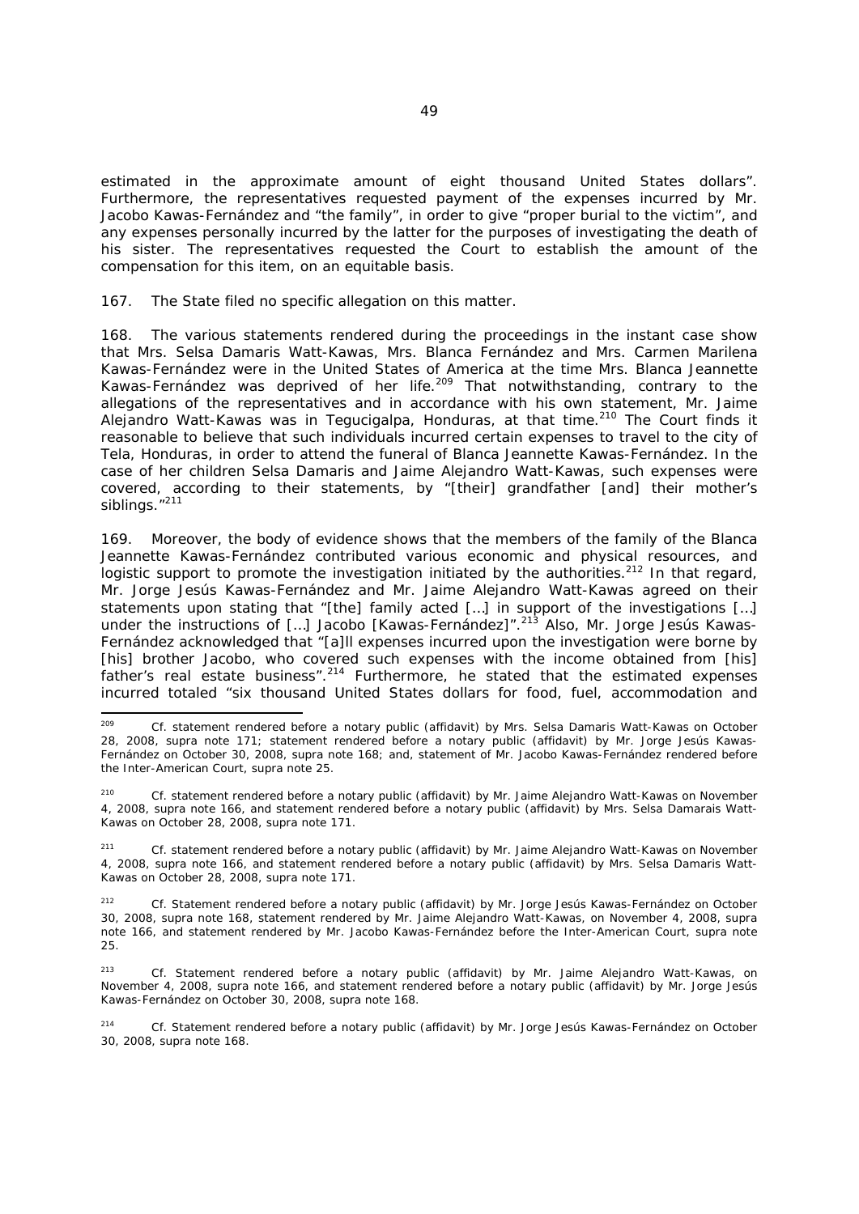estimated in the approximate amount of eight thousand United States dollars". Furthermore, the representatives requested payment of the expenses incurred by Mr. Jacobo Kawas-Fernández and "the family", in order to give "proper burial to the victim", and any expenses personally incurred by the latter for the purposes of investigating the death of his sister. The representatives requested the Court to establish the amount of the compensation for this item, on an equitable basis.

167. The State filed no specific allegation on this matter.

168. The various statements rendered during the proceedings in the instant case show that Mrs. Selsa Damaris Watt-Kawas, Mrs. Blanca Fernández and Mrs. Carmen Marilena Kawas-Fernández were in the United States of America at the time Mrs. Blanca Jeannette Kawas-Fernández was deprived of her life.[209] That notwithstanding, contrary to the allegations of the representatives and in accordance with his own statement, Mr. Jaime Alejandro Watt-Kawas was in Tegucigalpa, Honduras, at that time.[210] The Court finds it reasonable to believe that such individuals incurred certain expenses to travel to the city of Tela, Honduras, in order to attend the funeral of Blanca Jeannette Kawas-Fernández. In the case of her children Selsa Damaris and Jaime Alejandro Watt-Kawas, such expenses were covered, according to their statements, by "[their] grandfather [and] their mother's siblings."[211]

169. Moreover, the body of evidence shows that the members of the family of the Blanca Jeannette Kawas-Fernández contributed various economic and physical resources, and logistic support to promote the investigation initiated by the authorities.[212] In that regard, Mr. Jorge Jesús Kawas-Fernández and Mr. Jaime Alejandro Watt-Kawas agreed on their statements upon stating that "[the] family acted […] in support of the investigations […] under the instructions of […] Jacobo [Kawas-Fernández]".[213] Also, Mr. Jorge Jesús Kawas-Fernández acknowledged that "[a]ll expenses incurred upon the investigation were borne by [his] brother Jacobo, who covered such expenses with the income obtained from [his] father's real estate business".[214] Furthermore, he stated that the estimated expenses incurred totaled "six thousand United States dollars for food, fuel, accommodation and

---

[209] Cf. statement rendered before a notary public (affidavit) by Mrs. Selsa Damaris Watt-Kawas on October 28, 2008, *supra* note 171; statement rendered before a notary public (affidavit) by Mr. Jorge Jesús Kawas-Fernández on October 30, 2008, *supra* note 168; and, statement of Mr. Jacobo Kawas-Fernández rendered before the Inter-American Court, *supra* note 25.

[210] Cf. statement rendered before a notary public (affidavit) by Mr. Jaime Alejandro Watt-Kawas on November 4, 2008, *supra* note 166, and statement rendered before a notary public (affidavit) by Mrs. Selsa Damarais Watt-Kawas on October 28, 2008, *supra* note 171.

[211] Cf. statement rendered before a notary public (affidavit) by Mr. Jaime Alejandro Watt-Kawas on November 4, 2008, *supra* note 166, and statement rendered before a notary public (affidavit) by Mrs. Selsa Damaris Watt-Kawas on October 28, 2008, *supra* note 171.

[212] Cf. Statement rendered before a notary public (affidavit) by Mr. Jorge Jesús Kawas-Fernández on October 30, 2008, *supra* note 168, statement rendered by Mr. Jaime Alejandro Watt-Kawas, on November 4, 2008, *supra* note 166, and statement rendered by Mr. Jacobo Kawas-Fernández before the Inter-American Court, *supra* note 25.

[213] Cf. Statement rendered before a notary public (affidavit) by Mr. Jaime Alejandro Watt-Kawas, on November 4, 2008, *supra* note 166, and statement rendered before a notary public (affidavit) by Mr. Jorge Jesús Kawas-Fernández on October 30, 2008, *supra* note 168.

[214] Cf. Statement rendered before a notary public (affidavit) by Mr. Jorge Jesús Kawas-Fernández on October 30, 2008, *supra* note 168.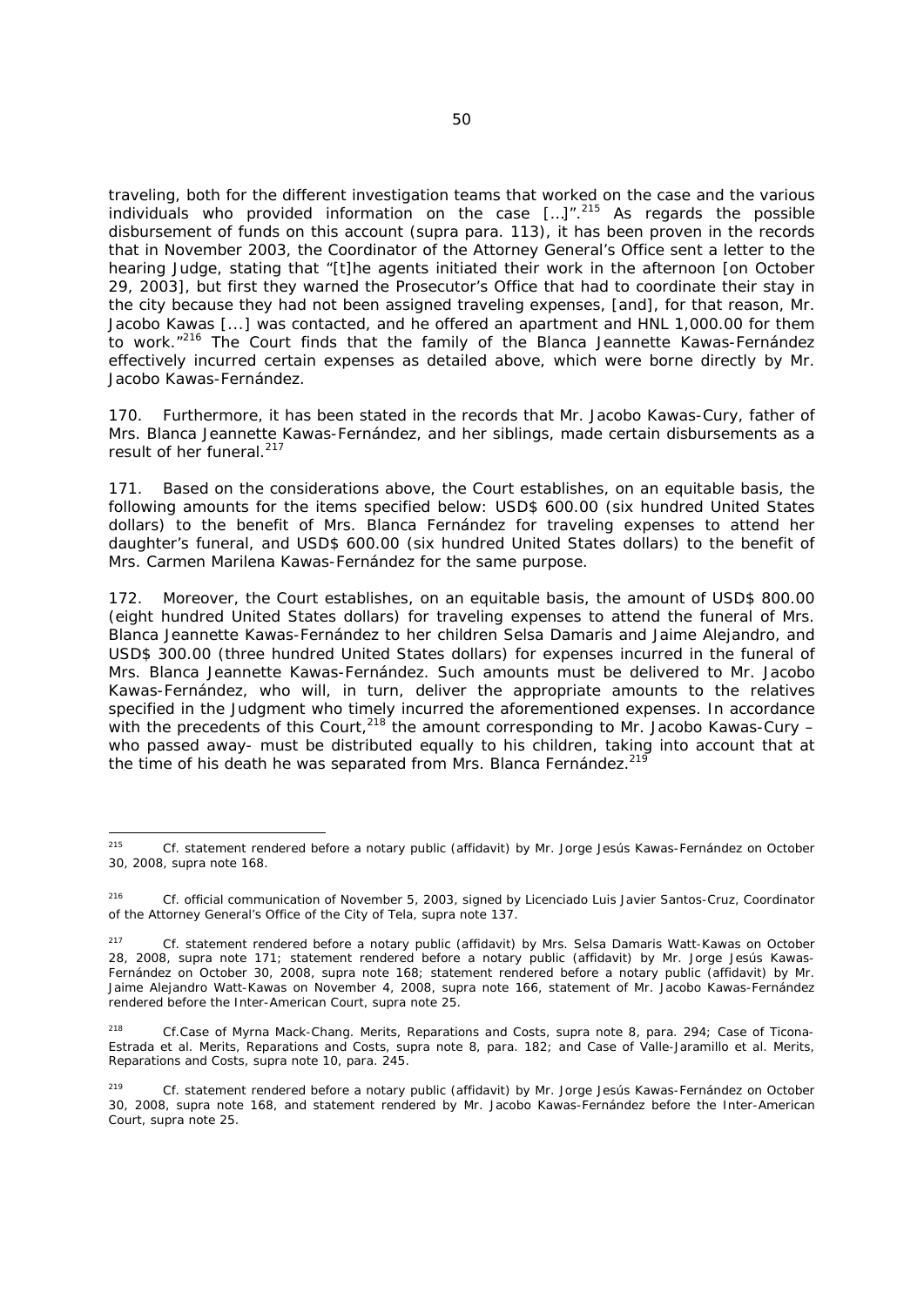traveling, both for the different investigation teams that worked on the case and the various individuals who provided information on the case […]".[215] As regards the possible disbursement of funds on this account (supra para. 113), it has been proven in the records that in November 2003, the Coordinator of the Attorney General's Office sent a letter to the hearing Judge, stating that "[t]he agents initiated their work in the afternoon [on October 29, 2003], but first they warned the Prosecutor's Office that had to coordinate their stay in the city because they had not been assigned traveling expenses, [and], for that reason, Mr. Jacobo Kawas [...] was contacted, and he offered an apartment and HNL 1,000.00 for them to work."[216] The Court finds that the family of the Blanca Jeannette Kawas-Fernández effectively incurred certain expenses as detailed above, which were borne directly by Mr. Jacobo Kawas-Fernández.

170. Furthermore, it has been stated in the records that Mr. Jacobo Kawas-Cury, father of Mrs. Blanca Jeannette Kawas-Fernández, and her siblings, made certain disbursements as a result of her funeral.[217]

171. Based on the considerations above, the Court establishes, on an equitable basis, the following amounts for the items specified below: USD$ 600.00 (six hundred United States dollars) to the benefit of Mrs. Blanca Fernández for traveling expenses to attend her daughter's funeral, and USD$ 600.00 (six hundred United States dollars) to the benefit of Mrs. Carmen Marilena Kawas-Fernández for the same purpose.

172. Moreover, the Court establishes, on an equitable basis, the amount of USD$ 800.00 (eight hundred United States dollars) for traveling expenses to attend the funeral of Mrs. Blanca Jeannette Kawas-Fernández to her children Selsa Damaris and Jaime Alejandro, and USD$ 300.00 (three hundred United States dollars) for expenses incurred in the funeral of Mrs. Blanca Jeannette Kawas-Fernández. Such amounts must be delivered to Mr. Jacobo Kawas-Fernández, who will, in turn, deliver the appropriate amounts to the relatives specified in the Judgment who timely incurred the aforementioned expenses. In accordance with the precedents of this Court,[218] the amount corresponding to Mr. Jacobo Kawas-Cury – who passed away- must be distributed equally to his children, taking into account that at the time of his death he was separated from Mrs. Blanca Fernández.[219]

---

[215] Cf. statement rendered before a notary public (affidavit) by Mr. Jorge Jesús Kawas-Fernández on October 30, 2008, *supra* note 168.

[216] Cf. official communication of November 5, 2003, signed by Licenciado Luis Javier Santos-Cruz, Coordinator of the Attorney General's Office of the City of Tela, *supra* note 137.

[217] Cf. statement rendered before a notary public (affidavit) by Mrs. Selsa Damaris Watt-Kawas on October 28, 2008, *supra* note 171; statement rendered before a notary public (affidavit) by Mr. Jorge Jesús Kawas-Fernández on October 30, 2008, *supra* note 168; statement rendered before a notary public (affidavit) by Mr. Jaime Alejandro Watt-Kawas on November 4, 2008, *supra* note 166, statement of Mr. Jacobo Kawas-Fernández rendered before the Inter-American Court, *supra* note 25.

[218] Cf. *Case of Myrna Mack-Chang. Merits, Reparations and Costs*, *supra* note 8, para. 294; *Case of Ticona-Estrada et al. Merits, Reparations and Costs*, *supra* note 8, para. 182; and *Case of Valle-Jaramillo et al. Merits, Reparations and Costs*, *supra* note 10, para. 245.

[219] Cf. statement rendered before a notary public (affidavit) by Mr. Jorge Jesús Kawas-Fernández on October 30, 2008, *supra* note 168, and statement rendered by Mr. Jacobo Kawas-Fernández before the Inter-American Court, *supra* note 25.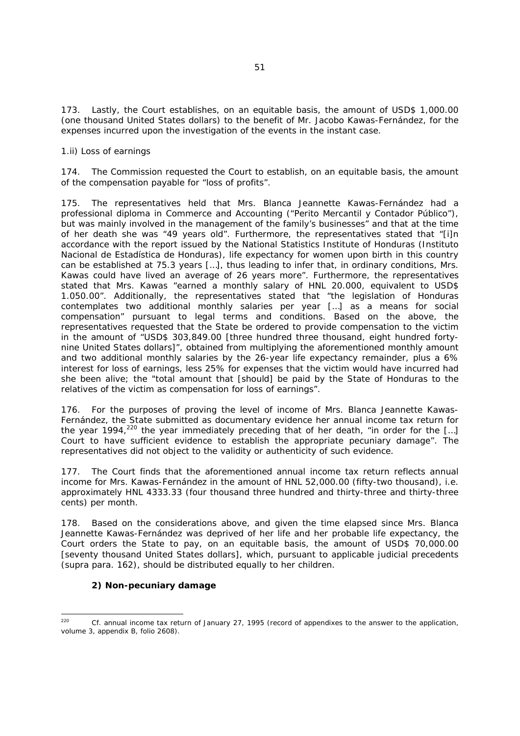173. Lastly, the Court establishes, on an equitable basis, the amount of USD$ 1,000.00 (one thousand United States dollars) to the benefit of Mr. Jacobo Kawas-Fernández, for the expenses incurred upon the investigation of the events in the instant case.

*1.ii) Loss of earnings*

174. The Commission requested the Court to establish, on an equitable basis, the amount of the compensation payable for "loss of profits".

175. The representatives held that Mrs. Blanca Jeannette Kawas-Fernández had a professional diploma in Commerce and Accounting ("Perito Mercantil y Contador Público"), but was mainly involved in the management of the family's businesses" and that at the time of her death she was "49 years old". Furthermore, the representatives stated that "[i]n accordance with the report issued by the National Statistics Institute of Honduras (Instituto Nacional de Estadística de Honduras), life expectancy for women upon birth in this country can be established at 75.3 years […], thus leading to infer that, in ordinary conditions, Mrs. Kawas could have lived an average of 26 years more". Furthermore, the representatives stated that Mrs. Kawas "earned a monthly salary of HNL 20.000, equivalent to USD$ 1.050.00". Additionally, the representatives stated that "the legislation of Honduras contemplates two additional monthly salaries per year […] as a means for social compensation" pursuant to legal terms and conditions. Based on the above, the representatives requested that the State be ordered to provide compensation to the victim in the amount of "USD$ 303,849.00 [three hundred three thousand, eight hundred forty-nine United States dollars]", obtained from multiplying the aforementioned monthly amount and two additional monthly salaries by the 26-year life expectancy remainder, plus a 6% interest for loss of earnings, less 25% for expenses that the victim would have incurred had she been alive; the "total amount that [should] be paid by the State of Honduras to the relatives of the victim as compensation for loss of earnings".

176. For the purposes of proving the level of income of Mrs. Blanca Jeannette Kawas-Fernández, the State submitted as documentary evidence her annual income tax return for the year 1994,[220] the year immediately preceding that of her death, "in order for the […] Court to have sufficient evidence to establish the appropriate pecuniary damage". The representatives did not object to the validity or authenticity of such evidence.

177. The Court finds that the aforementioned annual income tax return reflects annual income for Mrs. Kawas-Fernández in the amount of HNL 52,000.00 (fifty-two thousand), i.e. approximately HNL 4333.33 (four thousand three hundred and thirty-three and thirty-three cents) per month.

178. Based on the considerations above, and given the time elapsed since Mrs. Blanca Jeannette Kawas-Fernández was deprived of her life and her probable life expectancy, the Court orders the State to pay, on an equitable basis, the amount of USD$ 70,000.00 [seventy thousand United States dollars], which, pursuant to applicable judicial precedents (*supra* para. 162), should be distributed equally to her children.

### 2) Non-pecuniary damage

---

[220] Cf. annual income tax return of January 27, 1995 (record of appendixes to the answer to the application, volume 3, appendix B, folio 2608).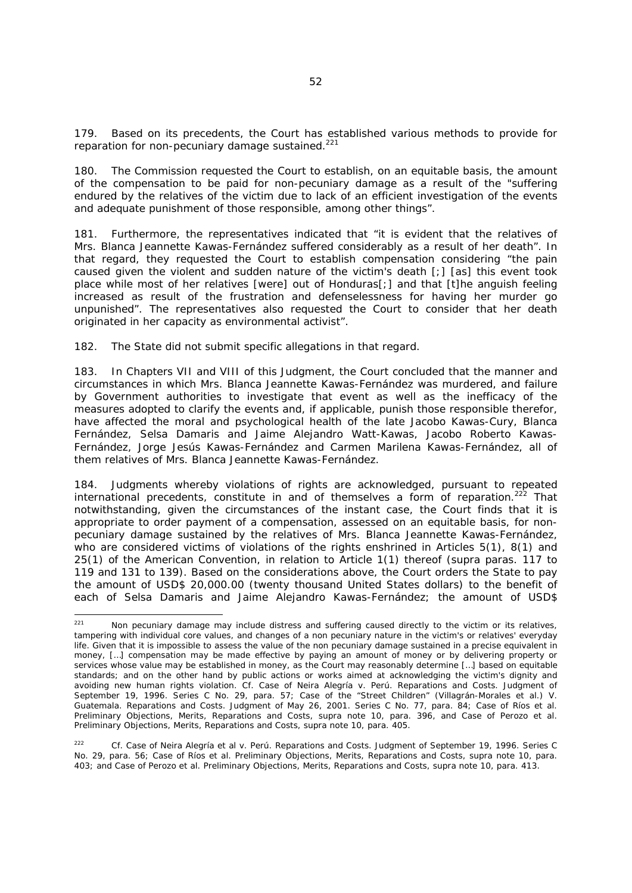179. Based on its precedents, the Court has established various methods to provide for reparation for non-pecuniary damage sustained.[221]

180. The Commission requested the Court to establish, on an equitable basis, the amount of the compensation to be paid for non-pecuniary damage as a result of the "suffering endured by the relatives of the victim due to lack of an efficient investigation of the events and adequate punishment of those responsible, among other things".

181. Furthermore, the representatives indicated that "it is evident that the relatives of Mrs. Blanca Jeannette Kawas-Fernández suffered considerably as a result of her death". In that regard, they requested the Court to establish compensation considering "the pain caused given the violent and sudden nature of the victim's death [;] [as] this event took place while most of her relatives [were] out of Honduras[;] and that [t]he anguish feeling increased as result of the frustration and defenselessness for having her murder go unpunished". The representatives also requested the Court to consider that her death originated in her capacity as environmental activist".

182. The State did not submit specific allegations in that regard.

183. In Chapters VII and VIII of this Judgment, the Court concluded that the manner and circumstances in which Mrs. Blanca Jeannette Kawas-Fernández was murdered, and failure by Government authorities to investigate that event as well as the inefficacy of the measures adopted to clarify the events and, if applicable, punish those responsible therefor, have affected the moral and psychological health of the late Jacobo Kawas-Cury, Blanca Fernández, Selsa Damaris and Jaime Alejandro Watt-Kawas, Jacobo Roberto Kawas-Fernández, Jorge Jesús Kawas-Fernández and Carmen Marilena Kawas-Fernández, all of them relatives of Mrs. Blanca Jeannette Kawas-Fernández.

184. Judgments whereby violations of rights are acknowledged, pursuant to repeated international precedents, constitute in and of themselves a form of reparation.[222] That notwithstanding, given the circumstances of the instant case, the Court finds that it is appropriate to order payment of a compensation, assessed on an equitable basis, for non-pecuniary damage sustained by the relatives of Mrs. Blanca Jeannette Kawas-Fernández, who are considered victims of violations of the rights enshrined in Articles 5(1), 8(1) and 25(1) of the American Convention, in relation to Article 1(1) thereof (*supra* paras. 117 to 119 and 131 to 139). Based on the considerations above, the Court orders the State to pay the amount of USD$ 20,000.00 (twenty thousand United States dollars) to the benefit of each of Selsa Damaris and Jaime Alejandro Kawas-Fernández; the amount of USD$

---

[221] Non pecuniary damage may include distress and suffering caused directly to the victim or its relatives, tampering with individual core values, and changes of a non pecuniary nature in the victim's or relatives' everyday life. Given that it is impossible to assess the value of the non pecuniary damage sustained in a precise equivalent in money, […] compensation may be made effective by paying an amount of money or by delivering property or services whose value may be established in money, as the Court may reasonably determine […] based on equitable standards; and on the other hand by public actions or works aimed at acknowledging the victim's dignity and avoiding new human rights violation. *Cf. Case of Neira Alegría v. Perú. Reparations and Costs.* Judgment of September 19, 1996. Series C No. 29, para. 57; *Case of the "Street Children" (Villagrán-Morales et al.) V. Guatemala. Reparations and Costs.* Judgment of May 26, 2001. Series C No. 77, para. 84; *Case of Ríos et al. Preliminary Objections, Merits, Reparations and Costs, supra* note 10, para. 396, and *Case of Perozo et al. Preliminary Objections, Merits, Reparations and Costs, supra* note 10, para. 405.

[222] *Cf. Case of Neira Alegría et al v. Perú. Reparations and Costs.* Judgment of September 19, 1996. Series C No. 29, para. 56; *Case of Ríos et al. Preliminary Objections, Merits, Reparations and Costs, supra* note 10, para. 403; and *Case of Perozo et al. Preliminary Objections, Merits, Reparations and Costs, supra* note 10, para. 413.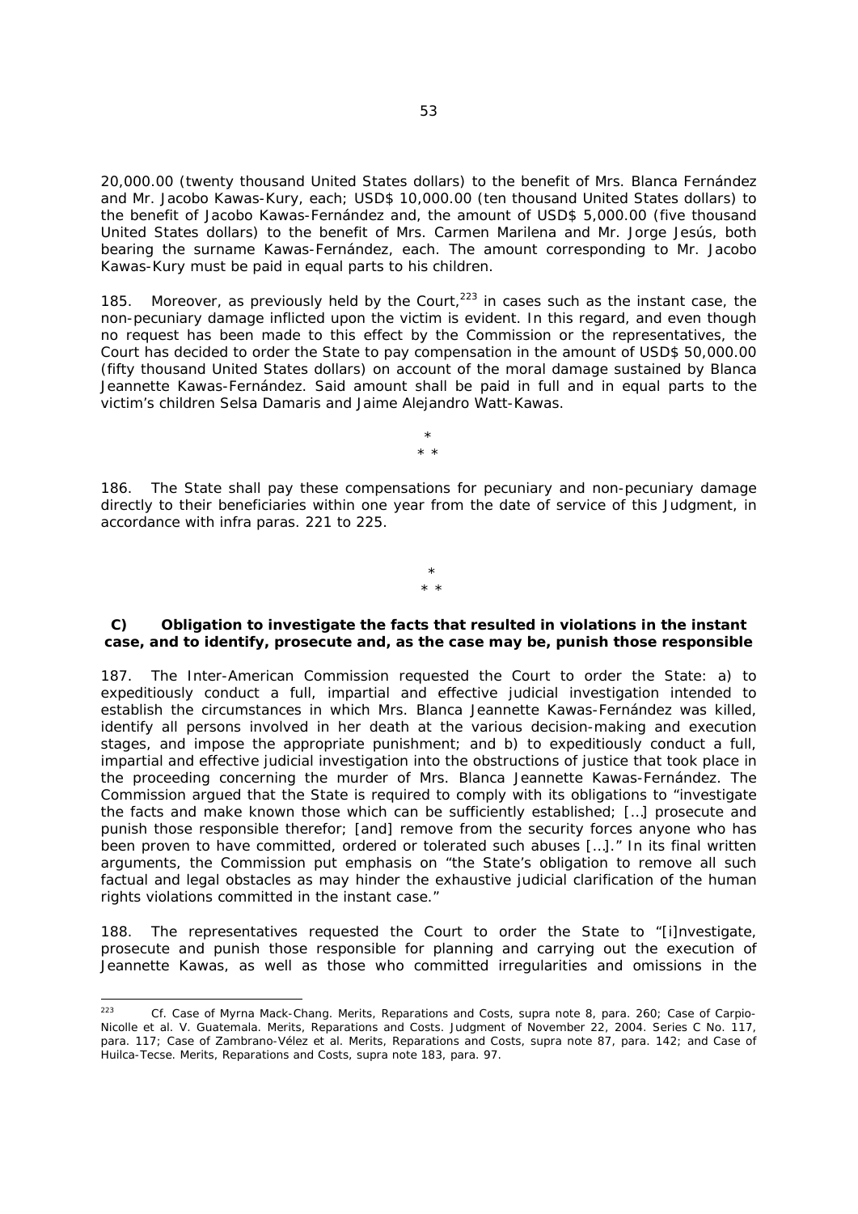20,000.00 (twenty thousand United States dollars) to the benefit of Mrs. Blanca Fernández and Mr. Jacobo Kawas-Kury, each; USD$ 10,000.00 (ten thousand United States dollars) to the benefit of Jacobo Kawas-Fernández and, the amount of USD$ 5,000.00 (five thousand United States dollars) to the benefit of Mrs. Carmen Marilena and Mr. Jorge Jesús, both bearing the surname Kawas-Fernández, each. The amount corresponding to Mr. Jacobo Kawas-Kury must be paid in equal parts to his children.

185. Moreover, as previously held by the Court,[223] in cases such as the instant case, the non-pecuniary damage inflicted upon the victim is evident. In this regard, and even though no request has been made to this effect by the Commission or the representatives, the Court has decided to order the State to pay compensation in the amount of USD$ 50,000.00 (fifty thousand United States dollars) on account of the moral damage sustained by Blanca Jeannette Kawas-Fernández. Said amount shall be paid in full and in equal parts to the victim's children Selsa Damaris and Jaime Alejandro Watt-Kawas.

\*
\* \*

186. The State shall pay these compensations for pecuniary and non-pecuniary damage directly to their beneficiaries within one year from the date of service of this Judgment, in accordance with infra paras. 221 to 225.

\*
\* \*

### C) Obligation to investigate the facts that resulted in violations in the instant case, and to identify, prosecute and, as the case may be, punish those responsible

187. The Inter-American Commission requested the Court to order the State: a) to expeditiously conduct a full, impartial and effective judicial investigation intended to establish the circumstances in which Mrs. Blanca Jeannette Kawas-Fernández was killed, identify all persons involved in her death at the various decision-making and execution stages, and impose the appropriate punishment; and b) to expeditiously conduct a full, impartial and effective judicial investigation into the obstructions of justice that took place in the proceeding concerning the murder of Mrs. Blanca Jeannette Kawas-Fernández. The Commission argued that the State is required to comply with its obligations to "investigate the facts and make known those which can be sufficiently established; [...] prosecute and punish those responsible therefor; [and] remove from the security forces anyone who has been proven to have committed, ordered or tolerated such abuses [...]." In its final written arguments, the Commission put emphasis on "the State's obligation to remove all such factual and legal obstacles as may hinder the exhaustive judicial clarification of the human rights violations committed in the instant case."

188. The representatives requested the Court to order the State to "[i]nvestigate, prosecute and punish those responsible for planning and carrying out the execution of Jeannette Kawas, as well as those who committed irregularities and omissions in the

---

[223] *Cf. Case of Myrna Mack-Chang. Merits, Reparations and Costs, supra* note 8, para. 260; *Case of Carpio-Nicolle et al. V. Guatemala. Merits, Reparations and Costs.* Judgment of November 22, 2004. Series C No. 117, para. 117; *Case of Zambrano-Vélez et al. Merits, Reparations and Costs, supra* note 87, para. 142; and *Case of Huilca-Tecse. Merits, Reparations and Costs, supra* note 183, para. 97.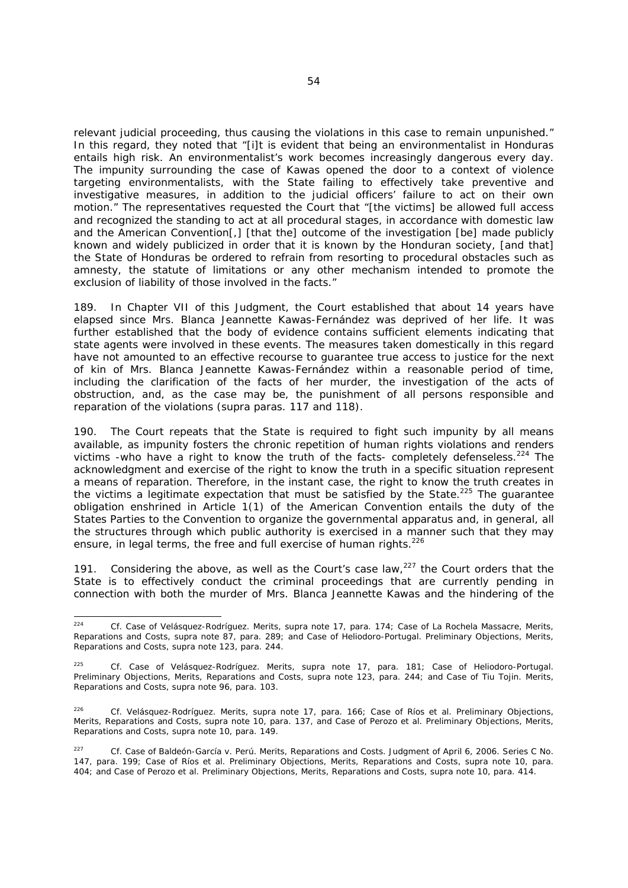relevant judicial proceeding, thus causing the violations in this case to remain unpunished." In this regard, they noted that "[i]t is evident that being an environmentalist in Honduras entails high risk. An environmentalist's work becomes increasingly dangerous every day. The impunity surrounding the case of Kawas opened the door to a context of violence targeting environmentalists, with the State failing to effectively take preventive and investigative measures, in addition to the judicial officers' failure to act on their own motion." The representatives requested the Court that "[the victims] be allowed full access and recognized the standing to act at all procedural stages, in accordance with domestic law and the American Convention[,] [that the] outcome of the investigation [be] made publicly known and widely publicized in order that it is known by the Honduran society, [and that] the State of Honduras be ordered to refrain from resorting to procedural obstacles such as amnesty, the statute of limitations or any other mechanism intended to promote the exclusion of liability of those involved in the facts."

189. In Chapter VII of this Judgment, the Court established that about 14 years have elapsed since Mrs. Blanca Jeannette Kawas-Fernández was deprived of her life. It was further established that the body of evidence contains sufficient elements indicating that state agents were involved in these events. The measures taken domestically in this regard have not amounted to an effective recourse to guarantee true access to justice for the next of kin of Mrs. Blanca Jeannette Kawas-Fernández within a reasonable period of time, including the clarification of the facts of her murder, the investigation of the acts of obstruction, and, as the case may be, the punishment of all persons responsible and reparation of the violations (*supra* paras. 117 and 118).

190. The Court repeats that the State is required to fight such impunity by all means available, as impunity fosters the chronic repetition of human rights violations and renders victims -who have a right to know the truth of the facts- completely defenseless.[224] The acknowledgment and exercise of the right to know the truth in a specific situation represent a means of reparation. Therefore, in the instant case, the right to know the truth creates in the victims a legitimate expectation that must be satisfied by the State.[225] The guarantee obligation enshrined in Article 1(1) of the American Convention entails the duty of the States Parties to the Convention to organize the governmental apparatus and, in general, all the structures through which public authority is exercised in a manner such that they may ensure, in legal terms, the free and full exercise of human rights.[226]

191. Considering the above, as well as the Court's case law,[227] the Court orders that the State is to effectively conduct the criminal proceedings that are currently pending in connection with both the murder of Mrs. Blanca Jeannette Kawas and the hindering of the

---

[224] *Cf. Case of Velásquez-Rodríguez. Merits, supra* note 17, para. 174; *Case of La Rochela Massacre, Merits, Reparations and Costs, supra* note 87, para. 289; and *Case of Heliodoro-Portugal. Preliminary Objections, Merits, Reparations and Costs, supra* note 123, para. 244.

[225] *Cf. Case of Velásquez-Rodríguez. Merits, supra* note 17, para. 181; *Case of Heliodoro-Portugal. Preliminary Objections, Merits, Reparations and Costs, supra* note 123, para. 244; and *Case of Tiu Tojin. Merits, Reparations and Costs, supra* note 96, para. 103.

[226] *Cf. Velásquez-Rodríguez. Merits, supra* note 17, para. 166; *Case of Ríos et al. Preliminary Objections, Merits, Reparations and Costs, supra* note 10, para. 137, and *Case of Perozo et al. Preliminary Objections, Merits, Reparations and Costs, supra* note 10, para. 149.

[227] *Cf. Case of Baldeón-García v. Perú. Merits, Reparations and Costs.* Judgment of April 6, 2006. Series C No. 147, para. 199; *Case of Ríos et al. Preliminary Objections, Merits, Reparations and Costs, supra* note 10, para. 404; and *Case of Perozo et al. Preliminary Objections, Merits, Reparations and Costs, supra* note 10, para. 414.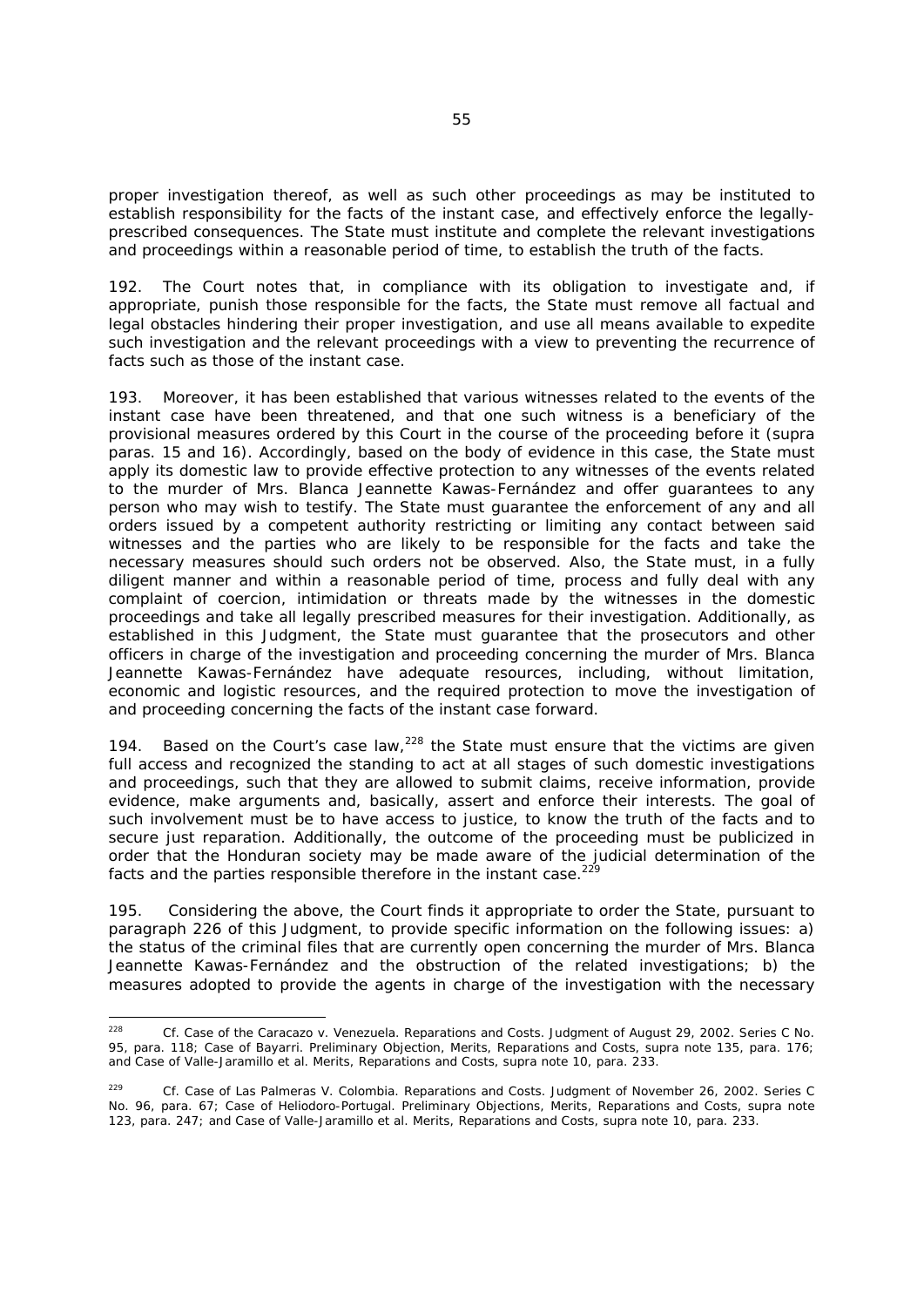proper investigation thereof, as well as such other proceedings as may be instituted to establish responsibility for the facts of the instant case, and effectively enforce the legally-prescribed consequences. The State must institute and complete the relevant investigations and proceedings within a reasonable period of time, to establish the truth of the facts.

192. The Court notes that, in compliance with its obligation to investigate and, if appropriate, punish those responsible for the facts, the State must remove all factual and legal obstacles hindering their proper investigation, and use all means available to expedite such investigation and the relevant proceedings with a view to preventing the recurrence of facts such as those of the instant case.

193. Moreover, it has been established that various witnesses related to the events of the instant case have been threatened, and that one such witness is a beneficiary of the provisional measures ordered by this Court in the course of the proceeding before it (*supra* paras. 15 and 16). Accordingly, based on the body of evidence in this case, the State must apply its domestic law to provide effective protection to any witnesses of the events related to the murder of Mrs. Blanca Jeannette Kawas-Fernández and offer guarantees to any person who may wish to testify. The State must guarantee the enforcement of any and all orders issued by a competent authority restricting or limiting any contact between said witnesses and the parties who are likely to be responsible for the facts and take the necessary measures should such orders not be observed. Also, the State must, in a fully diligent manner and within a reasonable period of time, process and fully deal with any complaint of coercion, intimidation or threats made by the witnesses in the domestic proceedings and take all legally prescribed measures for their investigation. Additionally, as established in this Judgment, the State must guarantee that the prosecutors and other officers in charge of the investigation and proceeding concerning the murder of Mrs. Blanca Jeannette Kawas-Fernández have adequate resources, including, without limitation, economic and logistic resources, and the required protection to move the investigation of and proceeding concerning the facts of the instant case forward.

194. Based on the Court's case law,[228] the State must ensure that the victims are given full access and recognized the standing to act at all stages of such domestic investigations and proceedings, such that they are allowed to submit claims, receive information, provide evidence, make arguments and, basically, assert and enforce their interests. The goal of such involvement must be to have access to justice, to know the truth of the facts and to secure just reparation. Additionally, the outcome of the proceeding must be publicized in order that the Honduran society may be made aware of the judicial determination of the facts and the parties responsible therefore in the instant case.[229]

195. Considering the above, the Court finds it appropriate to order the State, pursuant to paragraph 226 of this Judgment, to provide specific information on the following issues: a) the status of the criminal files that are currently open concerning the murder of Mrs. Blanca Jeannette Kawas-Fernández and the obstruction of the related investigations; b) the measures adopted to provide the agents in charge of the investigation with the necessary

---

[228] Cf. *Case of the Caracazo v. Venezuela. Reparations and Costs*. Judgment of August 29, 2002. Series C No. 95, para. 118; *Case of Bayarri. Preliminary Objection, Merits, Reparations and Costs*, *supra* note 135, para. 176; and *Case of Valle-Jaramillo et al. Merits, Reparations and Costs*, *supra* note 10, para. 233.

[229] Cf. *Case of Las Palmeras V. Colombia. Reparations and Costs*. Judgment of November 26, 2002. Series C No. 96, para. 67; *Case of Heliodoro-Portugal. Preliminary Objections, Merits, Reparations and Costs*, *supra* note 123, para. 247; and *Case of Valle-Jaramillo et al. Merits, Reparations and Costs*, *supra* note 10, para. 233.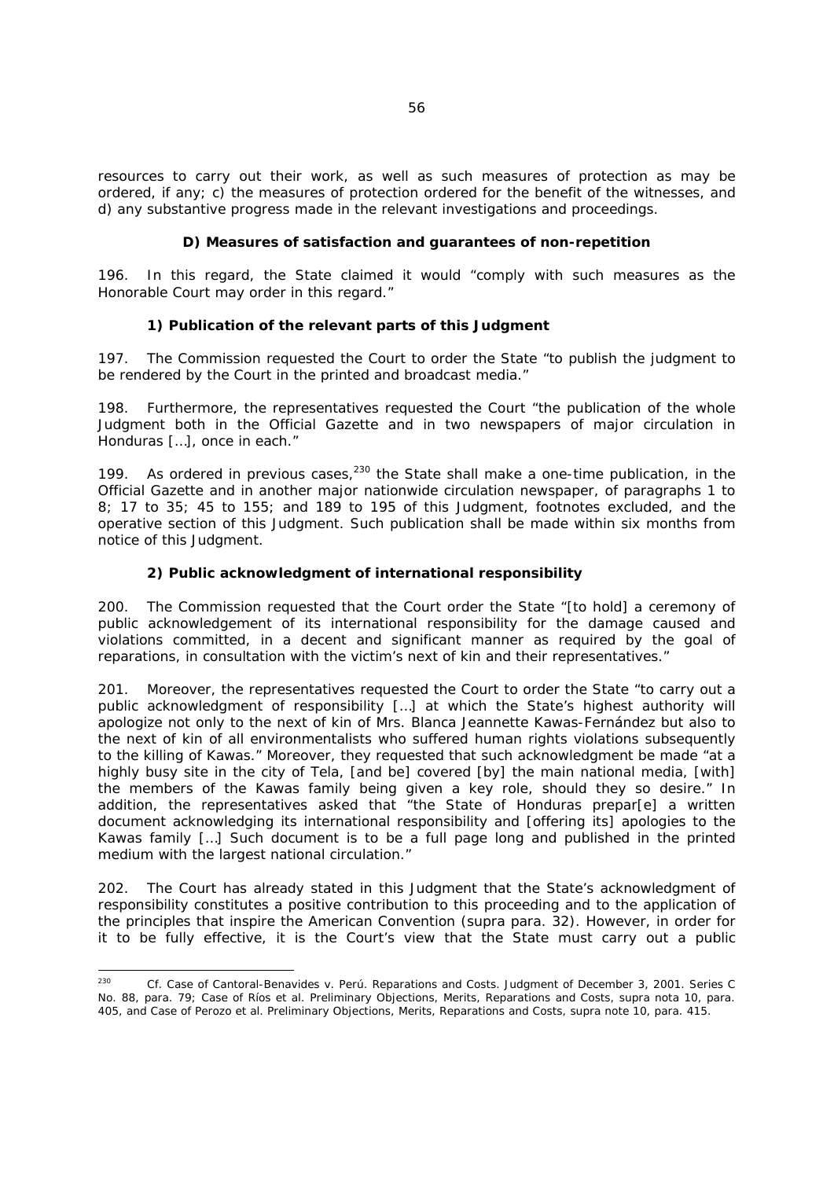resources to carry out their work, as well as such measures of protection as may be ordered, if any; c) the measures of protection ordered for the benefit of the witnesses, and d) any substantive progress made in the relevant investigations and proceedings.

### D) Measures of satisfaction and guarantees of non-repetition

196. In this regard, the State claimed it would "comply with such measures as the Honorable Court may order in this regard."

#### 1) Publication of the relevant parts of this Judgment

197. The Commission requested the Court to order the State "to publish the judgment to be rendered by the Court in the printed and broadcast media."

198. Furthermore, the representatives requested the Court "the publication of the whole Judgment both in the Official Gazette and in two newspapers of major circulation in Honduras […], once in each."

199. As ordered in previous cases,[230] the State shall make a one-time publication, in the Official Gazette and in another major nationwide circulation newspaper, of paragraphs 1 to 8; 17 to 35; 45 to 155; and 189 to 195 of this Judgment, footnotes excluded, and the operative section of this Judgment. Such publication shall be made within six months from notice of this Judgment.

#### 2) Public acknowledgment of international responsibility

200. The Commission requested that the Court order the State "[to hold] a ceremony of public acknowledgement of its international responsibility for the damage caused and violations committed, in a decent and significant manner as required by the goal of reparations, in consultation with the victim's next of kin and their representatives."

201. Moreover, the representatives requested the Court to order the State "to carry out a public acknowledgment of responsibility […] at which the State's highest authority will apologize not only to the next of kin of Mrs. Blanca Jeannette Kawas-Fernández but also to the next of kin of all environmentalists who suffered human rights violations subsequently to the killing of Kawas." Moreover, they requested that such acknowledgment be made "at a highly busy site in the city of Tela, [and be] covered [by] the main national media, [with] the members of the Kawas family being given a key role, should they so desire." In addition, the representatives asked that "the State of Honduras prepar[e] a written document acknowledging its international responsibility and [offering its] apologies to the Kawas family […] Such document is to be a full page long and published in the printed medium with the largest national circulation."

202. The Court has already stated in this Judgment that the State's acknowledgment of responsibility constitutes a positive contribution to this proceeding and to the application of the principles that inspire the American Convention (*supra* para. 32). However, in order for it to be fully effective, it is the Court's view that the State must carry out a public

---

[230] *Cf. Case of Cantoral-Benavides v. Perú. Reparations and Costs.* Judgment of December 3, 2001. Series C No. 88, para. 79; *Case of Ríos et al. Preliminary Objections, Merits, Reparations and Costs*, *supra* nota 10, para. 405, and *Case of Perozo et al. Preliminary Objections, Merits, Reparations and Costs*, *supra* note 10, para. 415.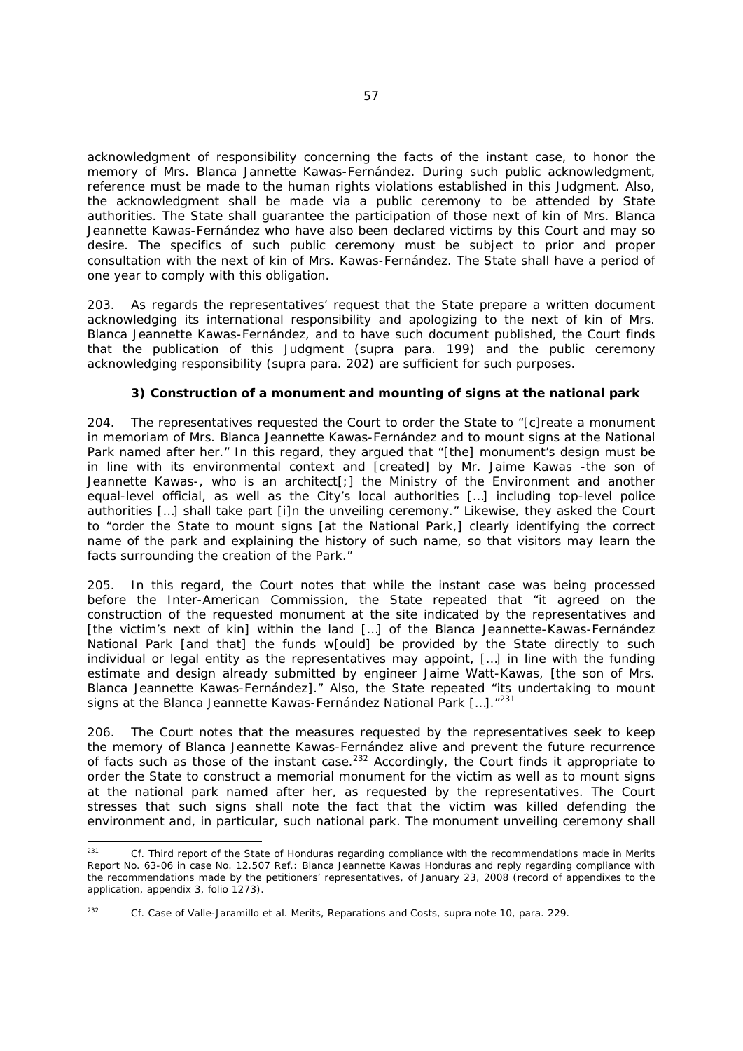acknowledgment of responsibility concerning the facts of the instant case, to honor the memory of Mrs. Blanca Jannette Kawas-Fernández. During such public acknowledgment, reference must be made to the human rights violations established in this Judgment. Also, the acknowledgment shall be made via a public ceremony to be attended by State authorities. The State shall guarantee the participation of those next of kin of Mrs. Blanca Jeannette Kawas-Fernández who have also been declared victims by this Court and may so desire. The specifics of such public ceremony must be subject to prior and proper consultation with the next of kin of Mrs. Kawas-Fernández. The State shall have a period of one year to comply with this obligation.

203. As regards the representatives' request that the State prepare a written document acknowledging its international responsibility and apologizing to the next of kin of Mrs. Blanca Jeannette Kawas-Fernández, and to have such document published, the Court finds that the publication of this Judgment (*supra* para. 199) and the public ceremony acknowledging responsibility (*supra* para. 202) are sufficient for such purposes.

**3) Construction of a monument and mounting of signs at the national park**

204. The representatives requested the Court to order the State to "[c]reate a monument in memoriam of Mrs. Blanca Jeannette Kawas-Fernández and to mount signs at the National Park named after her." In this regard, they argued that "[the] monument's design must be in line with its environmental context and [created] by Mr. Jaime Kawas -the son of Jeannette Kawas-, who is an architect[;] the Ministry of the Environment and another equal-level official, as well as the City's local authorities […] including top-level police authorities […] shall take part [i]n the unveiling ceremony." Likewise, they asked the Court to "order the State to mount signs [at the National Park,] clearly identifying the correct name of the park and explaining the history of such name, so that visitors may learn the facts surrounding the creation of the Park."

205. In this regard, the Court notes that while the instant case was being processed before the Inter-American Commission, the State repeated that "it agreed on the construction of the requested monument at the site indicated by the representatives and [the victim's next of kin] within the land […] of the Blanca Jeannette-Kawas-Fernández National Park [and that] the funds w[ould] be provided by the State directly to such individual or legal entity as the representatives may appoint, […] in line with the funding estimate and design already submitted by engineer Jaime Watt-Kawas, [the son of Mrs. Blanca Jeannette Kawas-Fernández]." Also, the State repeated "its undertaking to mount signs at the Blanca Jeannette Kawas-Fernández National Park […]."[231]

206. The Court notes that the measures requested by the representatives seek to keep the memory of Blanca Jeannette Kawas-Fernández alive and prevent the future recurrence of facts such as those of the instant case.[232] Accordingly, the Court finds it appropriate to order the State to construct a memorial monument for the victim as well as to mount signs at the national park named after her, as requested by the representatives. The Court stresses that such signs shall note the fact that the victim was killed defending the environment and, in particular, such national park. The monument unveiling ceremony shall

---

[231] *Cf.* Third report of the State of Honduras regarding compliance with the recommendations made in Merits Report No. 63-06 in case No. 12.507 Ref.: Blanca Jeannette Kawas Honduras and reply regarding compliance with the recommendations made by the petitioners' representatives, of January 23, 2008 (record of appendixes to the application, appendix 3, folio 1273).

[232] *Cf. Case of Valle-Jaramillo et al. Merits, Reparations and Costs, supra* note 10, para. 229.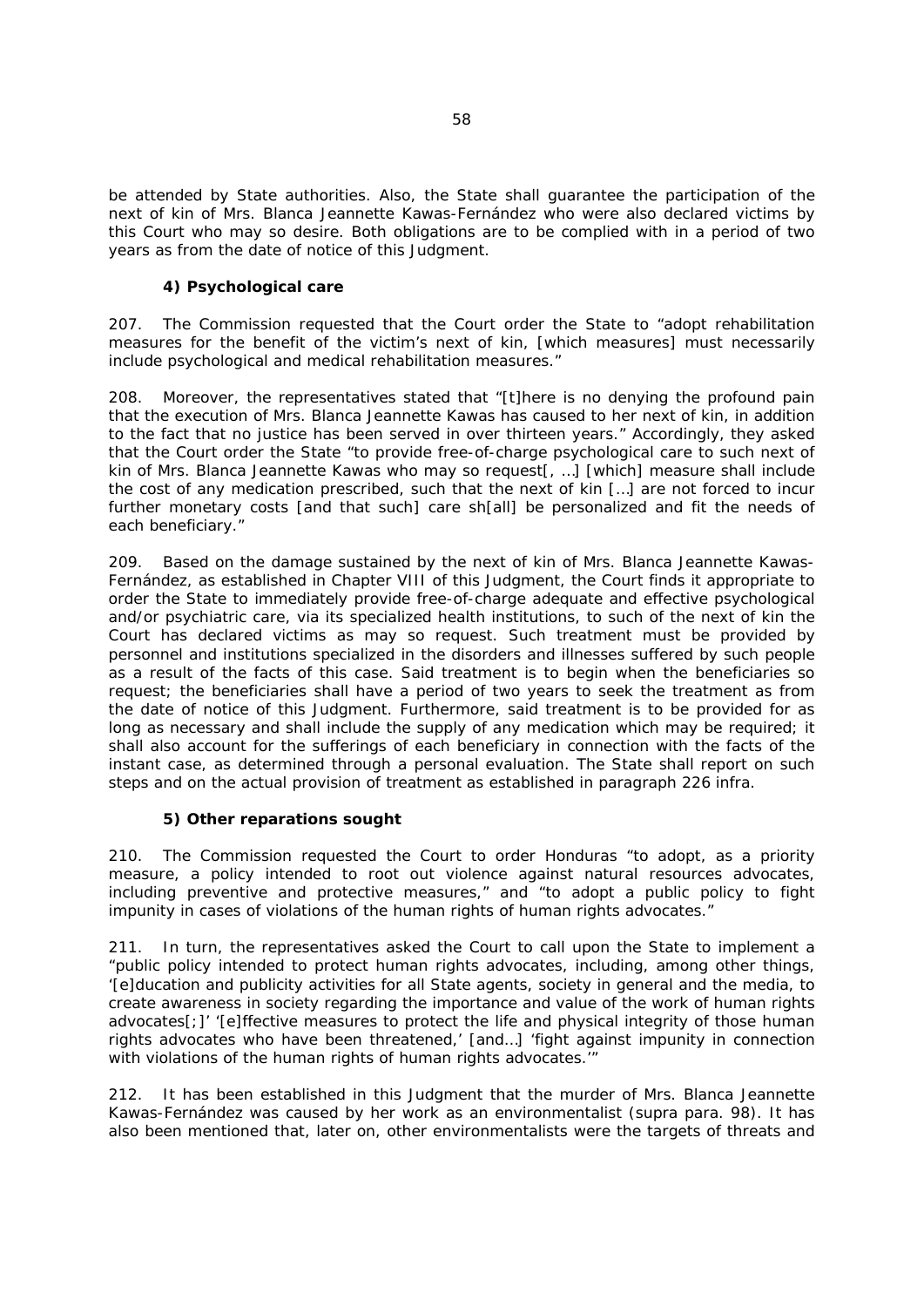be attended by State authorities. Also, the State shall guarantee the participation of the next of kin of Mrs. Blanca Jeannette Kawas-Fernández who were also declared victims by this Court who may so desire. Both obligations are to be complied with in a period of two years as from the date of notice of this Judgment.

### 4) Psychological care

207. The Commission requested that the Court order the State to "adopt rehabilitation measures for the benefit of the victim's next of kin, [which measures] must necessarily include psychological and medical rehabilitation measures."

208. Moreover, the representatives stated that "[t]here is no denying the profound pain that the execution of Mrs. Blanca Jeannette Kawas has caused to her next of kin, in addition to the fact that no justice has been served in over thirteen years." Accordingly, they asked that the Court order the State "to provide free-of-charge psychological care to such next of kin of Mrs. Blanca Jeannette Kawas who may so request[, …] [which] measure shall include the cost of any medication prescribed, such that the next of kin […] are not forced to incur further monetary costs [and that such] care sh[all] be personalized and fit the needs of each beneficiary."

209. Based on the damage sustained by the next of kin of Mrs. Blanca Jeannette Kawas-Fernández, as established in Chapter VIII of this Judgment, the Court finds it appropriate to order the State to immediately provide free-of-charge adequate and effective psychological and/or psychiatric care, via its specialized health institutions, to such of the next of kin the Court has declared victims as may so request. Such treatment must be provided by personnel and institutions specialized in the disorders and illnesses suffered by such people as a result of the facts of this case. Said treatment is to begin when the beneficiaries so request; the beneficiaries shall have a period of two years to seek the treatment as from the date of notice of this Judgment. Furthermore, said treatment is to be provided for as long as necessary and shall include the supply of any medication which may be required; it shall also account for the sufferings of each beneficiary in connection with the facts of the instant case, as determined through a personal evaluation. The State shall report on such steps and on the actual provision of treatment as established in paragraph 226 infra.

### 5) Other reparations sought

210. The Commission requested the Court to order Honduras "to adopt, as a priority measure, a policy intended to root out violence against natural resources advocates, including preventive and protective measures," and "to adopt a public policy to fight impunity in cases of violations of the human rights of human rights advocates."

211. In turn, the representatives asked the Court to call upon the State to implement a "public policy intended to protect human rights advocates, including, among other things, '[e]ducation and publicity activities for all State agents, society in general and the media, to create awareness in society regarding the importance and value of the work of human rights advocates[;]' '[e]ffective measures to protect the life and physical integrity of those human rights advocates who have been threatened,' [and…] 'fight against impunity in connection with violations of the human rights of human rights advocates.'"

212. It has been established in this Judgment that the murder of Mrs. Blanca Jeannette Kawas-Fernández was caused by her work as an environmentalist (supra para. 98). It has also been mentioned that, later on, other environmentalists were the targets of threats and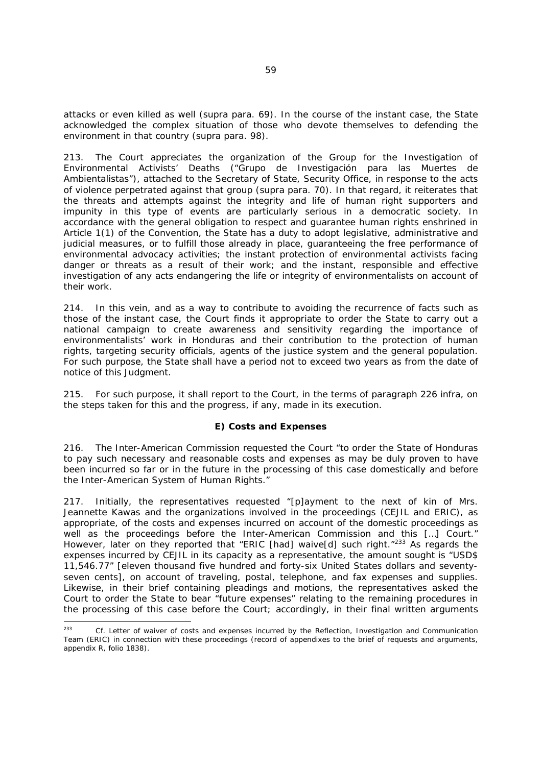attacks or even killed as well (*supra* para. 69). In the course of the instant case, the State acknowledged the complex situation of those who devote themselves to defending the environment in that country (*supra* para. 98).

213. The Court appreciates the organization of the Group for the Investigation of Environmental Activists' Deaths ("*Grupo de Investigación para las Muertes de Ambientalistas*"), attached to the Secretary of State, Security Office, in response to the acts of violence perpetrated against that group (*supra* para. 70). In that regard, it reiterates that the threats and attempts against the integrity and life of human right supporters and impunity in this type of events are particularly serious in a democratic society. In accordance with the general obligation to respect and guarantee human rights enshrined in Article 1(1) of the Convention, the State has a duty to adopt legislative, administrative and judicial measures, or to fulfill those already in place, guaranteeing the free performance of environmental advocacy activities; the instant protection of environmental activists facing danger or threats as a result of their work; and the instant, responsible and effective investigation of any acts endangering the life or integrity of environmentalists on account of their work.

214. In this vein, and as a way to contribute to avoiding the recurrence of facts such as those of the instant case, the Court finds it appropriate to order the State to carry out a national campaign to create awareness and sensitivity regarding the importance of environmentalists' work in Honduras and their contribution to the protection of human rights, targeting security officials, agents of the justice system and the general population. For such purpose, the State shall have a period not to exceed two years as from the date of notice of this Judgment.

215. For such purpose, it shall report to the Court, in the terms of paragraph 226 *infra*, on the steps taken for this and the progress, if any, made in its execution.

### E) Costs and Expenses

216. The Inter-American Commission requested the Court "to order the State of Honduras to pay such necessary and reasonable costs and expenses as may be duly proven to have been incurred so far or in the future in the processing of this case domestically and before the Inter-American System of Human Rights."

217. Initially, the representatives requested "[p]ayment to the next of kin of Mrs. Jeannette Kawas and the organizations involved in the proceedings (CEJIL and ERIC), as appropriate, of the costs and expenses incurred on account of the domestic proceedings as well as the proceedings before the Inter-American Commission and this […] Court." However, later on they reported that "ERIC [had] waive[d] such right."[233] As regards the expenses incurred by CEJIL in its capacity as a representative, the amount sought is "USD$ 11,546.77" [eleven thousand five hundred and forty-six United States dollars and seventy-seven cents], on account of traveling, postal, telephone, and fax expenses and supplies. Likewise, in their brief containing pleadings and motions, the representatives asked the Court to order the State to bear "future expenses" relating to the remaining procedures in the processing of this case before the Court; accordingly, in their final written arguments

---

[233] *Cf.* Letter of waiver of costs and expenses incurred by the Reflection, Investigation and Communication Team (ERIC) in connection with these proceedings (record of appendixes to the brief of requests and arguments, appendix R, folio 1838).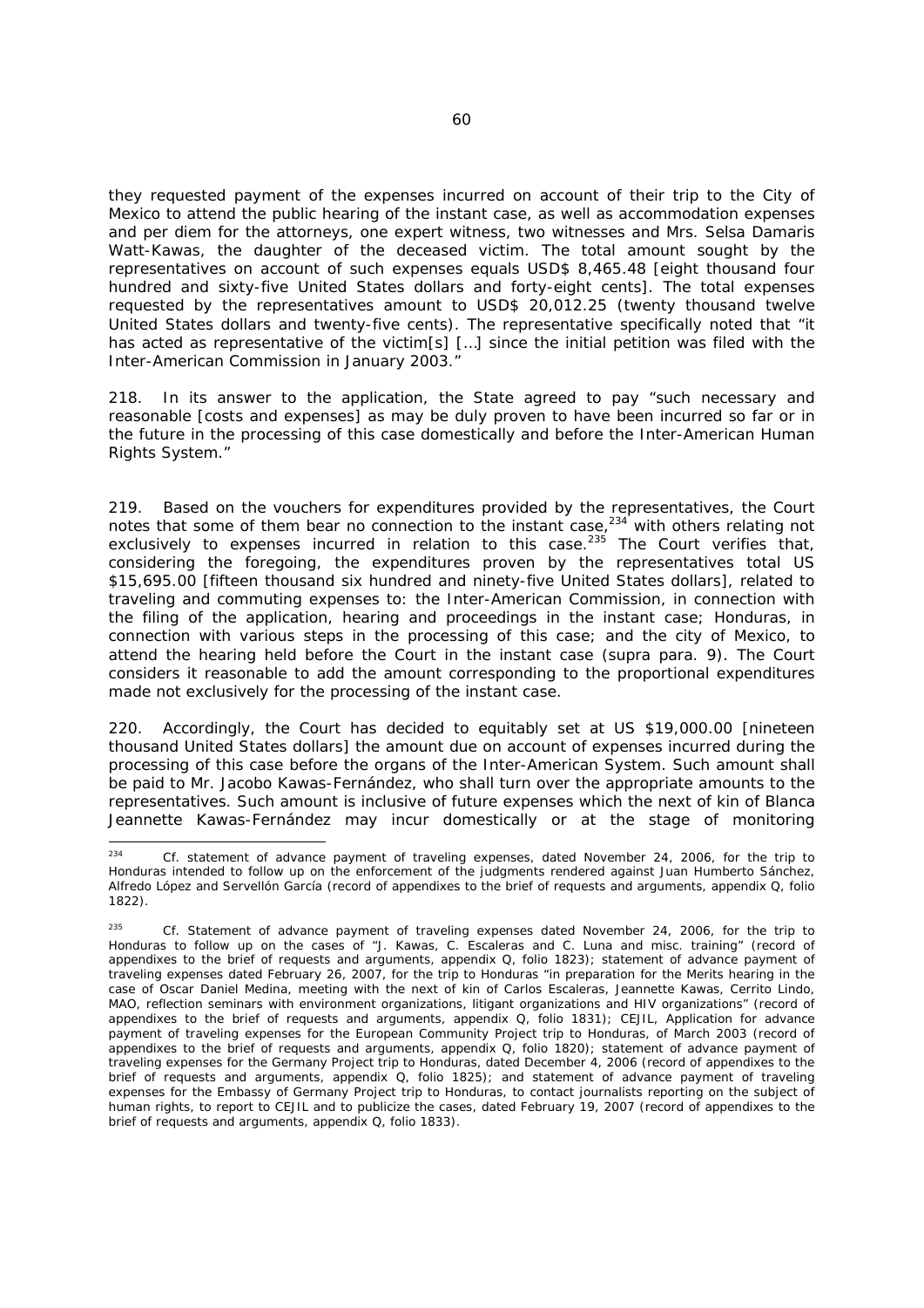they requested payment of the expenses incurred on account of their trip to the City of Mexico to attend the public hearing of the instant case, as well as accommodation expenses and per diem for the attorneys, one expert witness, two witnesses and Mrs. Selsa Damaris Watt-Kawas, the daughter of the deceased victim. The total amount sought by the representatives on account of such expenses equals USD$ 8,465.48 [eight thousand four hundred and sixty-five United States dollars and forty-eight cents]. The total expenses requested by the representatives amount to USD$ 20,012.25 (twenty thousand twelve United States dollars and twenty-five cents). The representative specifically noted that "it has acted as representative of the victim[s] […] since the initial petition was filed with the Inter-American Commission in January 2003."

218. In its answer to the application, the State agreed to pay "such necessary and reasonable [costs and expenses] as may be duly proven to have been incurred so far or in the future in the processing of this case domestically and before the Inter-American Human Rights System."

219. Based on the vouchers for expenditures provided by the representatives, the Court notes that some of them bear no connection to the instant case,[234] with others relating not exclusively to expenses incurred in relation to this case.[235] The Court verifies that, considering the foregoing, the expenditures proven by the representatives total US $15,695.00 [fifteen thousand six hundred and ninety-five United States dollars], related to traveling and commuting expenses to: the Inter-American Commission, in connection with the filing of the application, hearing and proceedings in the instant case; Honduras, in connection with various steps in the processing of this case; and the city of Mexico, to attend the hearing held before the Court in the instant case (*supra* para. 9). The Court considers it reasonable to add the amount corresponding to the proportional expenditures made not exclusively for the processing of the instant case.

220. Accordingly, the Court has decided to equitably set at US $19,000.00 [nineteen thousand United States dollars] the amount due on account of expenses incurred during the processing of this case before the organs of the Inter-American System. Such amount shall be paid to Mr. Jacobo Kawas-Fernández, who shall turn over the appropriate amounts to the representatives. Such amount is inclusive of future expenses which the next of kin of Blanca Jeannette Kawas-Fernández may incur domestically or at the stage of monitoring

---

[234] *Cf.* statement of advance payment of traveling expenses, dated November 24, 2006, for the trip to Honduras intended to follow up on the enforcement of the judgments rendered against Juan Humberto Sánchez, Alfredo López and Servellón García (record of appendixes to the brief of requests and arguments, appendix Q, folio 1822).

[235] *Cf.* Statement of advance payment of traveling expenses dated November 24, 2006, for the trip to Honduras to follow up on the cases of "J. Kawas, C. Escaleras and C. Luna and misc. training" (record of appendixes to the brief of requests and arguments, appendix Q, folio 1823); statement of advance payment of traveling expenses dated February 26, 2007, for the trip to Honduras "in preparation for the Merits hearing in the case of Oscar Daniel Medina, meeting with the next of kin of Carlos Escaleras, Jeannette Kawas, Cerrito Lindo, MAO, reflection seminars with environment organizations, litigant organizations and HIV organizations" (record of appendixes to the brief of requests and arguments, appendix Q, folio 1831); CEJIL, Application for advance payment of traveling expenses for the European Community Project trip to Honduras, of March 2003 (record of appendixes to the brief of requests and arguments, appendix Q, folio 1820); statement of advance payment of traveling expenses for the Germany Project trip to Honduras, dated December 4, 2006 (record of appendixes to the brief of requests and arguments, appendix Q, folio 1825); and statement of advance payment of traveling expenses for the Embassy of Germany Project trip to Honduras, to contact journalists reporting on the subject of human rights, to report to CEJIL and to publicize the cases, dated February 19, 2007 (record of appendixes to the brief of requests and arguments, appendix Q, folio 1833).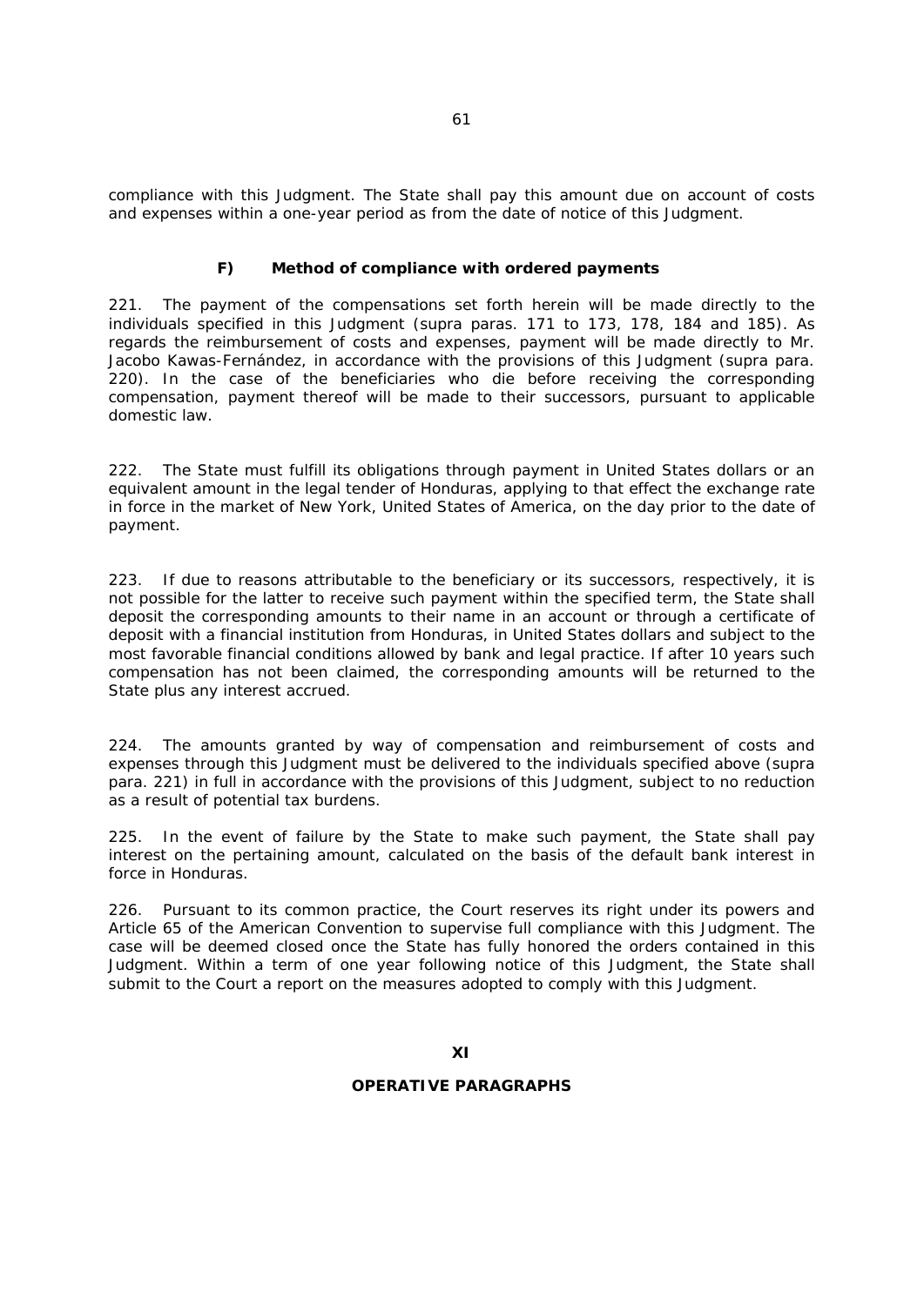compliance with this Judgment. The State shall pay this amount due on account of costs and expenses within a one-year period as from the date of notice of this Judgment.

### F) Method of compliance with ordered payments

221. The payment of the compensations set forth herein will be made directly to the individuals specified in this Judgment (supra paras. 171 to 173, 178, 184 and 185). As regards the reimbursement of costs and expenses, payment will be made directly to Mr. Jacobo Kawas-Fernández, in accordance with the provisions of this Judgment (supra para. 220). In the case of the beneficiaries who die before receiving the corresponding compensation, payment thereof will be made to their successors, pursuant to applicable domestic law.

222. The State must fulfill its obligations through payment in United States dollars or an equivalent amount in the legal tender of Honduras, applying to that effect the exchange rate in force in the market of New York, United States of America, on the day prior to the date of payment.

223. If due to reasons attributable to the beneficiary or its successors, respectively, it is not possible for the latter to receive such payment within the specified term, the State shall deposit the corresponding amounts to their name in an account or through a certificate of deposit with a financial institution from Honduras, in United States dollars and subject to the most favorable financial conditions allowed by bank and legal practice. If after 10 years such compensation has not been claimed, the corresponding amounts will be returned to the State plus any interest accrued.

224. The amounts granted by way of compensation and reimbursement of costs and expenses through this Judgment must be delivered to the individuals specified above (supra para. 221) in full in accordance with the provisions of this Judgment, subject to no reduction as a result of potential tax burdens.

225. In the event of failure by the State to make such payment, the State shall pay interest on the pertaining amount, calculated on the basis of the default bank interest in force in Honduras.

226. Pursuant to its common practice, the Court reserves its right under its powers and Article 65 of the American Convention to supervise full compliance with this Judgment. The case will be deemed closed once the State has fully honored the orders contained in this Judgment. Within a term of one year following notice of this Judgment, the State shall submit to the Court a report on the measures adopted to comply with this Judgment.

## XI

## OPERATIVE PARAGRAPHS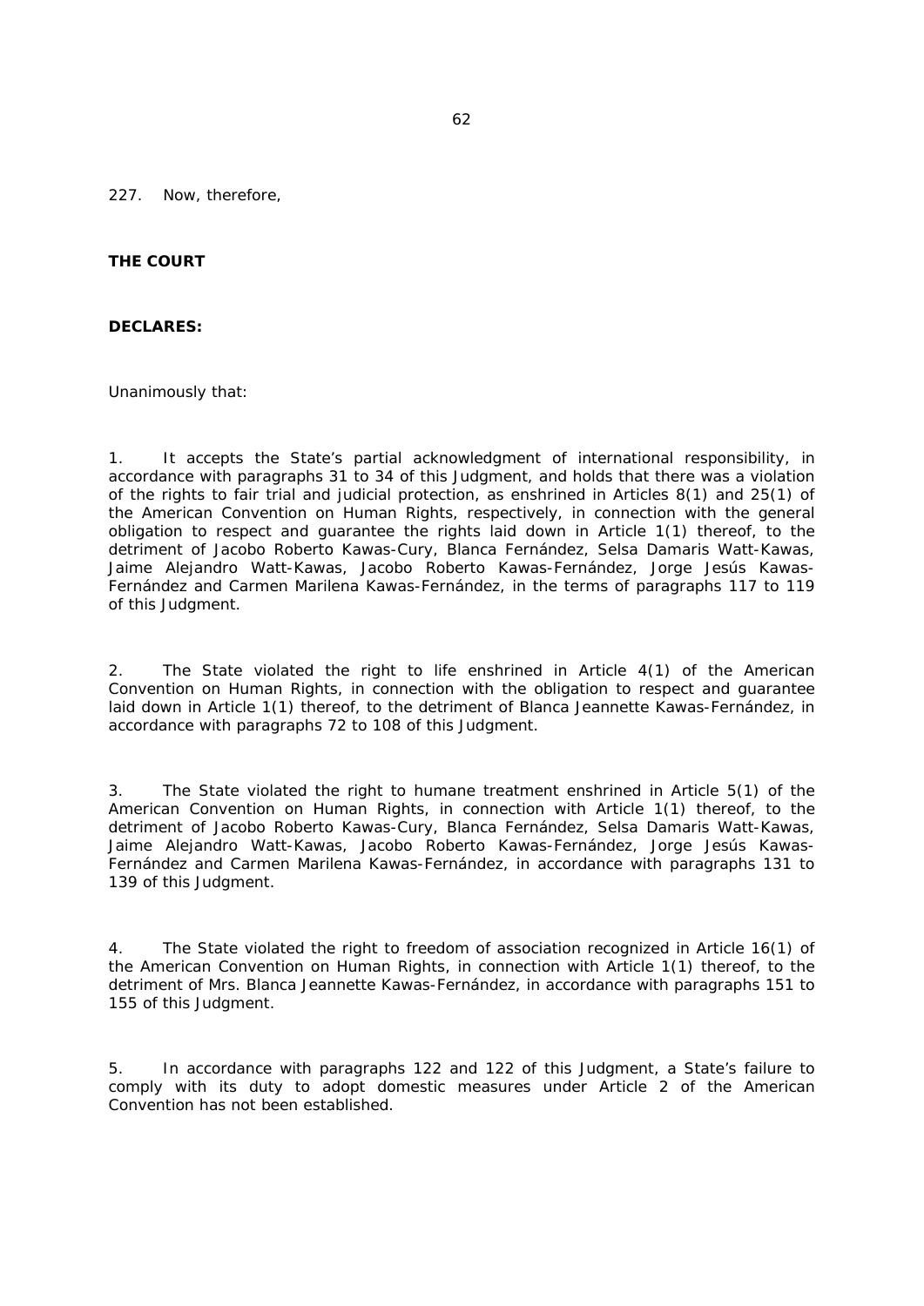227. Now, therefore,

**THE COURT**

**DECLARES:**

Unanimously that:

1. It accepts the State's partial acknowledgment of international responsibility, in accordance with paragraphs 31 to 34 of this Judgment, and holds that there was a violation of the rights to fair trial and judicial protection, as enshrined in Articles 8(1) and 25(1) of the American Convention on Human Rights, respectively, in connection with the general obligation to respect and guarantee the rights laid down in Article 1(1) thereof, to the detriment of Jacobo Roberto Kawas-Cury, Blanca Fernández, Selsa Damaris Watt-Kawas, Jaime Alejandro Watt-Kawas, Jacobo Roberto Kawas-Fernández, Jorge Jesús Kawas-Fernández and Carmen Marilena Kawas-Fernández, in the terms of paragraphs 117 to 119 of this Judgment.

2. The State violated the right to life enshrined in Article 4(1) of the American Convention on Human Rights, in connection with the obligation to respect and guarantee laid down in Article 1(1) thereof, to the detriment of Blanca Jeannette Kawas-Fernández, in accordance with paragraphs 72 to 108 of this Judgment.

3. The State violated the right to humane treatment enshrined in Article 5(1) of the American Convention on Human Rights, in connection with Article 1(1) thereof, to the detriment of Jacobo Roberto Kawas-Cury, Blanca Fernández, Selsa Damaris Watt-Kawas, Jaime Alejandro Watt-Kawas, Jacobo Roberto Kawas-Fernández, Jorge Jesús Kawas-Fernández and Carmen Marilena Kawas-Fernández, in accordance with paragraphs 131 to 139 of this Judgment.

4. The State violated the right to freedom of association recognized in Article 16(1) of the American Convention on Human Rights, in connection with Article 1(1) thereof, to the detriment of Mrs. Blanca Jeannette Kawas-Fernández, in accordance with paragraphs 151 to 155 of this Judgment.

5. In accordance with paragraphs 122 and 122 of this Judgment, a State's failure to comply with its duty to adopt domestic measures under Article 2 of the American Convention has not been established.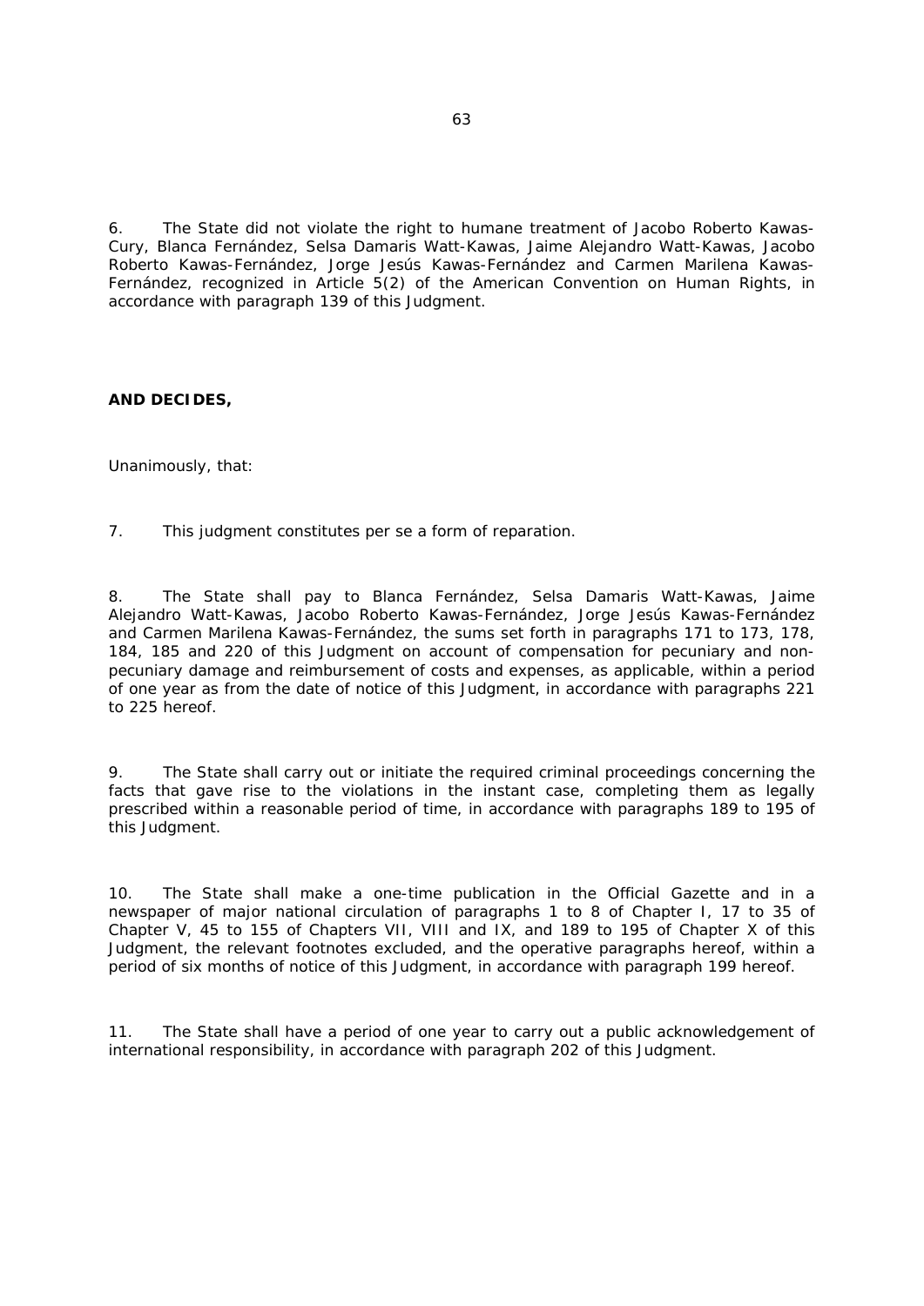6. The State did not violate the right to humane treatment of Jacobo Roberto Kawas-Cury, Blanca Fernández, Selsa Damaris Watt-Kawas, Jaime Alejandro Watt-Kawas, Jacobo Roberto Kawas-Fernández, Jorge Jesús Kawas-Fernández and Carmen Marilena Kawas-Fernández, recognized in Article 5(2) of the American Convention on Human Rights, in accordance with paragraph 139 of this Judgment.

**AND DECIDES,**

Unanimously, that:

7. This judgment constitutes per se a form of reparation.

8. The State shall pay to Blanca Fernández, Selsa Damaris Watt-Kawas, Jaime Alejandro Watt-Kawas, Jacobo Roberto Kawas-Fernández, Jorge Jesús Kawas-Fernández and Carmen Marilena Kawas-Fernández, the sums set forth in paragraphs 171 to 173, 178, 184, 185 and 220 of this Judgment on account of compensation for pecuniary and non-pecuniary damage and reimbursement of costs and expenses, as applicable, within a period of one year as from the date of notice of this Judgment, in accordance with paragraphs 221 to 225 hereof.

9. The State shall carry out or initiate the required criminal proceedings concerning the facts that gave rise to the violations in the instant case, completing them as legally prescribed within a reasonable period of time, in accordance with paragraphs 189 to 195 of this Judgment.

10. The State shall make a one-time publication in the Official Gazette and in a newspaper of major national circulation of paragraphs 1 to 8 of Chapter I, 17 to 35 of Chapter V, 45 to 155 of Chapters VII, VIII and IX, and 189 to 195 of Chapter X of this Judgment, the relevant footnotes excluded, and the operative paragraphs hereof, within a period of six months of notice of this Judgment, in accordance with paragraph 199 hereof.

11. The State shall have a period of one year to carry out a public acknowledgement of international responsibility, in accordance with paragraph 202 of this Judgment.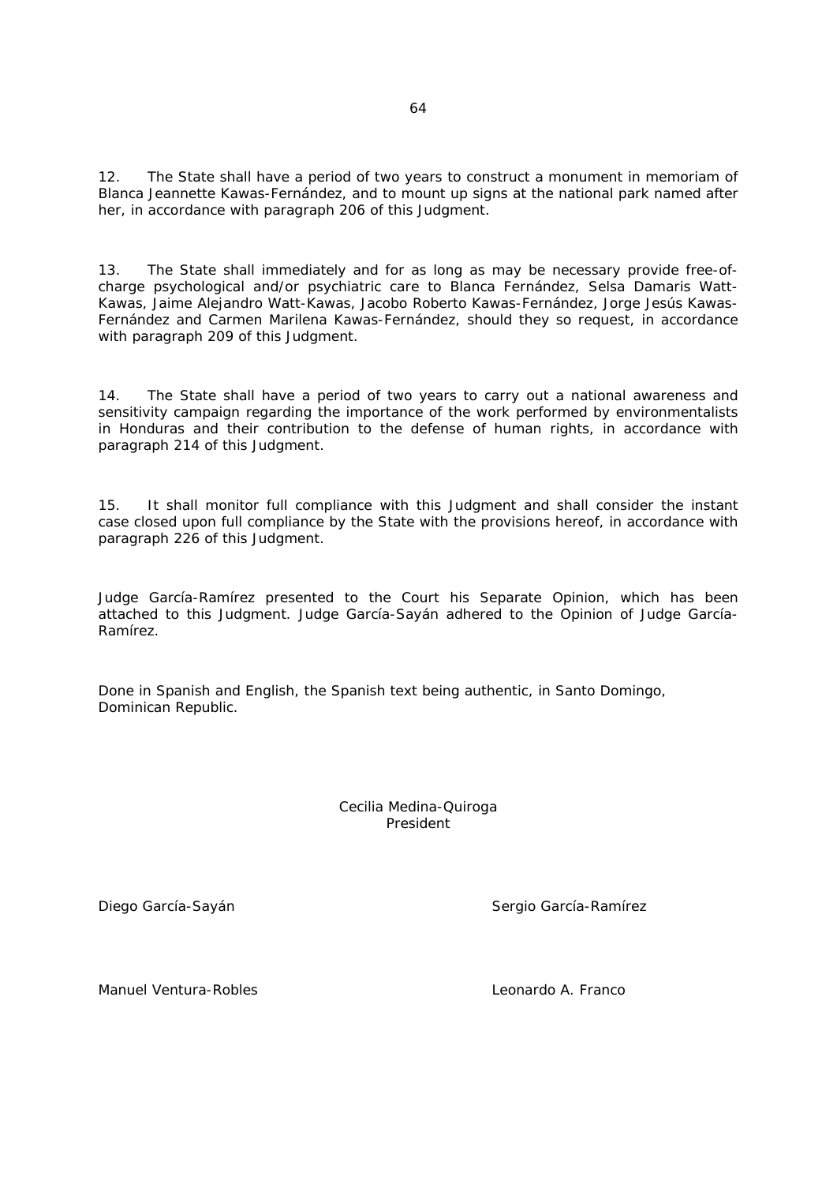12. The State shall have a period of two years to construct a monument in memoriam of Blanca Jeannette Kawas-Fernández, and to mount up signs at the national park named after her, in accordance with paragraph 206 of this Judgment.

13. The State shall immediately and for as long as may be necessary provide free-of-charge psychological and/or psychiatric care to Blanca Fernández, Selsa Damaris Watt-Kawas, Jaime Alejandro Watt-Kawas, Jacobo Roberto Kawas-Fernández, Jorge Jesús Kawas-Fernández and Carmen Marilena Kawas-Fernández, should they so request, in accordance with paragraph 209 of this Judgment.

14. The State shall have a period of two years to carry out a national awareness and sensitivity campaign regarding the importance of the work performed by environmentalists in Honduras and their contribution to the defense of human rights, in accordance with paragraph 214 of this Judgment.

15. It shall monitor full compliance with this Judgment and shall consider the instant case closed upon full compliance by the State with the provisions hereof, in accordance with paragraph 226 of this Judgment.

Judge García-Ramírez presented to the Court his Separate Opinion, which has been attached to this Judgment. Judge García-Sayán adhered to the Opinion of Judge García-Ramírez.

Done in Spanish and English, the Spanish text being authentic, in Santo Domingo, Dominican Republic.

Cecilia Medina-Quiroga
President

Diego García-Sayán

Sergio García-Ramírez

Manuel Ventura-Robles

Leonardo A. Franco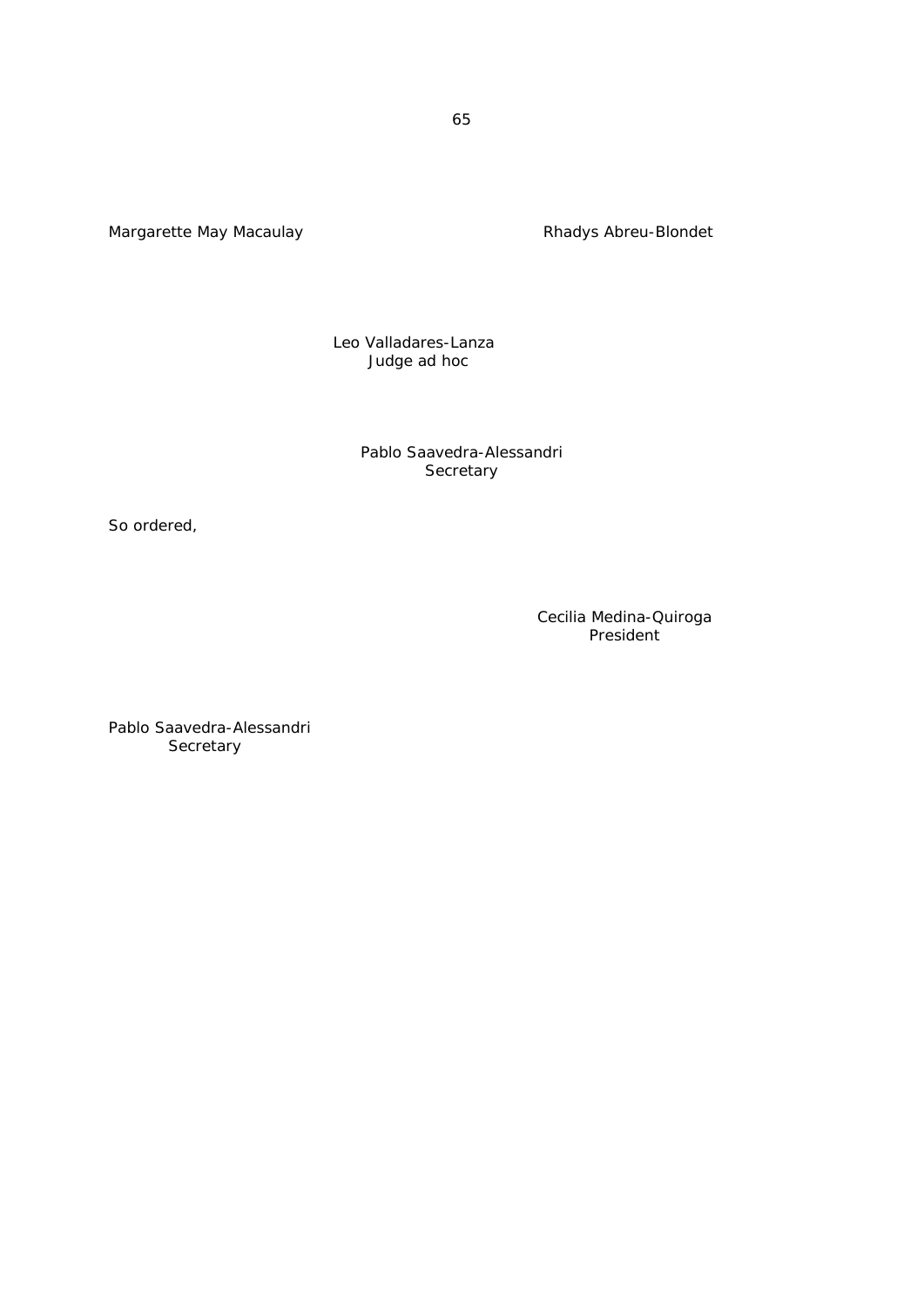Margarette May Macaulay                    Rhadys Abreu-Blondet

Leo Valladares-Lanza  
Judge ad hoc

Pablo Saavedra-Alessandri  
Secretary

So ordered,

Cecilia Medina-Quiroga  
President

Pablo Saavedra-Alessandri  
Secretary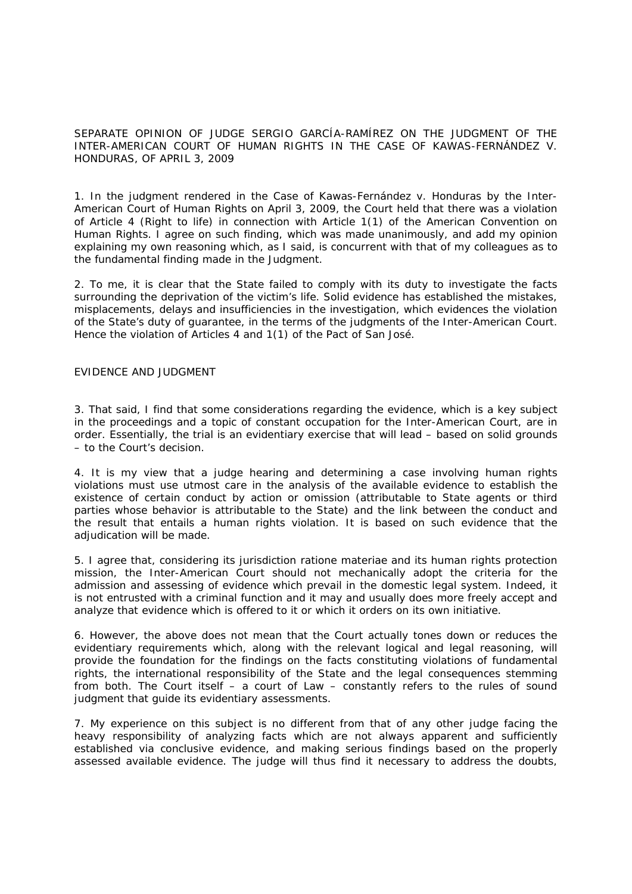SEPARATE OPINION OF JUDGE SERGIO GARCÍA-RAMÍREZ ON THE JUDGMENT OF THE INTER-AMERICAN COURT OF HUMAN RIGHTS IN THE CASE OF KAWAS-FERNÁNDEZ V. HONDURAS, OF APRIL 3, 2009

1. In the judgment rendered in the Case of Kawas-Fernández v. Honduras by the Inter-American Court of Human Rights on April 3, 2009, the Court held that there was a violation of Article 4 (Right to life) in connection with Article 1(1) of the American Convention on Human Rights. I agree on such finding, which was made unanimously, and add my opinion explaining my own reasoning which, as I said, is concurrent with that of my colleagues as to the fundamental finding made in the Judgment.

2. To me, it is clear that the State failed to comply with its duty to investigate the facts surrounding the deprivation of the victim's life. Solid evidence has established the mistakes, misplacements, delays and insufficiencies in the investigation, which evidences the violation of the State's duty of guarantee, in the terms of the judgments of the Inter-American Court. Hence the violation of Articles 4 and 1(1) of the Pact of San José.

EVIDENCE AND JUDGMENT

3. That said, I find that some considerations regarding the evidence, which is a key subject in the proceedings and a topic of constant occupation for the Inter-American Court, are in order. Essentially, the trial is an evidentiary exercise that will lead – based on solid grounds – to the Court's decision.

4. It is my view that a judge hearing and determining a case involving human rights violations must use utmost care in the analysis of the available evidence to establish the existence of certain conduct by action or omission (attributable to State agents or third parties whose behavior is attributable to the State) and the link between the conduct and the result that entails a human rights violation. It is based on such evidence that the adjudication will be made.

5. I agree that, considering its jurisdiction ratione materiae and its human rights protection mission, the Inter-American Court should not mechanically adopt the criteria for the admission and assessing of evidence which prevail in the domestic legal system. Indeed, it is not entrusted with a criminal function and it may and usually does more freely accept and analyze that evidence which is offered to it or which it orders on its own initiative.

6. However, the above does not mean that the Court actually tones down or reduces the evidentiary requirements which, along with the relevant logical and legal reasoning, will provide the foundation for the findings on the facts constituting violations of fundamental rights, the international responsibility of the State and the legal consequences stemming from both. The Court itself – a court of Law – constantly refers to the rules of sound judgment that guide its evidentiary assessments.

7. My experience on this subject is no different from that of any other judge facing the heavy responsibility of analyzing facts which are not always apparent and sufficiently established via conclusive evidence, and making serious findings based on the properly assessed available evidence. The judge will thus find it necessary to address the doubts,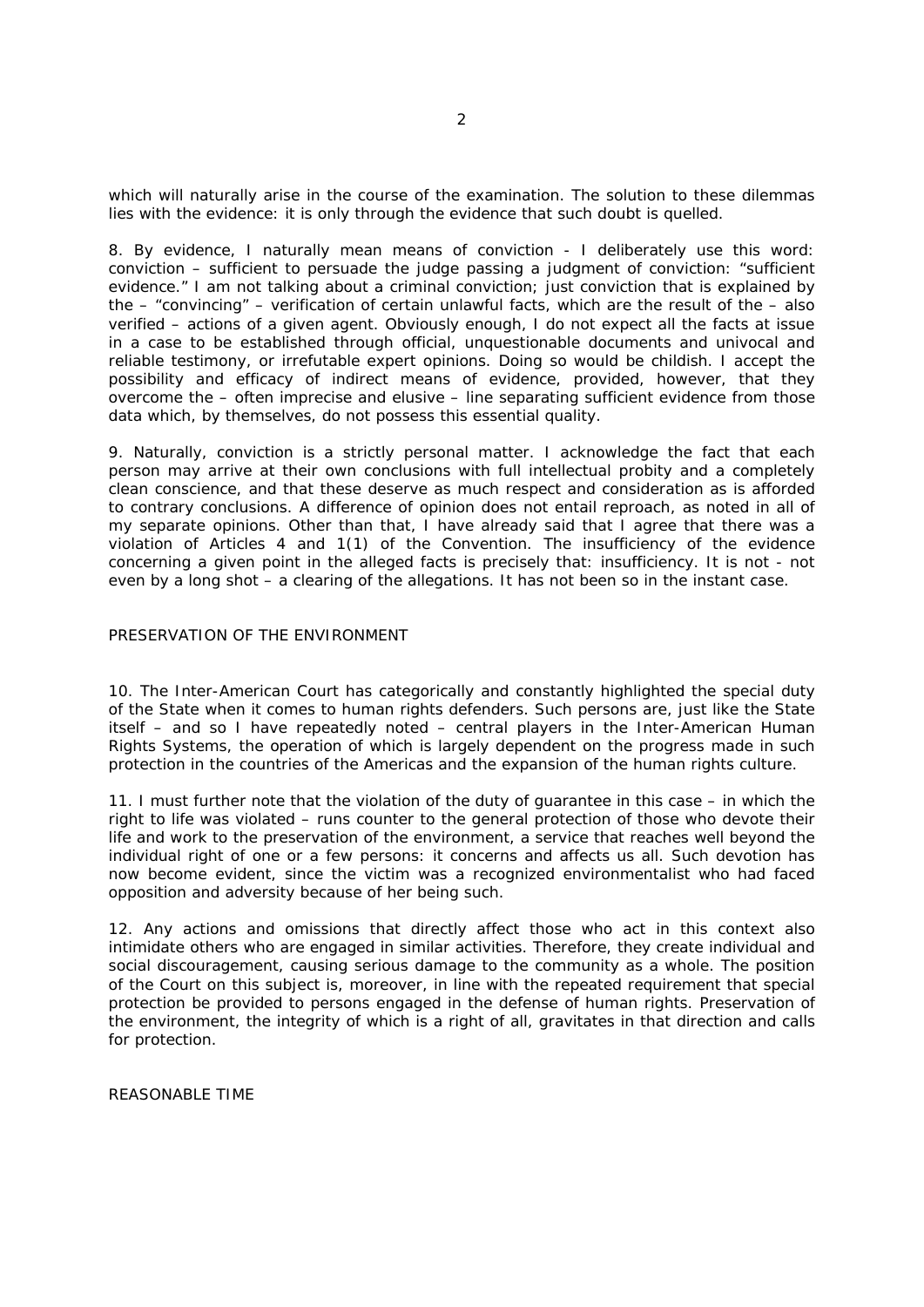which will naturally arise in the course of the examination. The solution to these dilemmas lies with the evidence: it is only through the evidence that such doubt is quelled.

8. By evidence, I naturally mean means of conviction - I deliberately use this word: conviction – sufficient to persuade the judge passing a judgment of conviction: "sufficient evidence." I am not talking about a criminal conviction; just conviction that is explained by the – "convincing" – verification of certain unlawful facts, which are the result of the – also verified – actions of a given agent. Obviously enough, I do not expect all the facts at issue in a case to be established through official, unquestionable documents and univocal and reliable testimony, or irrefutable expert opinions. Doing so would be childish. I accept the possibility and efficacy of indirect means of evidence, provided, however, that they overcome the – often imprecise and elusive – line separating sufficient evidence from those data which, by themselves, do not possess this essential quality.

9. Naturally, conviction is a strictly personal matter. I acknowledge the fact that each person may arrive at their own conclusions with full intellectual probity and a completely clean conscience, and that these deserve as much respect and consideration as is afforded to contrary conclusions. A difference of opinion does not entail reproach, as noted in all of my separate opinions. Other than that, I have already said that I agree that there was a violation of Articles 4 and 1(1) of the Convention. The insufficiency of the evidence concerning a given point in the alleged facts is precisely that: insufficiency. It is not - not even by a long shot – a clearing of the allegations. It has not been so in the instant case.

## PRESERVATION OF THE ENVIRONMENT

10. The Inter-American Court has categorically and constantly highlighted the special duty of the State when it comes to human rights defenders. Such persons are, just like the State itself – and so I have repeatedly noted – central players in the Inter-American Human Rights Systems, the operation of which is largely dependent on the progress made in such protection in the countries of the Americas and the expansion of the human rights culture.

11. I must further note that the violation of the duty of guarantee in this case – in which the right to life was violated – runs counter to the general protection of those who devote their life and work to the preservation of the environment, a service that reaches well beyond the individual right of one or a few persons: it concerns and affects us all. Such devotion has now become evident, since the victim was a recognized environmentalist who had faced opposition and adversity because of her being such.

12. Any actions and omissions that directly affect those who act in this context also intimidate others who are engaged in similar activities. Therefore, they create individual and social discouragement, causing serious damage to the community as a whole. The position of the Court on this subject is, moreover, in line with the repeated requirement that special protection be provided to persons engaged in the defense of human rights. Preservation of the environment, the integrity of which is a right of all, gravitates in that direction and calls for protection.

## REASONABLE TIME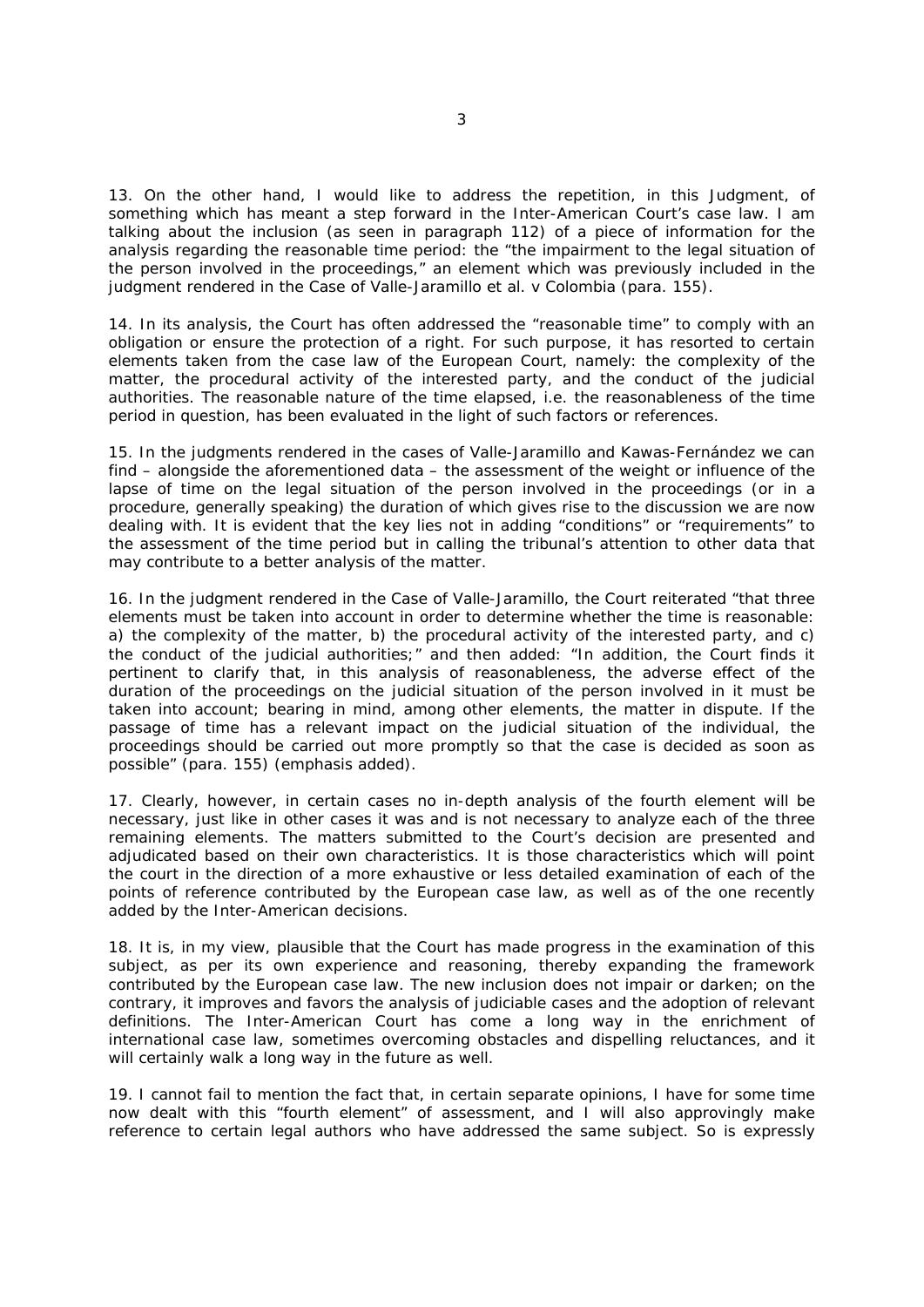13. On the other hand, I would like to address the repetition, in this Judgment, of something which has meant a step forward in the Inter-American Court's case law. I am talking about the inclusion (as seen in paragraph 112) of a piece of information for the analysis regarding the reasonable time period: the "the impairment to the legal situation of the person involved in the proceedings," an element which was previously included in the judgment rendered in the Case of Valle-Jaramillo et al. v Colombia (para. 155).

14. In its analysis, the Court has often addressed the "reasonable time" to comply with an obligation or ensure the protection of a right. For such purpose, it has resorted to certain elements taken from the case law of the European Court, namely: the complexity of the matter, the procedural activity of the interested party, and the conduct of the judicial authorities. The reasonable nature of the time elapsed, i.e. the reasonableness of the time period in question, has been evaluated in the light of such factors or references.

15. In the judgments rendered in the cases of Valle-Jaramillo and Kawas-Fernández we can find – alongside the aforementioned data – the assessment of the weight or influence of the lapse of time on the legal situation of the person involved in the proceedings (or in a procedure, generally speaking) the duration of which gives rise to the discussion we are now dealing with. It is evident that the key lies not in adding "conditions" or "requirements" to the assessment of the time period but in calling the tribunal's attention to other data that may contribute to a better analysis of the matter.

16. In the judgment rendered in the Case of Valle-Jaramillo, the Court reiterated "that three elements must be taken into account in order to determine whether the time is reasonable: a) the complexity of the matter, b) the procedural activity of the interested party, and c) the conduct of the judicial authorities;" and then added: "In addition, the Court finds it pertinent to clarify that, in this analysis of reasonableness, the adverse effect of the duration of the proceedings on the judicial situation of the person involved in it must be taken into account; bearing in mind, among other elements, the matter in dispute. If the passage of time has a relevant impact on the judicial situation of the individual, the proceedings should be carried out more promptly so that the case is decided as soon as possible" (para. 155) (emphasis added).

17. Clearly, however, in certain cases no in-depth analysis of the fourth element will be necessary, just like in other cases it was and is not necessary to analyze each of the three remaining elements. The matters submitted to the Court's decision are presented and adjudicated based on their own characteristics. It is those characteristics which will point the court in the direction of a more exhaustive or less detailed examination of each of the points of reference contributed by the European case law, as well as of the one recently added by the Inter-American decisions.

18. It is, in my view, plausible that the Court has made progress in the examination of this subject, as per its own experience and reasoning, thereby expanding the framework contributed by the European case law. The new inclusion does not impair or darken; on the contrary, it improves and favors the analysis of judiciable cases and the adoption of relevant definitions. The Inter-American Court has come a long way in the enrichment of international case law, sometimes overcoming obstacles and dispelling reluctances, and it will certainly walk a long way in the future as well.

19. I cannot fail to mention the fact that, in certain separate opinions, I have for some time now dealt with this "fourth element" of assessment, and I will also approvingly make reference to certain legal authors who have addressed the same subject. So is expressly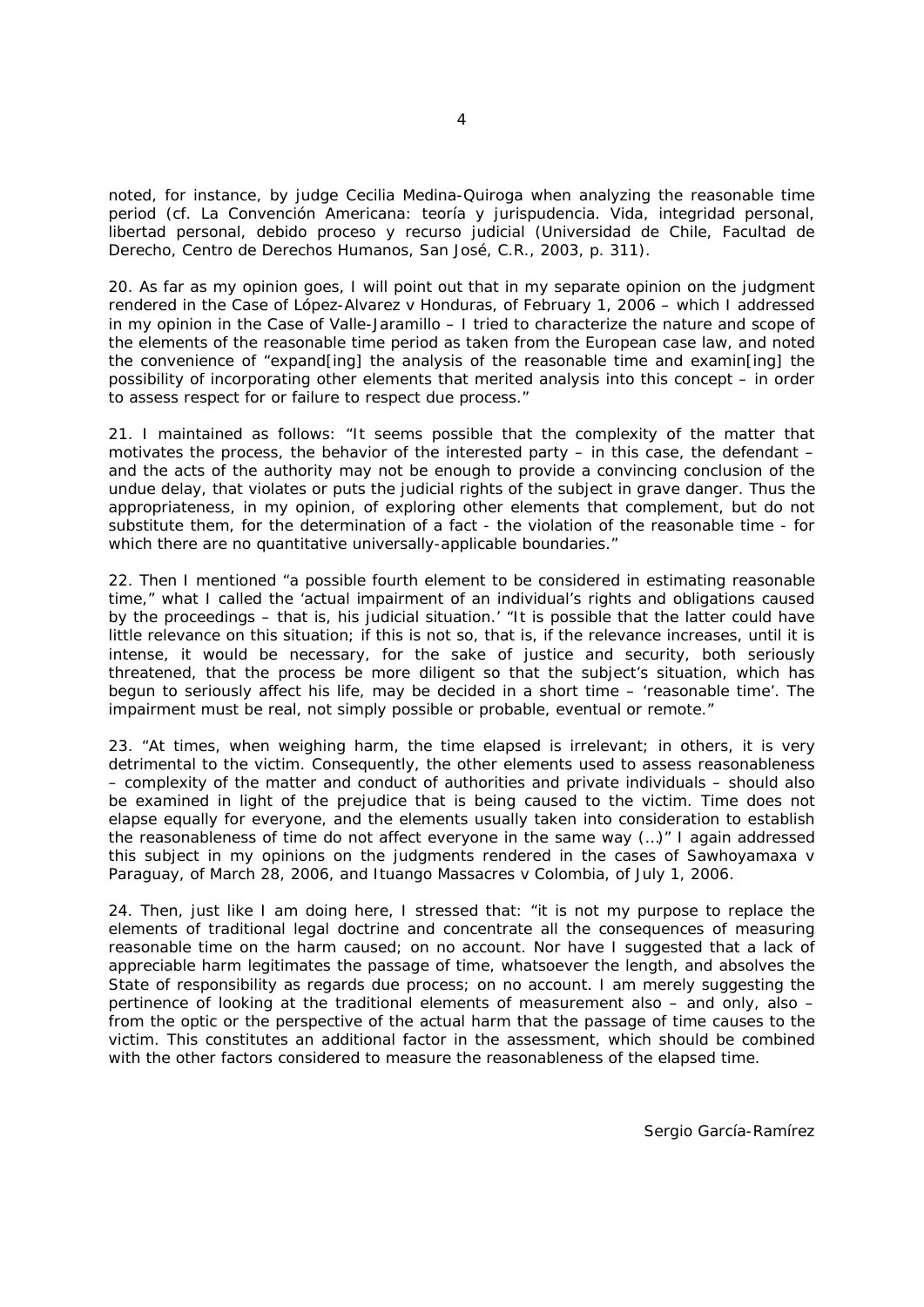noted, for instance, by judge Cecilia Medina-Quiroga when analyzing the reasonable time period (cf. La Convención Americana: teoría y jurispudencia. Vida, integridad personal, libertad personal, debido proceso y recurso judicial (Universidad de Chile, Facultad de Derecho, Centro de Derechos Humanos, San José, C.R., 2003, p. 311).

20. As far as my opinion goes, I will point out that in my separate opinion on the judgment rendered in the Case of López-Alvarez v Honduras, of February 1, 2006 – which I addressed in my opinion in the Case of Valle-Jaramillo – I tried to characterize the nature and scope of the elements of the reasonable time period as taken from the European case law, and noted the convenience of "expand[ing] the analysis of the reasonable time and examin[ing] the possibility of incorporating other elements that merited analysis into this concept – in order to assess respect for or failure to respect due process."

21. I maintained as follows: "It seems possible that the complexity of the matter that motivates the process, the behavior of the interested party – in this case, the defendant – and the acts of the authority may not be enough to provide a convincing conclusion of the undue delay, that violates or puts the judicial rights of the subject in grave danger. Thus the appropriateness, in my opinion, of exploring other elements that complement, but do not substitute them, for the determination of a fact - the violation of the reasonable time - for which there are no quantitative universally-applicable boundaries."

22. Then I mentioned "a possible fourth element to be considered in estimating reasonable time," what I called the 'actual impairment of an individual's rights and obligations caused by the proceedings – that is, his judicial situation.' "It is possible that the latter could have little relevance on this situation; if this is not so, that is, if the relevance increases, until it is intense, it would be necessary, for the sake of justice and security, both seriously threatened, that the process be more diligent so that the subject's situation, which has begun to seriously affect his life, may be decided in a short time – 'reasonable time'. The impairment must be real, not simply possible or probable, eventual or remote."

23. "At times, when weighing harm, the time elapsed is irrelevant; in others, it is very detrimental to the victim. Consequently, the other elements used to assess reasonableness – complexity of the matter and conduct of authorities and private individuals – should also be examined in light of the prejudice that is being caused to the victim. Time does not elapse equally for everyone, and the elements usually taken into consideration to establish the reasonableness of time do not affect everyone in the same way (…)" I again addressed this subject in my opinions on the judgments rendered in the cases of Sawhoyamaxa v Paraguay, of March 28, 2006, and Ituango Massacres v Colombia, of July 1, 2006.

24. Then, just like I am doing here, I stressed that: "it is not my purpose to replace the elements of traditional legal doctrine and concentrate all the consequences of measuring reasonable time on the harm caused; on no account. Nor have I suggested that a lack of appreciable harm legitimates the passage of time, whatsoever the length, and absolves the State of responsibility as regards due process; on no account. I am merely suggesting the pertinence of looking at the traditional elements of measurement also – and only, also – from the optic or the perspective of the actual harm that the passage of time causes to the victim. This constitutes an additional factor in the assessment, which should be combined with the other factors considered to measure the reasonableness of the elapsed time.

Sergio García-Ramírez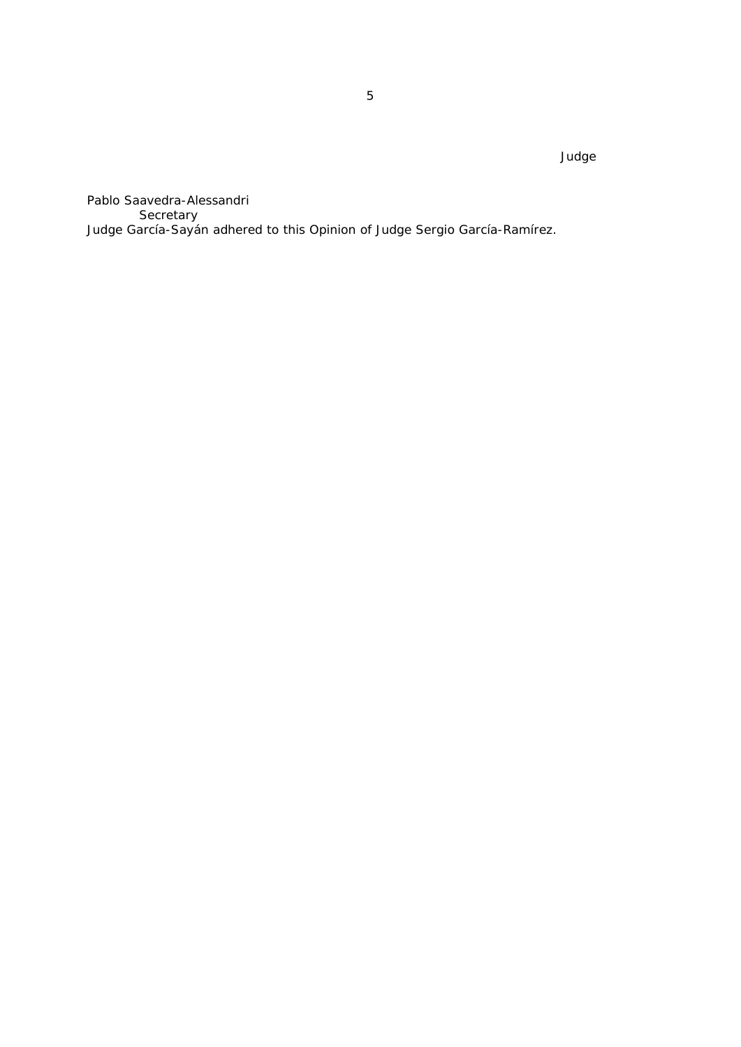Judge

Pablo Saavedra-Alessandri
Secretary

Judge García-Sayán adhered to this Opinion of Judge Sergio García-Ramírez.